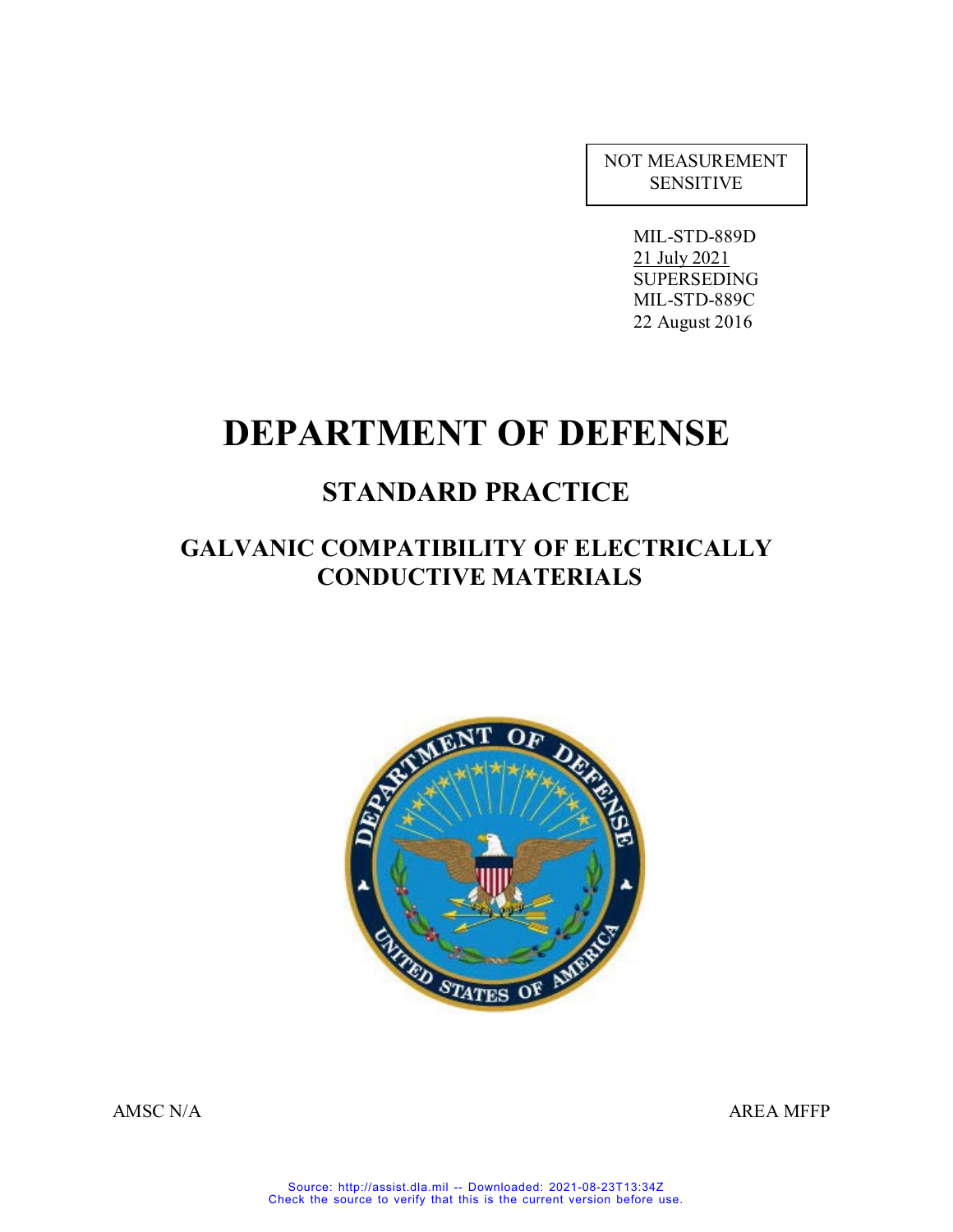NOT MEASUREMENT SENSITIVE

MIL-STD-889D
21 July 2021
SUPERSEDING
MIL-STD-889C
22 August 2016

# DEPARTMENT OF DEFENSE

## STANDARD PRACTICE

## GALVANIC COMPATIBILITY OF ELECTRICALLY CONDUCTIVE MATERIALS

AMSC N/A

AREA MFFP

Source: http://assist.dla.mil -- Downloaded: 2021-08-23T13:34Z
Check the source to verify that this is the current version before use.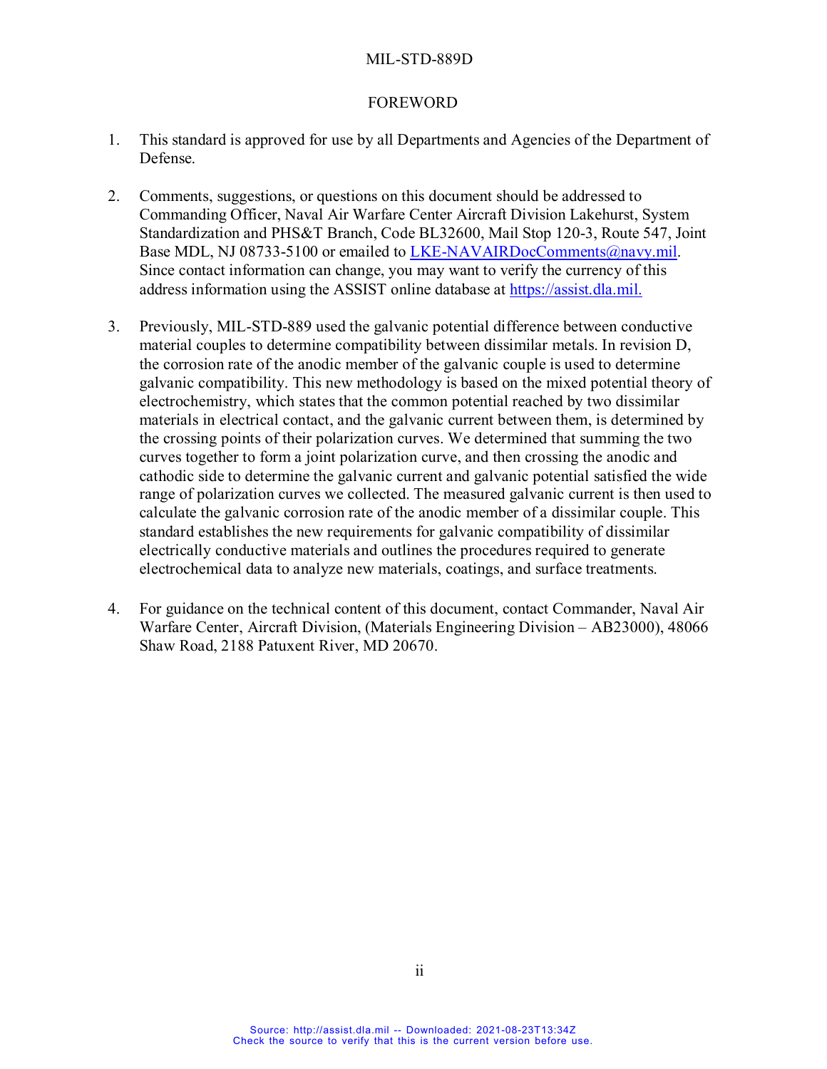## FOREWORD

1. This standard is approved for use by all Departments and Agencies of the Department of Defense.

2. Comments, suggestions, or questions on this document should be addressed to Commanding Officer, Naval Air Warfare Center Aircraft Division Lakehurst, System Standardization and PHS&T Branch, Code BL32600, Mail Stop 120-3, Route 547, Joint Base MDL, NJ 08733-5100 or emailed to LKE-NAVAIRDocComments@navy.mil. Since contact information can change, you may want to verify the currency of this address information using the ASSIST online database at https://assist.dla.mil.

3. Previously, MIL-STD-889 used the galvanic potential difference between conductive material couples to determine compatibility between dissimilar metals. In revision D, the corrosion rate of the anodic member of the galvanic couple is used to determine galvanic compatibility. This new methodology is based on the mixed potential theory of electrochemistry, which states that the common potential reached by two dissimilar materials in electrical contact, and the galvanic current between them, is determined by the crossing points of their polarization curves. We determined that summing the two curves together to form a joint polarization curve, and then crossing the anodic and cathodic side to determine the galvanic current and galvanic potential satisfied the wide range of polarization curves we collected. The measured galvanic current is then used to calculate the galvanic corrosion rate of the anodic member of a dissimilar couple. This standard establishes the new requirements for galvanic compatibility of dissimilar electrically conductive materials and outlines the procedures required to generate electrochemical data to analyze new materials, coatings, and surface treatments.

4. For guidance on the technical content of this document, contact Commander, Naval Air Warfare Center, Aircraft Division, (Materials Engineering Division – AB23000), 48066 Shaw Road, 2188 Patuxent River, MD 20670.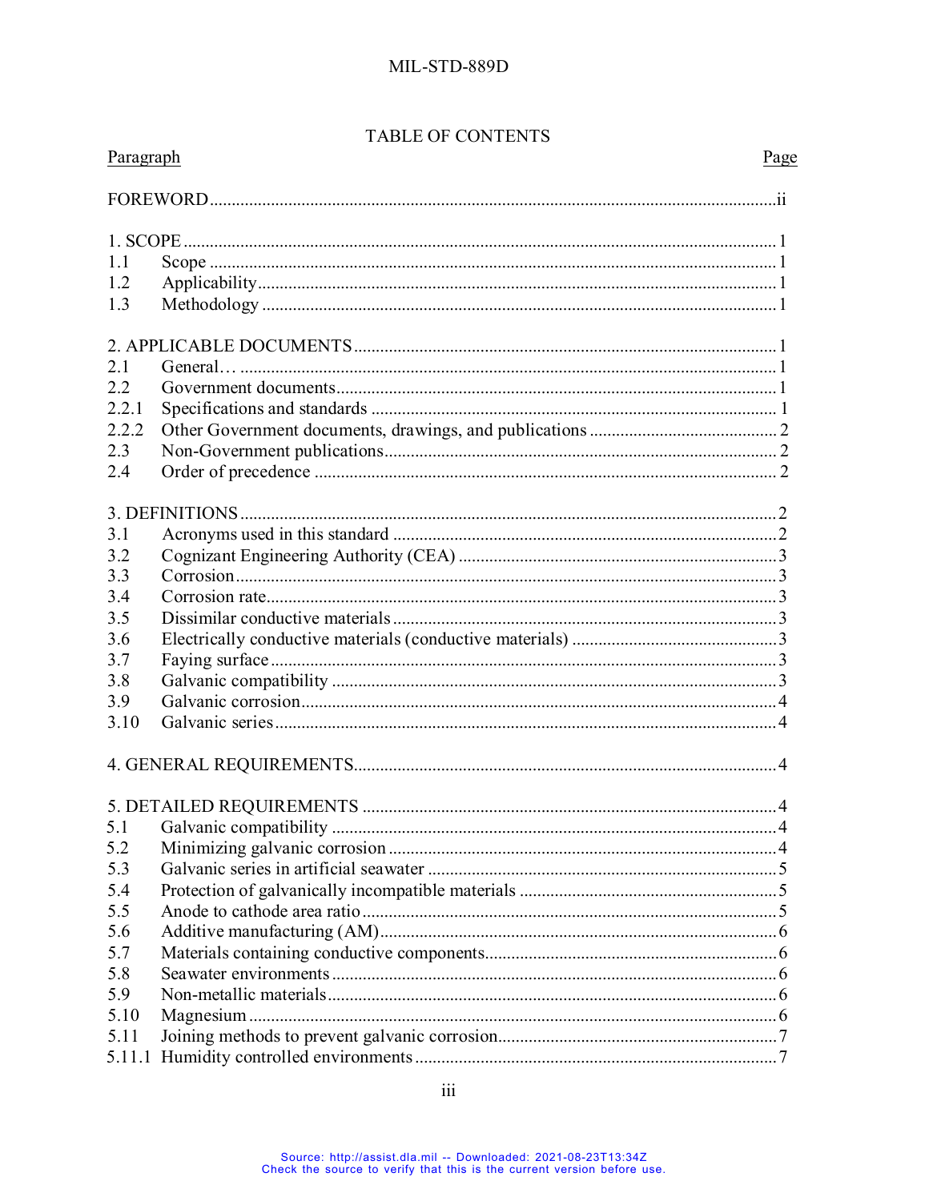## TABLE OF CONTENTS

| Paragraph | | Page |
|---|---|---|
| FOREWORD | | ii |
| 1. SCOPE | | 1 |
| 1.1 | Scope | 1 |
| 1.2 | Applicability | 1 |
| 1.3 | Methodology | 1 |
| 2. APPLICABLE DOCUMENTS | | 1 |
| 2.1 | General… | 1 |
| 2.2 | Government documents | 1 |
| 2.2.1 | Specifications and standards | 1 |
| 2.2.2 | Other Government documents, drawings, and publications | 2 |
| 2.3 | Non-Government publications | 2 |
| 2.4 | Order of precedence | 2 |
| 3. DEFINITIONS | | 2 |
| 3.1 | Acronyms used in this standard | 2 |
| 3.2 | Cognizant Engineering Authority (CEA) | 3 |
| 3.3 | Corrosion | 3 |
| 3.4 | Corrosion rate | 3 |
| 3.5 | Dissimilar conductive materials | 3 |
| 3.6 | Electrically conductive materials (conductive materials) | 3 |
| 3.7 | Faying surface | 3 |
| 3.8 | Galvanic compatibility | 3 |
| 3.9 | Galvanic corrosion | 4 |
| 3.10 | Galvanic series | 4 |
| 4. GENERAL REQUIREMENTS | | 4 |
| 5. DETAILED REQUIREMENTS | | 4 |
| 5.1 | Galvanic compatibility | 4 |
| 5.2 | Minimizing galvanic corrosion | 4 |
| 5.3 | Galvanic series in artificial seawater | 5 |
| 5.4 | Protection of galvanically incompatible materials | 5 |
| 5.5 | Anode to cathode area ratio | 5 |
| 5.6 | Additive manufacturing (AM) | 6 |
| 5.7 | Materials containing conductive components | 6 |
| 5.8 | Seawater environments | 6 |
| 5.9 | Non-metallic materials | 6 |
| 5.10 | Magnesium | 6 |
| 5.11 | Joining methods to prevent galvanic corrosion | 7 |
| 5.11.1 | Humidity controlled environments | 7 |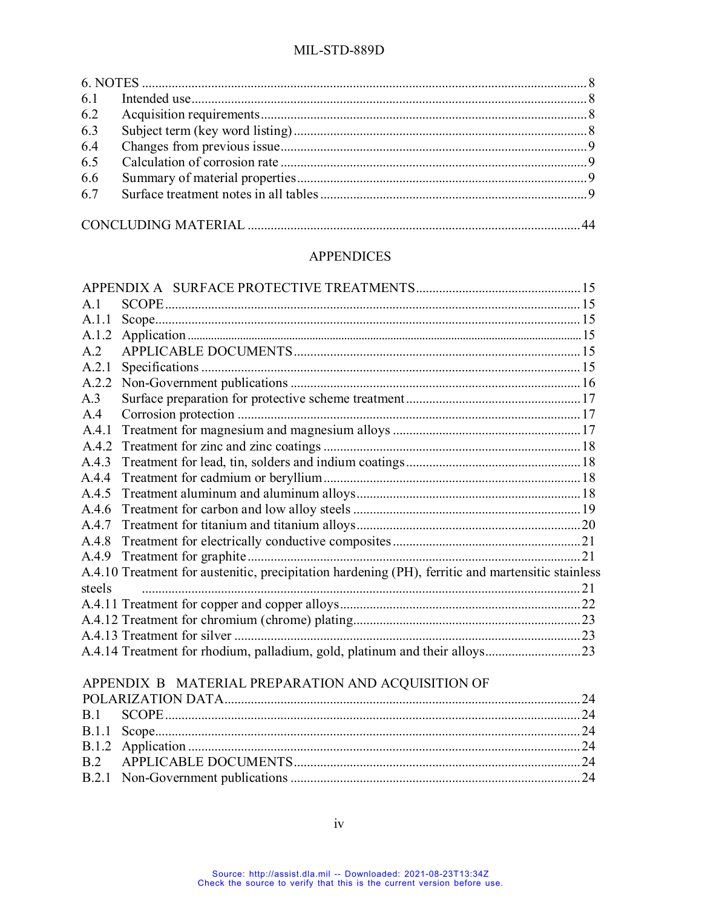| | | |
|---|---|---|
| 6. NOTES | | 8 |
| 6.1 | Intended use | 8 |
| 6.2 | Acquisition requirements | 8 |
| 6.3 | Subject term (key word listing) | 8 |
| 6.4 | Changes from previous issue | 9 |
| 6.5 | Calculation of corrosion rate | 9 |
| 6.6 | Summary of material properties | 9 |
| 6.7 | Surface treatment notes in all tables | 9 |
| | | |
| CONCLUDING MATERIAL | | 44 |

## APPENDICES

| | | |
|---|---|---|
| APPENDIX A | SURFACE PROTECTIVE TREATMENTS | 15 |
| A.1 | SCOPE | 15 |
| A.1.1 | Scope | 15 |
| A.1.2 | Application | 15 |
| A.2 | APPLICABLE DOCUMENTS | 15 |
| A.2.1 | Specifications | 15 |
| A.2.2 | Non-Government publications | 16 |
| A.3 | Surface preparation for protective scheme treatment | 17 |
| A.4 | Corrosion protection | 17 |
| A.4.1 | Treatment for magnesium and magnesium alloys | 17 |
| A.4.2 | Treatment for zinc and zinc coatings | 18 |
| A.4.3 | Treatment for lead, tin, solders and indium coatings | 18 |
| A.4.4 | Treatment for cadmium or beryllium | 18 |
| A.4.5 | Treatment aluminum and aluminum alloys | 18 |
| A.4.6 | Treatment for carbon and low alloy steels | 19 |
| A.4.7 | Treatment for titanium and titanium alloys | 20 |
| A.4.8 | Treatment for electrically conductive composites | 21 |
| A.4.9 | Treatment for graphite | 21 |
| A.4.10 | Treatment for austenitic, precipitation hardening (PH), ferritic and martensitic stainless steels | 21 |
| A.4.11 | Treatment for copper and copper alloys | 22 |
| A.4.12 | Treatment for chromium (chrome) plating | 23 |
| A.4.13 | Treatment for silver | 23 |
| A.4.14 | Treatment for rhodium, palladium, gold, platinum and their alloys | 23 |
| | | |
| APPENDIX B | MATERIAL PREPARATION AND ACQUISITION OF POLARIZATION DATA | 24 |
| B.1 | SCOPE | 24 |
| B.1.1 | Scope | 24 |
| B.1.2 | Application | 24 |
| B.2 | APPLICABLE DOCUMENTS | 24 |
| B.2.1 | Non-Government publications | 24 |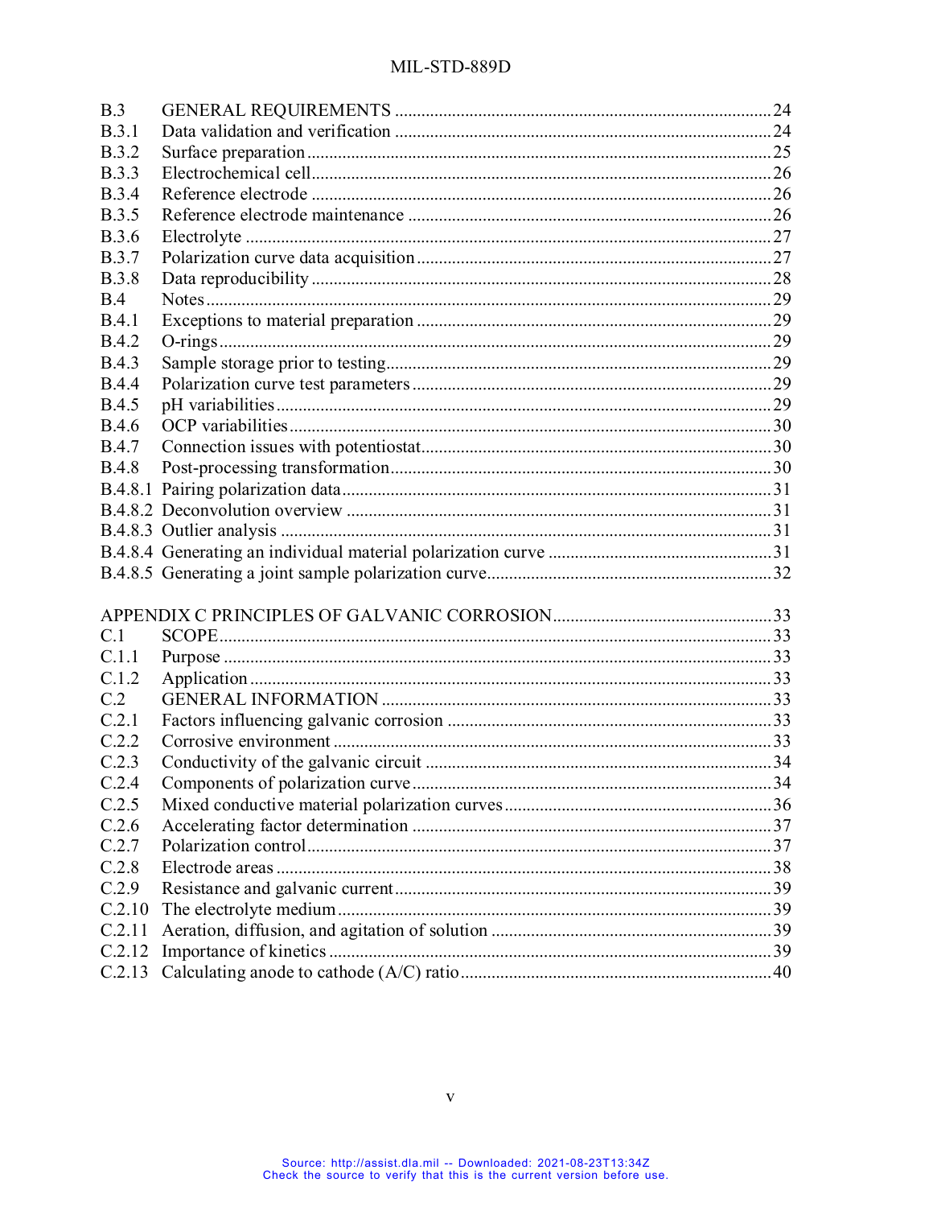| | | |
|---|---|---|
| B.3 | GENERAL REQUIREMENTS | 24 |
| B.3.1 | Data validation and verification | 24 |
| B.3.2 | Surface preparation | 25 |
| B.3.3 | Electrochemical cell | 26 |
| B.3.4 | Reference electrode | 26 |
| B.3.5 | Reference electrode maintenance | 26 |
| B.3.6 | Electrolyte | 27 |
| B.3.7 | Polarization curve data acquisition | 27 |
| B.3.8 | Data reproducibility | 28 |
| B.4 | Notes | 29 |
| B.4.1 | Exceptions to material preparation | 29 |
| B.4.2 | O-rings | 29 |
| B.4.3 | Sample storage prior to testing | 29 |
| B.4.4 | Polarization curve test parameters | 29 |
| B.4.5 | pH variabilities | 29 |
| B.4.6 | OCP variabilities | 30 |
| B.4.7 | Connection issues with potentiostat | 30 |
| B.4.8 | Post-processing transformation | 30 |
| B.4.8.1 | Pairing polarization data | 31 |
| B.4.8.2 | Deconvolution overview | 31 |
| B.4.8.3 | Outlier analysis | 31 |
| B.4.8.4 | Generating an individual material polarization curve | 31 |
| B.4.8.5 | Generating a joint sample polarization curve | 32 |
| | | |
| APPENDIX C PRINCIPLES OF GALVANIC CORROSION | | 33 |
| C.1 | SCOPE | 33 |
| C.1.1 | Purpose | 33 |
| C.1.2 | Application | 33 |
| C.2 | GENERAL INFORMATION | 33 |
| C.2.1 | Factors influencing galvanic corrosion | 33 |
| C.2.2 | Corrosive environment | 33 |
| C.2.3 | Conductivity of the galvanic circuit | 34 |
| C.2.4 | Components of polarization curve | 34 |
| C.2.5 | Mixed conductive material polarization curves | 36 |
| C.2.6 | Accelerating factor determination | 37 |
| C.2.7 | Polarization control | 37 |
| C.2.8 | Electrode areas | 38 |
| C.2.9 | Resistance and galvanic current | 39 |
| C.2.10 | The electrolyte medium | 39 |
| C.2.11 | Aeration, diffusion, and agitation of solution | 39 |
| C.2.12 | Importance of kinetics | 39 |
| C.2.13 | Calculating anode to cathode (A/C) ratio | 40 |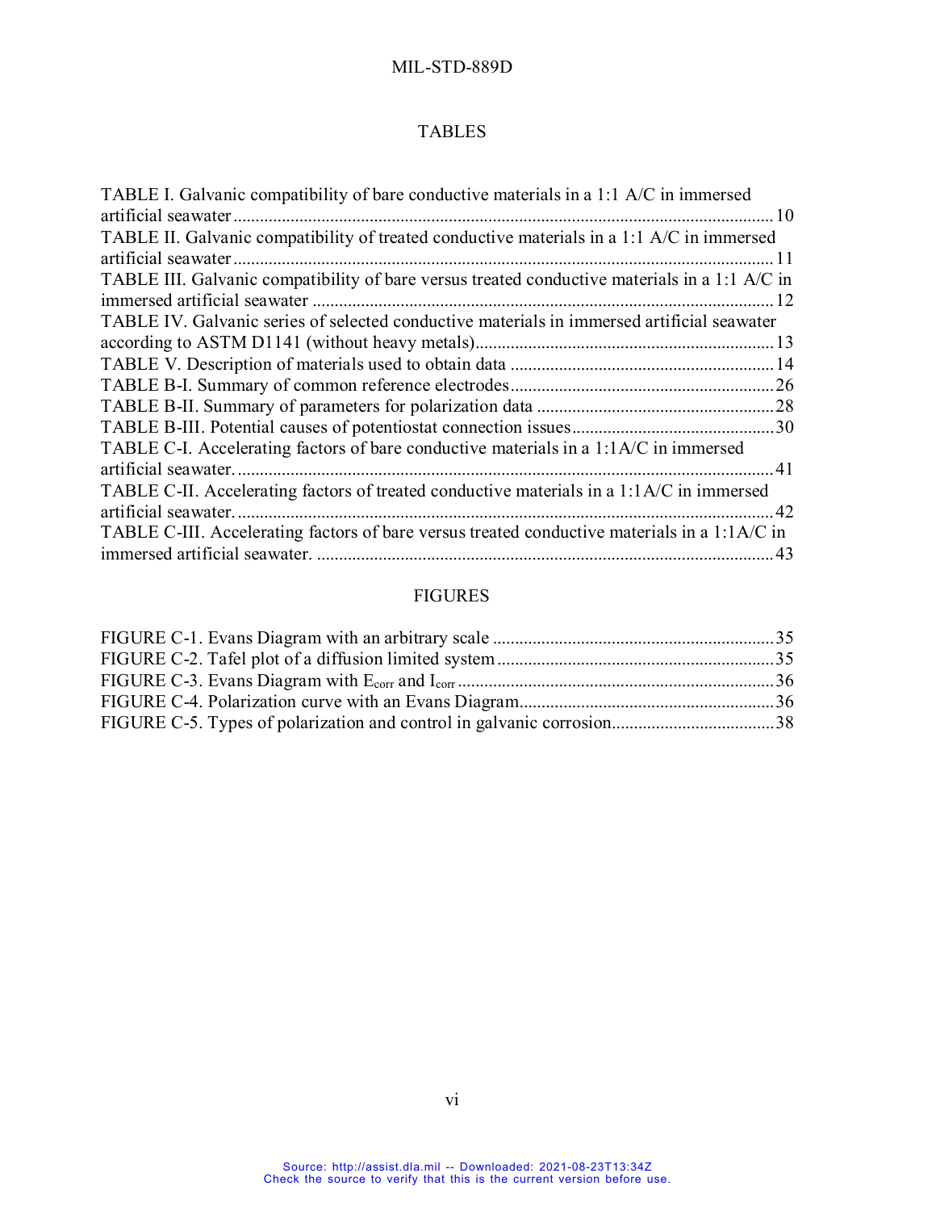## TABLES

TABLE I. Galvanic compatibility of bare conductive materials in a 1:1 A/C in immersed artificial seawater ..... 10
TABLE II. Galvanic compatibility of treated conductive materials in a 1:1 A/C in immersed artificial seawater ..... 11
TABLE III. Galvanic compatibility of bare versus treated conductive materials in a 1:1 A/C in immersed artificial seawater ..... 12
TABLE IV. Galvanic series of selected conductive materials in immersed artificial seawater according to ASTM D1141 (without heavy metals) ..... 13
TABLE V. Description of materials used to obtain data ..... 14
TABLE B-I. Summary of common reference electrodes ..... 26
TABLE B-II. Summary of parameters for polarization data ..... 28
TABLE B-III. Potential causes of potentiostat connection issues ..... 30
TABLE C-I. Accelerating factors of bare conductive materials in a 1:1A/C in immersed artificial seawater. ..... 41
TABLE C-II. Accelerating factors of treated conductive materials in a 1:1A/C in immersed artificial seawater. ..... 42
TABLE C-III. Accelerating factors of bare versus treated conductive materials in a 1:1A/C in immersed artificial seawater. ..... 43

## FIGURES

FIGURE C-1. Evans Diagram with an arbitrary scale ..... 35
FIGURE C-2. Tafel plot of a diffusion limited system ..... 35
FIGURE C-3. Evans Diagram with $E_{corr}$ and $I_{corr}$ ..... 36
FIGURE C-4. Polarization curve with an Evans Diagram ..... 36
FIGURE C-5. Types of polarization and control in galvanic corrosion ..... 38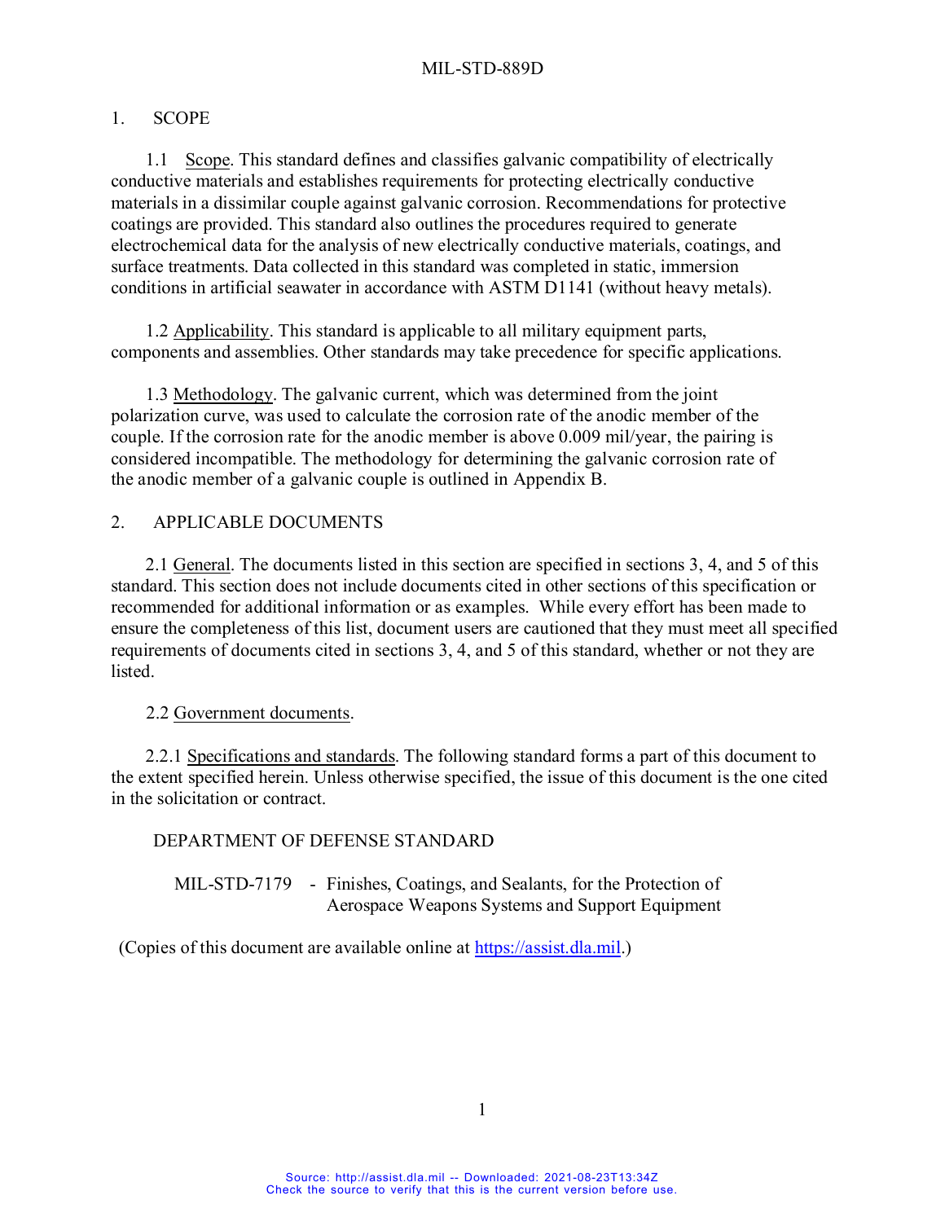## 1. SCOPE

1.1 Scope. This standard defines and classifies galvanic compatibility of electrically conductive materials and establishes requirements for protecting electrically conductive materials in a dissimilar couple against galvanic corrosion. Recommendations for protective coatings are provided. This standard also outlines the procedures required to generate electrochemical data for the analysis of new electrically conductive materials, coatings, and surface treatments. Data collected in this standard was completed in static, immersion conditions in artificial seawater in accordance with ASTM D1141 (without heavy metals).

1.2 Applicability. This standard is applicable to all military equipment parts, components and assemblies. Other standards may take precedence for specific applications.

1.3 Methodology. The galvanic current, which was determined from the joint polarization curve, was used to calculate the corrosion rate of the anodic member of the couple. If the corrosion rate for the anodic member is above 0.009 mil/year, the pairing is considered incompatible. The methodology for determining the galvanic corrosion rate of the anodic member of a galvanic couple is outlined in Appendix B.

## 2. APPLICABLE DOCUMENTS

2.1 General. The documents listed in this section are specified in sections 3, 4, and 5 of this standard. This section does not include documents cited in other sections of this specification or recommended for additional information or as examples. While every effort has been made to ensure the completeness of this list, document users are cautioned that they must meet all specified requirements of documents cited in sections 3, 4, and 5 of this standard, whether or not they are listed.

2.2 Government documents.

2.2.1 Specifications and standards. The following standard forms a part of this document to the extent specified herein. Unless otherwise specified, the issue of this document is the one cited in the solicitation or contract.

DEPARTMENT OF DEFENSE STANDARD

MIL-STD-7179 - Finishes, Coatings, and Sealants, for the Protection of Aerospace Weapons Systems and Support Equipment

(Copies of this document are available online at https://assist.dla.mil.)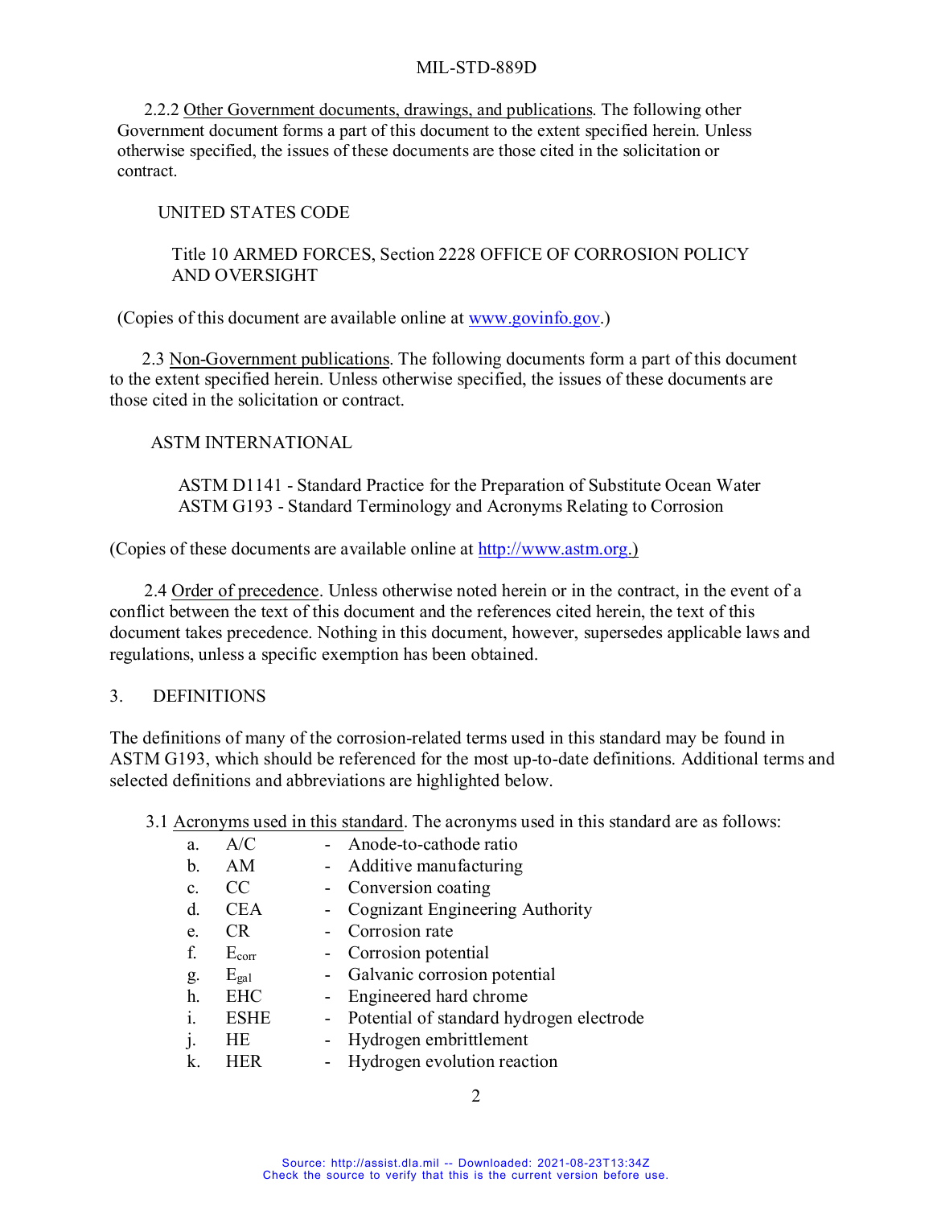2.2.2 Other Government documents, drawings, and publications. The following other Government document forms a part of this document to the extent specified herein. Unless otherwise specified, the issues of these documents are those cited in the solicitation or contract.

UNITED STATES CODE

Title 10 ARMED FORCES, Section 2228 OFFICE OF CORROSION POLICY AND OVERSIGHT

(Copies of this document are available online at www.govinfo.gov.)

2.3 Non-Government publications. The following documents form a part of this document to the extent specified herein. Unless otherwise specified, the issues of these documents are those cited in the solicitation or contract.

ASTM INTERNATIONAL

ASTM D1141 - Standard Practice for the Preparation of Substitute Ocean Water
ASTM G193 - Standard Terminology and Acronyms Relating to Corrosion

(Copies of these documents are available online at http://www.astm.org.)

2.4 Order of precedence. Unless otherwise noted herein or in the contract, in the event of a conflict between the text of this document and the references cited herein, the text of this document takes precedence. Nothing in this document, however, supersedes applicable laws and regulations, unless a specific exemption has been obtained.

## 3. DEFINITIONS

The definitions of many of the corrosion-related terms used in this standard may be found in ASTM G193, which should be referenced for the most up-to-date definitions. Additional terms and selected definitions and abbreviations are highlighted below.

3.1 Acronyms used in this standard. The acronyms used in this standard are as follows:

a. A/C - Anode-to-cathode ratio
b. AM - Additive manufacturing
c. CC - Conversion coating
d. CEA - Cognizant Engineering Authority
e. CR - Corrosion rate
f. $E_{corr}$ - Corrosion potential
g. $E_{gal}$ - Galvanic corrosion potential
h. EHC - Engineered hard chrome
i. ESHE - Potential of standard hydrogen electrode
j. HE - Hydrogen embrittlement
k. HER - Hydrogen evolution reaction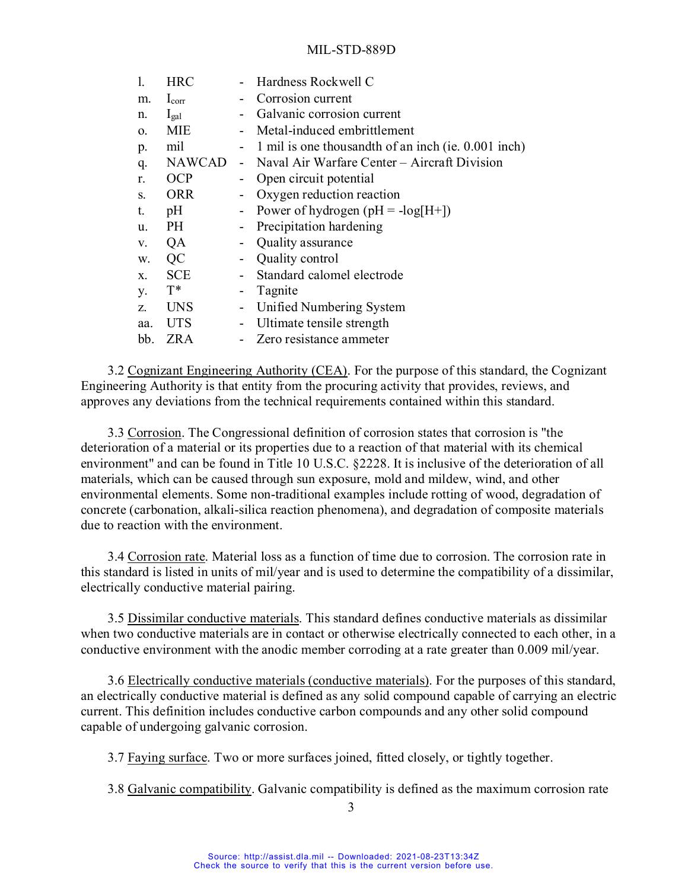l. HRC - Hardness Rockwell C
m. $I_{corr}$ - Corrosion current
n. $I_{gal}$ - Galvanic corrosion current
o. MIE - Metal-induced embrittlement
p. mil - 1 mil is one thousandth of an inch (ie. 0.001 inch)
q. NAWCAD - Naval Air Warfare Center – Aircraft Division
r. OCP - Open circuit potential
s. ORR - Oxygen reduction reaction
t. pH - Power of hydrogen (pH = -log[H+])
u. PH - Precipitation hardening
v. QA - Quality assurance
w. QC - Quality control
x. SCE - Standard calomel electrode
y. T* - Tagnite
z. UNS - Unified Numbering System
aa. UTS - Ultimate tensile strength
bb. ZRA - Zero resistance ammeter

3.2 Cognizant Engineering Authority (CEA). For the purpose of this standard, the Cognizant Engineering Authority is that entity from the procuring activity that provides, reviews, and approves any deviations from the technical requirements contained within this standard.

3.3 Corrosion. The Congressional definition of corrosion states that corrosion is "the deterioration of a material or its properties due to a reaction of that material with its chemical environment" and can be found in Title 10 U.S.C. §2228. It is inclusive of the deterioration of all materials, which can be caused through sun exposure, mold and mildew, wind, and other environmental elements. Some non-traditional examples include rotting of wood, degradation of concrete (carbonation, alkali-silica reaction phenomena), and degradation of composite materials due to reaction with the environment.

3.4 Corrosion rate. Material loss as a function of time due to corrosion. The corrosion rate in this standard is listed in units of mil/year and is used to determine the compatibility of a dissimilar, electrically conductive material pairing.

3.5 Dissimilar conductive materials. This standard defines conductive materials as dissimilar when two conductive materials are in contact or otherwise electrically connected to each other, in a conductive environment with the anodic member corroding at a rate greater than 0.009 mil/year.

3.6 Electrically conductive materials (conductive materials). For the purposes of this standard, an electrically conductive material is defined as any solid compound capable of carrying an electric current. This definition includes conductive carbon compounds and any other solid compound capable of undergoing galvanic corrosion.

3.7 Faying surface. Two or more surfaces joined, fitted closely, or tightly together.

3.8 Galvanic compatibility. Galvanic compatibility is defined as the maximum corrosion rate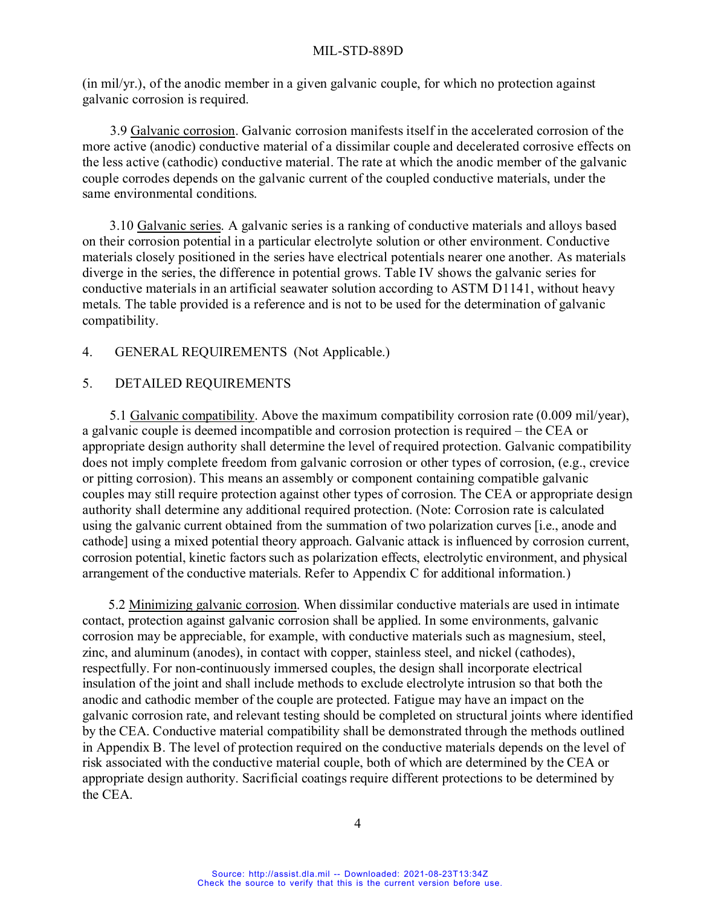(in mil/yr.), of the anodic member in a given galvanic couple, for which no protection against galvanic corrosion is required.

3.9 Galvanic corrosion. Galvanic corrosion manifests itself in the accelerated corrosion of the more active (anodic) conductive material of a dissimilar couple and decelerated corrosive effects on the less active (cathodic) conductive material. The rate at which the anodic member of the galvanic couple corrodes depends on the galvanic current of the coupled conductive materials, under the same environmental conditions.

3.10 Galvanic series. A galvanic series is a ranking of conductive materials and alloys based on their corrosion potential in a particular electrolyte solution or other environment. Conductive materials closely positioned in the series have electrical potentials nearer one another. As materials diverge in the series, the difference in potential grows. Table IV shows the galvanic series for conductive materials in an artificial seawater solution according to ASTM D1141, without heavy metals. The table provided is a reference and is not to be used for the determination of galvanic compatibility.

## 4. GENERAL REQUIREMENTS (Not Applicable.)

## 5. DETAILED REQUIREMENTS

5.1 Galvanic compatibility. Above the maximum compatibility corrosion rate (0.009 mil/year), a galvanic couple is deemed incompatible and corrosion protection is required – the CEA or appropriate design authority shall determine the level of required protection. Galvanic compatibility does not imply complete freedom from galvanic corrosion or other types of corrosion, (e.g., crevice or pitting corrosion). This means an assembly or component containing compatible galvanic couples may still require protection against other types of corrosion. The CEA or appropriate design authority shall determine any additional required protection. (Note: Corrosion rate is calculated using the galvanic current obtained from the summation of two polarization curves [i.e., anode and cathode] using a mixed potential theory approach. Galvanic attack is influenced by corrosion current, corrosion potential, kinetic factors such as polarization effects, electrolytic environment, and physical arrangement of the conductive materials. Refer to Appendix C for additional information.)

5.2 Minimizing galvanic corrosion. When dissimilar conductive materials are used in intimate contact, protection against galvanic corrosion shall be applied. In some environments, galvanic corrosion may be appreciable, for example, with conductive materials such as magnesium, steel, zinc, and aluminum (anodes), in contact with copper, stainless steel, and nickel (cathodes), respectfully. For non-continuously immersed couples, the design shall incorporate electrical insulation of the joint and shall include methods to exclude electrolyte intrusion so that both the anodic and cathodic member of the couple are protected. Fatigue may have an impact on the galvanic corrosion rate, and relevant testing should be completed on structural joints where identified by the CEA. Conductive material compatibility shall be demonstrated through the methods outlined in Appendix B. The level of protection required on the conductive materials depends on the level of risk associated with the conductive material couple, both of which are determined by the CEA or appropriate design authority. Sacrificial coatings require different protections to be determined by the CEA.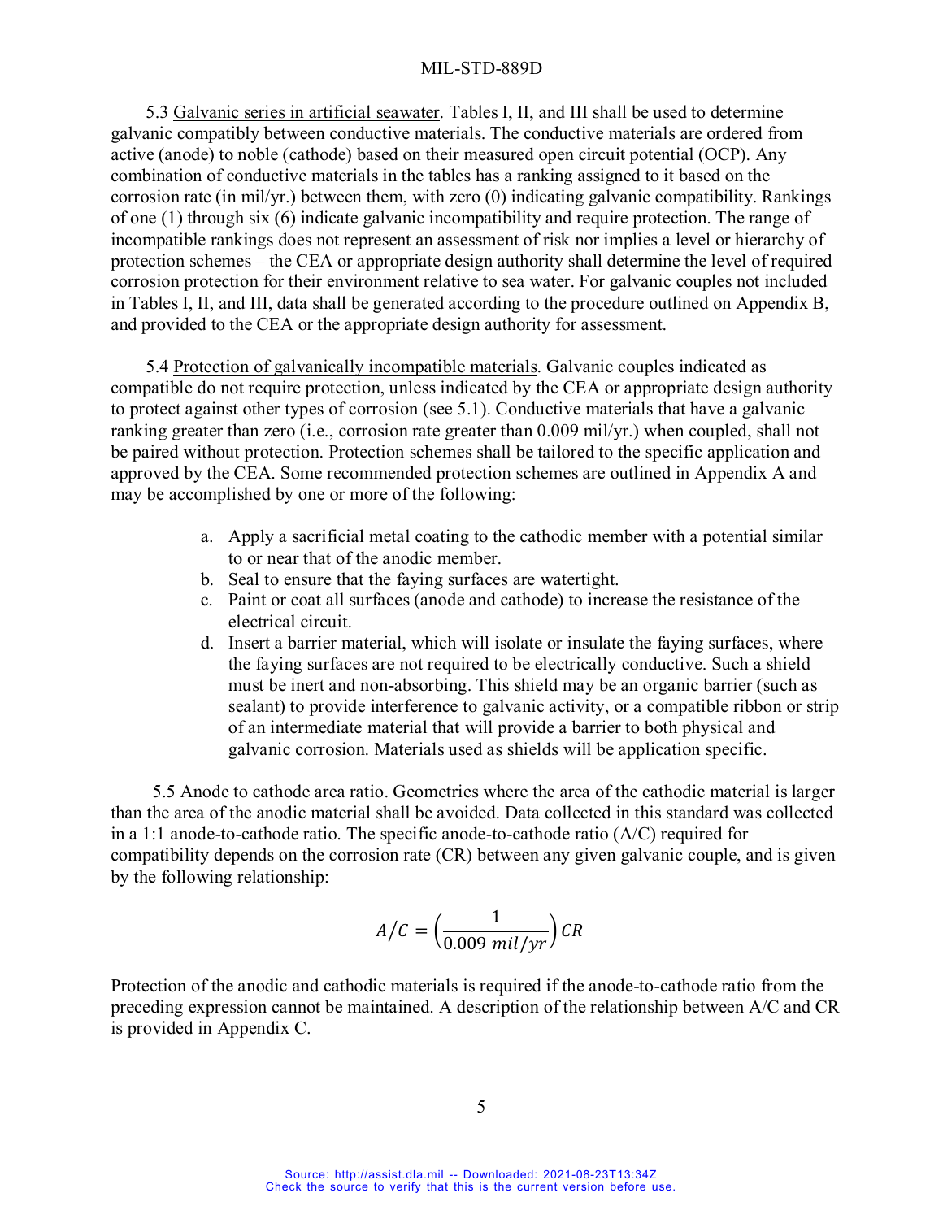5.3 Galvanic series in artificial seawater. Tables I, II, and III shall be used to determine galvanic compatibly between conductive materials. The conductive materials are ordered from active (anode) to noble (cathode) based on their measured open circuit potential (OCP). Any combination of conductive materials in the tables has a ranking assigned to it based on the corrosion rate (in mil/yr.) between them, with zero (0) indicating galvanic compatibility. Rankings of one (1) through six (6) indicate galvanic incompatibility and require protection. The range of incompatible rankings does not represent an assessment of risk nor implies a level or hierarchy of protection schemes – the CEA or appropriate design authority shall determine the level of required corrosion protection for their environment relative to sea water. For galvanic couples not included in Tables I, II, and III, data shall be generated according to the procedure outlined on Appendix B, and provided to the CEA or the appropriate design authority for assessment.

5.4 Protection of galvanically incompatible materials. Galvanic couples indicated as compatible do not require protection, unless indicated by the CEA or appropriate design authority to protect against other types of corrosion (see 5.1). Conductive materials that have a galvanic ranking greater than zero (i.e., corrosion rate greater than 0.009 mil/yr.) when coupled, shall not be paired without protection. Protection schemes shall be tailored to the specific application and approved by the CEA. Some recommended protection schemes are outlined in Appendix A and may be accomplished by one or more of the following:

a. Apply a sacrificial metal coating to the cathodic member with a potential similar to or near that of the anodic member.
b. Seal to ensure that the faying surfaces are watertight.
c. Paint or coat all surfaces (anode and cathode) to increase the resistance of the electrical circuit.
d. Insert a barrier material, which will isolate or insulate the faying surfaces, where the faying surfaces are not required to be electrically conductive. Such a shield must be inert and non-absorbing. This shield may be an organic barrier (such as sealant) to provide interference to galvanic activity, or a compatible ribbon or strip of an intermediate material that will provide a barrier to both physical and galvanic corrosion. Materials used as shields will be application specific.

5.5 Anode to cathode area ratio. Geometries where the area of the cathodic material is larger than the area of the anodic material shall be avoided. Data collected in this standard was collected in a 1:1 anode-to-cathode ratio. The specific anode-to-cathode ratio (A/C) required for compatibility depends on the corrosion rate (CR) between any given galvanic couple, and is given by the following relationship:

$$A/C = \left(\frac{1}{0.009\ mil/yr}\right) CR$$

Protection of the anodic and cathodic materials is required if the anode-to-cathode ratio from the preceding expression cannot be maintained. A description of the relationship between A/C and CR is provided in Appendix C.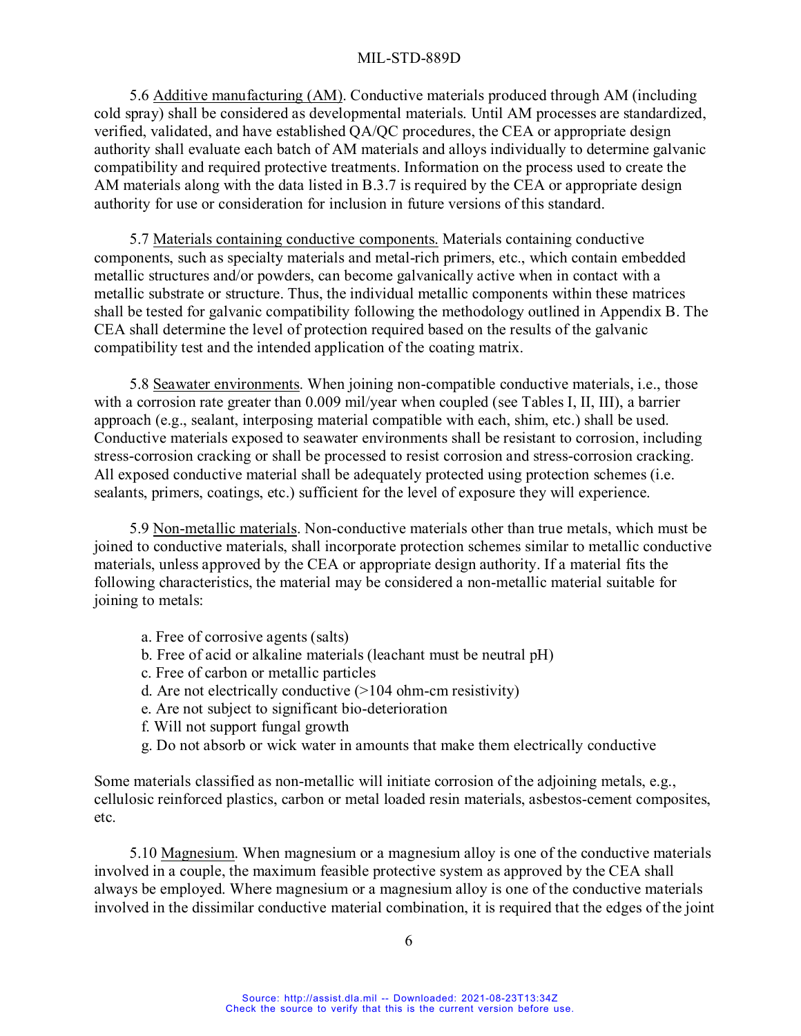5.6 Additive manufacturing (AM). Conductive materials produced through AM (including cold spray) shall be considered as developmental materials. Until AM processes are standardized, verified, validated, and have established QA/QC procedures, the CEA or appropriate design authority shall evaluate each batch of AM materials and alloys individually to determine galvanic compatibility and required protective treatments. Information on the process used to create the AM materials along with the data listed in B.3.7 is required by the CEA or appropriate design authority for use or consideration for inclusion in future versions of this standard.

5.7 Materials containing conductive components. Materials containing conductive components, such as specialty materials and metal-rich primers, etc., which contain embedded metallic structures and/or powders, can become galvanically active when in contact with a metallic substrate or structure. Thus, the individual metallic components within these matrices shall be tested for galvanic compatibility following the methodology outlined in Appendix B. The CEA shall determine the level of protection required based on the results of the galvanic compatibility test and the intended application of the coating matrix.

5.8 Seawater environments. When joining non-compatible conductive materials, i.e., those with a corrosion rate greater than 0.009 mil/year when coupled (see Tables I, II, III), a barrier approach (e.g., sealant, interposing material compatible with each, shim, etc.) shall be used. Conductive materials exposed to seawater environments shall be resistant to corrosion, including stress-corrosion cracking or shall be processed to resist corrosion and stress-corrosion cracking. All exposed conductive material shall be adequately protected using protection schemes (i.e. sealants, primers, coatings, etc.) sufficient for the level of exposure they will experience.

5.9 Non-metallic materials. Non-conductive materials other than true metals, which must be joined to conductive materials, shall incorporate protection schemes similar to metallic conductive materials, unless approved by the CEA or appropriate design authority. If a material fits the following characteristics, the material may be considered a non-metallic material suitable for joining to metals:

a. Free of corrosive agents (salts)
b. Free of acid or alkaline materials (leachant must be neutral pH)
c. Free of carbon or metallic particles
d. Are not electrically conductive (>104 ohm-cm resistivity)
e. Are not subject to significant bio-deterioration
f. Will not support fungal growth
g. Do not absorb or wick water in amounts that make them electrically conductive

Some materials classified as non-metallic will initiate corrosion of the adjoining metals, e.g., cellulosic reinforced plastics, carbon or metal loaded resin materials, asbestos-cement composites, etc.

5.10 Magnesium. When magnesium or a magnesium alloy is one of the conductive materials involved in a couple, the maximum feasible protective system as approved by the CEA shall always be employed. Where magnesium or a magnesium alloy is one of the conductive materials involved in the dissimilar conductive material combination, it is required that the edges of the joint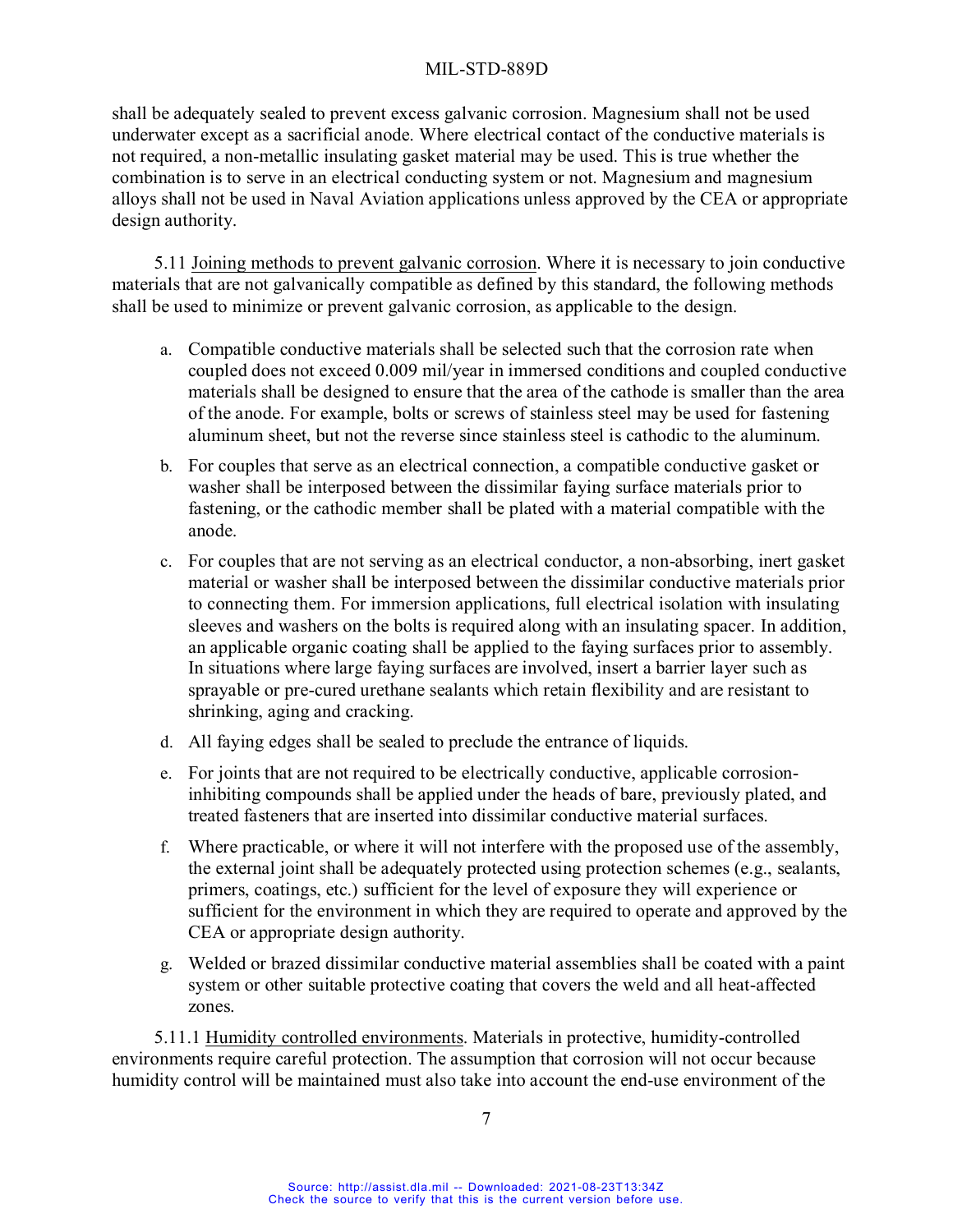shall be adequately sealed to prevent excess galvanic corrosion. Magnesium shall not be used underwater except as a sacrificial anode. Where electrical contact of the conductive materials is not required, a non-metallic insulating gasket material may be used. This is true whether the combination is to serve in an electrical conducting system or not. Magnesium and magnesium alloys shall not be used in Naval Aviation applications unless approved by the CEA or appropriate design authority.

5.11 Joining methods to prevent galvanic corrosion. Where it is necessary to join conductive materials that are not galvanically compatible as defined by this standard, the following methods shall be used to minimize or prevent galvanic corrosion, as applicable to the design.

a. Compatible conductive materials shall be selected such that the corrosion rate when coupled does not exceed 0.009 mil/year in immersed conditions and coupled conductive materials shall be designed to ensure that the area of the cathode is smaller than the area of the anode. For example, bolts or screws of stainless steel may be used for fastening aluminum sheet, but not the reverse since stainless steel is cathodic to the aluminum.

b. For couples that serve as an electrical connection, a compatible conductive gasket or washer shall be interposed between the dissimilar faying surface materials prior to fastening, or the cathodic member shall be plated with a material compatible with the anode.

c. For couples that are not serving as an electrical conductor, a non-absorbing, inert gasket material or washer shall be interposed between the dissimilar conductive materials prior to connecting them. For immersion applications, full electrical isolation with insulating sleeves and washers on the bolts is required along with an insulating spacer. In addition, an applicable organic coating shall be applied to the faying surfaces prior to assembly. In situations where large faying surfaces are involved, insert a barrier layer such as sprayable or pre-cured urethane sealants which retain flexibility and are resistant to shrinking, aging and cracking.

d. All faying edges shall be sealed to preclude the entrance of liquids.

e. For joints that are not required to be electrically conductive, applicable corrosion-inhibiting compounds shall be applied under the heads of bare, previously plated, and treated fasteners that are inserted into dissimilar conductive material surfaces.

f. Where practicable, or where it will not interfere with the proposed use of the assembly, the external joint shall be adequately protected using protection schemes (e.g., sealants, primers, coatings, etc.) sufficient for the level of exposure they will experience or sufficient for the environment in which they are required to operate and approved by the CEA or appropriate design authority.

g. Welded or brazed dissimilar conductive material assemblies shall be coated with a paint system or other suitable protective coating that covers the weld and all heat-affected zones.

5.11.1 Humidity controlled environments. Materials in protective, humidity-controlled environments require careful protection. The assumption that corrosion will not occur because humidity control will be maintained must also take into account the end-use environment of the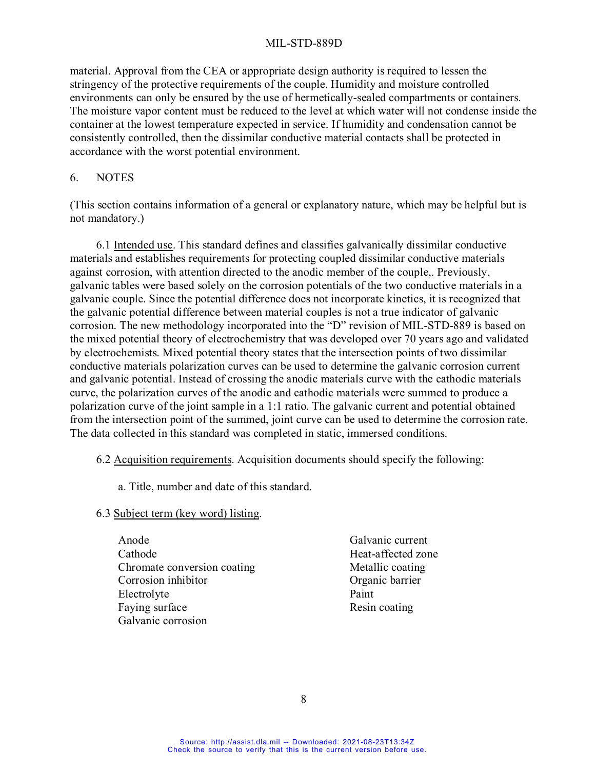material. Approval from the CEA or appropriate design authority is required to lessen the stringency of the protective requirements of the couple. Humidity and moisture controlled environments can only be ensured by the use of hermetically-sealed compartments or containers. The moisture vapor content must be reduced to the level at which water will not condense inside the container at the lowest temperature expected in service. If humidity and condensation cannot be consistently controlled, then the dissimilar conductive material contacts shall be protected in accordance with the worst potential environment.

## 6. NOTES

(This section contains information of a general or explanatory nature, which may be helpful but is not mandatory.)

6.1 Intended use. This standard defines and classifies galvanically dissimilar conductive materials and establishes requirements for protecting coupled dissimilar conductive materials against corrosion, with attention directed to the anodic member of the couple,. Previously, galvanic tables were based solely on the corrosion potentials of the two conductive materials in a galvanic couple. Since the potential difference does not incorporate kinetics, it is recognized that the galvanic potential difference between material couples is not a true indicator of galvanic corrosion. The new methodology incorporated into the "D" revision of MIL-STD-889 is based on the mixed potential theory of electrochemistry that was developed over 70 years ago and validated by electrochemists. Mixed potential theory states that the intersection points of two dissimilar conductive materials polarization curves can be used to determine the galvanic corrosion current and galvanic potential. Instead of crossing the anodic materials curve with the cathodic materials curve, the polarization curves of the anodic and cathodic materials were summed to produce a polarization curve of the joint sample in a 1:1 ratio. The galvanic current and potential obtained from the intersection point of the summed, joint curve can be used to determine the corrosion rate. The data collected in this standard was completed in static, immersed conditions.

6.2 Acquisition requirements. Acquisition documents should specify the following:

a. Title, number and date of this standard.

6.3 Subject term (key word) listing.

- Anode
- Cathode
- Chromate conversion coating
- Corrosion inhibitor
- Electrolyte
- Faying surface
- Galvanic corrosion
- Galvanic current
- Heat-affected zone
- Metallic coating
- Organic barrier
- Paint
- Resin coating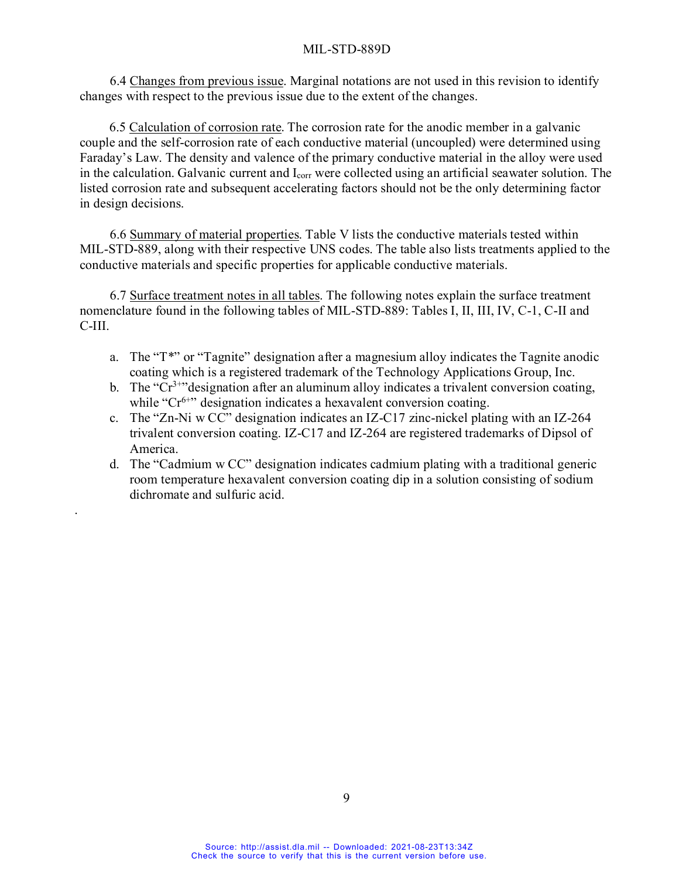6.4 Changes from previous issue. Marginal notations are not used in this revision to identify changes with respect to the previous issue due to the extent of the changes.

6.5 Calculation of corrosion rate. The corrosion rate for the anodic member in a galvanic couple and the self-corrosion rate of each conductive material (uncoupled) were determined using Faraday's Law. The density and valence of the primary conductive material in the alloy were used in the calculation. Galvanic current and $I_{corr}$ were collected using an artificial seawater solution. The listed corrosion rate and subsequent accelerating factors should not be the only determining factor in design decisions.

6.6 Summary of material properties. Table V lists the conductive materials tested within MIL-STD-889, along with their respective UNS codes. The table also lists treatments applied to the conductive materials and specific properties for applicable conductive materials.

6.7 Surface treatment notes in all tables. The following notes explain the surface treatment nomenclature found in the following tables of MIL-STD-889: Tables I, II, III, IV, C-1, C-II and C-III.

a. The "T*" or "Tagnite" designation after a magnesium alloy indicates the Tagnite anodic coating which is a registered trademark of the Technology Applications Group, Inc.
b. The "$Cr^{3+}$" designation after an aluminum alloy indicates a trivalent conversion coating, while "$Cr^{6+}$" designation indicates a hexavalent conversion coating.
c. The "Zn-Ni w CC" designation indicates an IZ-C17 zinc-nickel plating with an IZ-264 trivalent conversion coating. IZ-C17 and IZ-264 are registered trademarks of Dipsol of America.
d. The "Cadmium w CC" designation indicates cadmium plating with a traditional generic room temperature hexavalent conversion coating dip in a solution consisting of sodium dichromate and sulfuric acid.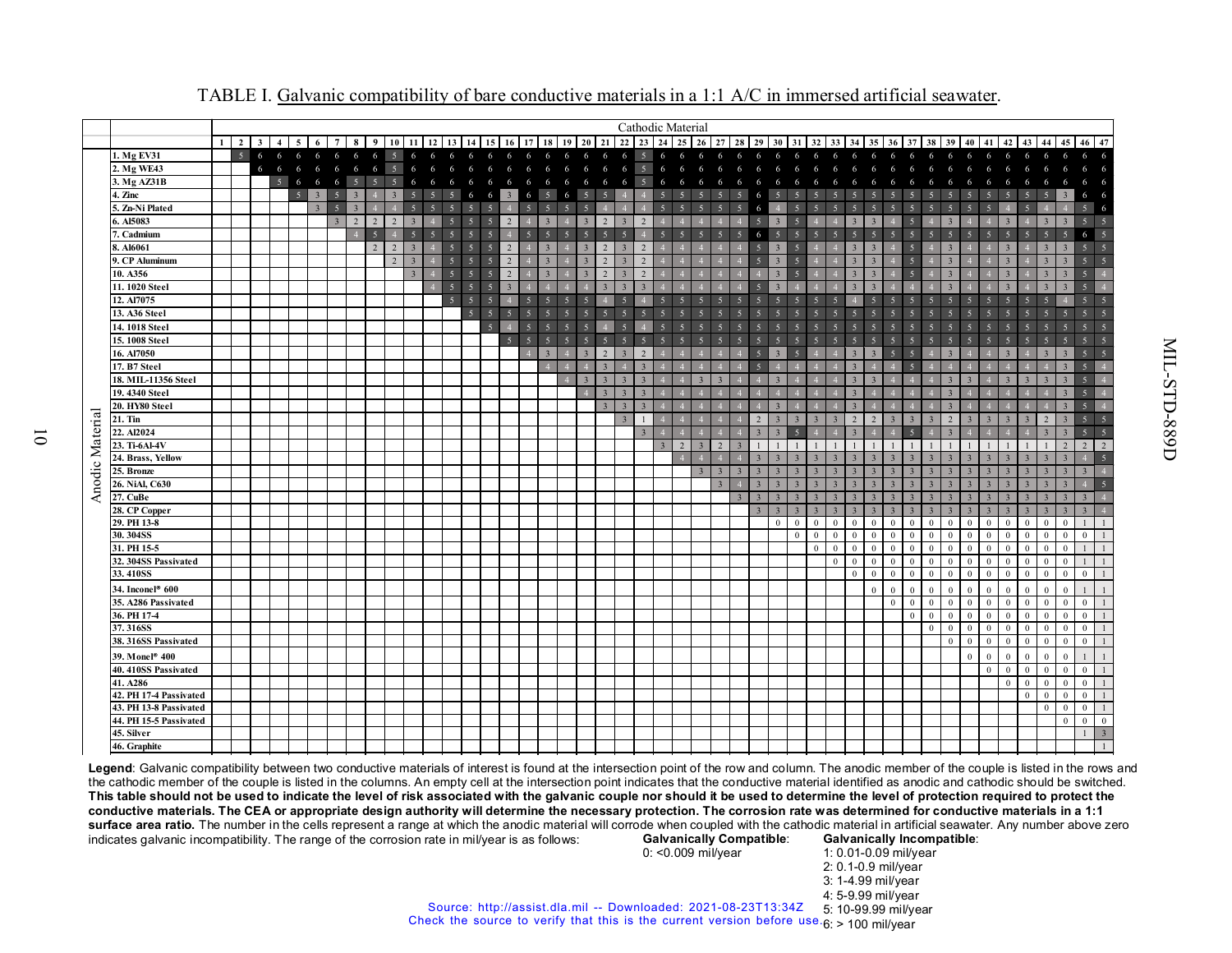TABLE I. Galvanic compatibility of bare conductive materials in a 1:1 A/C in immersed artificial seawater.

| Anodic Material | Cathodic Material 1 | 2 | 3 | 4 | 5 | 6 | 7 | 8 | 9 | 10 | 11 | 12 | 13 | 14 | 15 | 16 | 17 | 18 | 19 | 20 | 21 | 22 | 23 | 24 | 25 | 26 | 27 | 28 | 29 | 30 | 31 | 32 | 33 | 34 | 35 | 36 | 37 | 38 | 39 | 40 | 41 | 42 | 43 | 44 | 45 | 46 | 47 |
|---|---|---|---|---|---|---|---|---|---|---|---|---|---|---|---|---|---|---|---|---|---|---|---|---|---|---|---|---|---|---|---|---|---|---|---|---|---|---|---|---|---|---|---|---|---|---|---|
| 1. Mg EV31 | | 5 | 6 | 6 | 6 | 6 | 6 | 6 | 6 | 5 | 6 | 6 | 6 | 6 | 6 | 6 | 6 | 6 | 6 | 6 | 6 | 6 | 5 | 6 | 6 | 6 | 6 | 6 | 6 | 6 | 6 | 6 | 6 | 6 | 6 | 6 | 6 | 6 | 6 | 6 | 6 | 6 | 6 | 6 | 6 | 6 | 6 |
| 2. Mg WE43 | | | 6 | 6 | 6 | 6 | 6 | 6 | 6 | 5 | 6 | 6 | 6 | 6 | 6 | 6 | 6 | 6 | 6 | 6 | 6 | 6 | 5 | 6 | 6 | 6 | 6 | 6 | 6 | 6 | 6 | 6 | 6 | 6 | 6 | 6 | 6 | 6 | 6 | 6 | 6 | 6 | 6 | 6 | 6 | 6 | 6 |
| 3. Mg AZ31B | | | | 5 | 6 | 6 | 6 | 5 | 5 | 5 | 6 | 6 | 6 | 6 | 6 | 6 | 6 | 6 | 6 | 6 | 6 | 6 | 5 | 6 | 6 | 6 | 6 | 6 | 6 | 6 | 6 | 6 | 6 | 6 | 6 | 6 | 6 | 6 | 6 | 6 | 6 | 6 | 6 | 6 | 6 | 6 | 6 |
| 4. Zinc | | | | | 5 | 3 | 5 | 3 | 4 | 3 | 5 | 5 | 5 | 6 | 6 | 3 | 6 | 5 | 6 | 5 | 5 | 4 | 4 | 5 | 5 | 5 | 5 | 5 | 6 | 5 | 5 | 5 | 5 | 5 | 5 | 5 | 5 | 5 | 5 | 5 | 5 | 5 | 5 | 5 | 3 | 6 | 6 |
| 5. Zn-Ni Plated | | | | | | 3 | 5 | 3 | 4 | 4 | 5 | 5 | 5 | 5 | 5 | 4 | 5 | 5 | 5 | 5 | 4 | 4 | 4 | 5 | 5 | 5 | 5 | 5 | 6 | 4 | 5 | 5 | 5 | 5 | 5 | 5 | 5 | 5 | 5 | 5 | 5 | 5 | 5 | 4 | 4 | 5 | 6 |
| 6. Al5083 | | | | | | | 3 | 2 | 2 | 2 | 3 | 4 | 5 | 5 | 5 | 2 | 4 | 3 | 4 | 3 | 2 | 3 | 2 | 4 | 4 | 4 | 4 | 4 | 5 | 3 | 5 | 4 | 4 | 3 | 3 | 4 | 5 | 4 | 3 | 4 | 4 | 3 | 4 | 3 | 3 | 5 | 5 |
| 7. Cadmium | | | | | | | | 4 | 5 | 4 | 5 | 5 | 5 | 5 | 5 | 4 | 5 | 5 | 5 | 5 | 5 | 5 | 4 | 5 | 5 | 5 | 5 | 5 | 6 | 5 | 5 | 5 | 5 | 5 | 5 | 5 | 5 | 5 | 5 | 5 | 5 | 5 | 5 | 5 | 5 | 5 | 5 |
| 8. Al6061 | | | | | | | | | 2 | 2 | 3 | 4 | 5 | 5 | 5 | 2 | 4 | 3 | 4 | 3 | 2 | 3 | 2 | 4 | 4 | 4 | 4 | 4 | 5 | 3 | 5 | 4 | 4 | 3 | 3 | 4 | 5 | 4 | 3 | 4 | 4 | 3 | 4 | 3 | 3 | 5 | 5 |
| 9. CP Aluminum | | | | | | | | | | 2 | 3 | 4 | 5 | 5 | 5 | 2 | 4 | 3 | 4 | 3 | 2 | 3 | 2 | 4 | 4 | 4 | 4 | 4 | 5 | 3 | 5 | 4 | 4 | 3 | 3 | 4 | 5 | 4 | 3 | 4 | 4 | 3 | 4 | 3 | 3 | 5 | 5 |
| 10. A356 | | | | | | | | | | | 3 | 4 | 5 | 5 | 5 | 2 | 4 | 3 | 4 | 3 | 2 | 3 | 2 | 4 | 4 | 4 | 4 | 4 | 4 | 3 | 5 | 4 | 4 | 3 | 3 | 4 | 5 | 4 | 3 | 4 | 4 | 3 | 4 | 3 | 3 | 5 | 4 |
| 11. 1020 Steel | | | | | | | | | | | | 4 | 5 | 5 | 5 | 3 | 4 | 4 | 4 | 4 | 3 | 3 | 3 | 4 | 4 | 4 | 4 | 4 | 5 | 3 | 4 | 4 | 4 | 3 | 3 | 4 | 4 | 4 | 3 | 4 | 4 | 3 | 4 | 3 | 3 | 5 | 4 |
| 12. Al7075 | | | | | | | | | | | | | 5 | 5 | 5 | 4 | 5 | 5 | 5 | 5 | 4 | 5 | 4 | 5 | 5 | 5 | 5 | 5 | 5 | 5 | 5 | 5 | 5 | 4 | 5 | 5 | 5 | 5 | 5 | 5 | 5 | 5 | 5 | 5 | 4 | 5 | 5 |
| 13. A36 Steel | | | | | | | | | | | | | | 5 | 5 | 5 | 5 | 5 | 5 | 5 | 5 | 5 | 5 | 5 | 5 | 5 | 5 | 5 | 5 | 5 | 5 | 5 | 5 | 5 | 5 | 5 | 5 | 5 | 5 | 5 | 5 | 5 | 5 | 5 | 5 | 5 | 5 |
| 14. 1018 Steel | | | | | | | | | | | | | | | 5 | 4 | 5 | 5 | 5 | 5 | 4 | 5 | 4 | 5 | 5 | 5 | 5 | 5 | 5 | 5 | 5 | 5 | 5 | 5 | 5 | 5 | 5 | 5 | 5 | 5 | 5 | 5 | 5 | 5 | 5 | 5 | 5 |
| 15. 1008 Steel | | | | | | | | | | | | | | | | 5 | 5 | 5 | 5 | 5 | 5 | 5 | 5 | 5 | 5 | 5 | 5 | 5 | 5 | 5 | 5 | 5 | 5 | 5 | 5 | 5 | 5 | 5 | 5 | 5 | 5 | 5 | 5 | 5 | 5 | 5 | 5 |
| 16. Al7050 | | | | | | | | | | | | | | | | | 4 | 3 | 4 | 3 | 2 | 3 | 2 | 4 | 4 | 4 | 4 | 4 | 5 | 3 | 5 | 4 | 4 | 3 | 3 | 5 | 5 | 4 | 3 | 4 | 4 | 3 | 4 | 3 | 3 | 5 | 5 |
| 17. B7 Steel | | | | | | | | | | | | | | | | | | 4 | 4 | 4 | 3 | 4 | 3 | 4 | 4 | 4 | 4 | 4 | 5 | 4 | 4 | 4 | 4 | 3 | 4 | 4 | 5 | 4 | 4 | 4 | 4 | 4 | 4 | 4 | 3 | 5 | 4 |
| 18. MIL-11356 Steel | | | | | | | | | | | | | | | | | | | 4 | 3 | 3 | 3 | 3 | 4 | 4 | 3 | 3 | 4 | 4 | 3 | 4 | 4 | 4 | 3 | 3 | 4 | 4 | 4 | 3 | 3 | 4 | 3 | 3 | 3 | 3 | 5 | 4 |
| 19. 4340 Steel | | | | | | | | | | | | | | | | | | | | 4 | 3 | 3 | 3 | 4 | 4 | 4 | 4 | 4 | 4 | 4 | 4 | 4 | 4 | 3 | 4 | 4 | 4 | 4 | 3 | 4 | 4 | 4 | 4 | 4 | 3 | 5 | 4 |
| 20. HY80 Steel | | | | | | | | | | | | | | | | | | | | | 3 | 3 | 3 | 4 | 4 | 4 | 4 | 4 | 4 | 3 | 4 | 4 | 4 | 3 | 4 | 4 | 4 | 4 | 3 | 4 | 4 | 4 | 4 | 4 | 3 | 5 | 4 |
| 21. Tin | | | | | | | | | | | | | | | | | | | | | | 3 | 1 | 4 | 4 | 4 | 4 | 4 | 2 | 3 | 3 | 3 | 3 | 2 | 2 | 3 | 3 | 3 | 2 | 3 | 3 | 3 | 3 | 2 | 3 | 5 | 5 |
| 22. Al2024 | | | | | | | | | | | | | | | | | | | | | | | 3 | 4 | 4 | 4 | 4 | 4 | 3 | 3 | 5 | 4 | 4 | 3 | 4 | 4 | 5 | 4 | 3 | 4 | 4 | 4 | 4 | 3 | 3 | 5 | 5 |
| 23. Ti-6Al-4V | | | | | | | | | | | | | | | | | | | | | | | | 3 | 2 | 3 | 2 | 3 | 1 | 1 | 1 | 1 | 1 | 1 | 1 | 1 | 1 | 1 | 1 | 1 | 1 | 1 | 1 | 1 | 2 | 2 | 2 |
| 24. Brass, Yellow | | | | | | | | | | | | | | | | | | | | | | | | | 4 | 4 | 4 | 4 | 3 | 3 | 3 | 3 | 3 | 3 | 3 | 3 | 3 | 3 | 3 | 3 | 3 | 3 | 3 | 3 | 3 | 4 | 5 |
| 25. Bronze | | | | | | | | | | | | | | | | | | | | | | | | | | 3 | 3 | 3 | 3 | 3 | 3 | 3 | 3 | 3 | 3 | 3 | 3 | 3 | 3 | 3 | 3 | 3 | 3 | 3 | 3 | 3 | 4 |
| 26. NiAl, C630 | | | | | | | | | | | | | | | | | | | | | | | | | | | 3 | 4 | 3 | 3 | 3 | 3 | 3 | 3 | 3 | 3 | 3 | 3 | 3 | 3 | 3 | 3 | 3 | 3 | 3 | 4 | 5 |
| 27. CuBe | | | | | | | | | | | | | | | | | | | | | | | | | | | | 3 | 3 | 3 | 3 | 3 | 3 | 3 | 3 | 3 | 3 | 3 | 3 | 3 | 3 | 3 | 3 | 3 | 3 | 3 | 4 |
| 28. CP Copper | | | | | | | | | | | | | | | | | | | | | | | | | | | | | 3 | 3 | 3 | 3 | 3 | 3 | 3 | 3 | 3 | 3 | 3 | 3 | 3 | 3 | 3 | 3 | 3 | 3 | 4 |
| 29. PH 13-8 | | | | | | | | | | | | | | | | | | | | | | | | | | | | | | 0 | 0 | 0 | 0 | 0 | 0 | 0 | 0 | 0 | 0 | 0 | 0 | 0 | 0 | 0 | 0 | 1 | 1 |
| 30. 304SS | | | | | | | | | | | | | | | | | | | | | | | | | | | | | | | 0 | 0 | 0 | 0 | 0 | 0 | 0 | 0 | 0 | 0 | 0 | 0 | 0 | 0 | 0 | 0 | 1 |
| 31. PH 15-5 | | | | | | | | | | | | | | | | | | | | | | | | | | | | | | | | 0 | 0 | 0 | 0 | 0 | 0 | 0 | 0 | 0 | 0 | 0 | 0 | 0 | 0 | 1 | 1 |
| 32. 304SS Passivated | | | | | | | | | | | | | | | | | | | | | | | | | | | | | | | | | 0 | 0 | 0 | 0 | 0 | 0 | 0 | 0 | 0 | 0 | 0 | 0 | 0 | 1 | 1 |
| 33. 410SS | | | | | | | | | | | | | | | | | | | | | | | | | | | | | | | | | | 0 | 0 | 0 | 0 | 0 | 0 | 0 | 0 | 0 | 0 | 0 | 0 | 0 | 1 |
| 34. Inconel® 600 | | | | | | | | | | | | | | | | | | | | | | | | | | | | | | | | | | | 0 | 0 | 0 | 0 | 0 | 0 | 0 | 0 | 0 | 0 | 0 | 1 | 1 |
| 35. A286 Passivated | | | | | | | | | | | | | | | | | | | | | | | | | | | | | | | | | | | | 0 | 0 | 0 | 0 | 0 | 0 | 0 | 0 | 0 | 0 | 0 | 1 |
| 36. PH 17-4 | | | | | | | | | | | | | | | | | | | | | | | | | | | | | | | | | | | | | 0 | 0 | 0 | 0 | 0 | 0 | 0 | 0 | 0 | 0 | 1 |
| 37. 316SS | | | | | | | | | | | | | | | | | | | | | | | | | | | | | | | | | | | | | | 0 | 0 | 0 | 0 | 0 | 0 | 0 | 0 | 0 | 1 |
| 38. 316SS Passivated | | | | | | | | | | | | | | | | | | | | | | | | | | | | | | | | | | | | | | | 0 | 0 | 0 | 0 | 0 | 0 | 0 | 0 | 1 |
| 39. Monel® 400 | | | | | | | | | | | | | | | | | | | | | | | | | | | | | | | | | | | | | | | | 0 | 0 | 0 | 0 | 0 | 0 | 1 | 1 |
| 40. 410SS Passivated | | | | | | | | | | | | | | | | | | | | | | | | | | | | | | | | | | | | | | | | | 0 | 0 | 0 | 0 | 0 | 0 | 1 |
| 41. A286 | | | | | | | | | | | | | | | | | | | | | | | | | | | | | | | | | | | | | | | | | | 0 | 0 | 0 | 0 | 0 | 1 |
| 42. PH 17-4 Passivated | | | | | | | | | | | | | | | | | | | | | | | | | | | | | | | | | | | | | | | | | | | 0 | 0 | 0 | 0 | 1 |
| 43. PH 13-8 Passivated | | | | | | | | | | | | | | | | | | | | | | | | | | | | | | | | | | | | | | | | | | | | 0 | 0 | 0 | 1 |
| 44. PH 15-5 Passivated | | | | | | | | | | | | | | | | | | | | | | | | | | | | | | | | | | | | | | | | | | | | | 0 | 0 | 0 |
| 45. Silver | | | | | | | | | | | | | | | | | | | | | | | | | | | | | | | | | | | | | | | | | | | | | | 1 | 3 |
| 46. Graphite | | | | | | | | | | | | | | | | | | | | | | | | | | | | | | | | | | | | | | | | | | | | | | | 1 |

**Legend**: Galvanic compatibility between two conductive materials of interest is found at the intersection point of the row and column. The anodic member of the couple is listed in the rows and the cathodic member of the couple is listed in the columns. An empty cell at the intersection point indicates that the conductive material identified as anodic and cathodic should be switched. **This table should not be used to indicate the level of risk associated with the galvanic couple nor should it be used to determine the level of protection required to protect the conductive materials. The CEA or appropriate design authority will determine the necessary protection. The corrosion rate was determined for conductive materials in a 1:1 surface area ratio.** The number in the cells represent a range at which the anodic material will corrode when coupled with the cathodic material in artificial seawater. Any number above zero indicates galvanic incompatibility. The range of the corrosion rate in mil/year is as follows:

**Galvanically Compatible**:
0: <0.009 mil/year

**Galvanically Incompatible**:
1: 0.01-0.09 mil/year
2: 0.1-0.9 mil/year
3: 1-4.99 mil/year
4: 5-9.99 mil/year
5: 10-99.99 mil/year
6: > 100 mil/year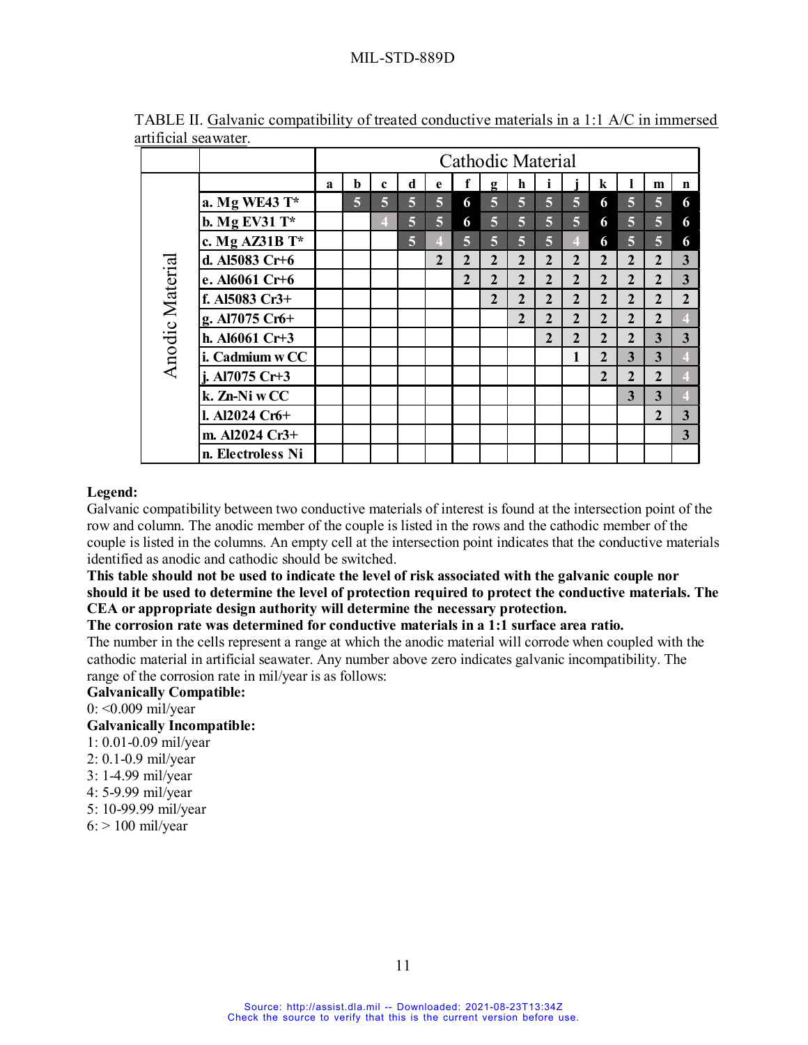TABLE II. Galvanic compatibility of treated conductive materials in a 1:1 A/C in immersed artificial seawater.

| | | Cathodic Material | | | | | | | | | | | | | |
|---|---|---|---|---|---|---|---|---|---|---|---|---|---|---|---|
| | | a | b | c | d | e | f | g | h | i | j | k | l | m | n |
| Anodic Material | a. Mg WE43 T* | | 5 | 5 | 5 | 5 | 6 | 5 | 5 | 5 | 5 | 6 | 5 | 5 | 6 |
| | b. Mg EV31 T* | | | 4 | 5 | 5 | 6 | 5 | 5 | 5 | 5 | 6 | 5 | 5 | 6 |
| | c. Mg AZ31B T* | | | | 5 | 4 | 5 | 5 | 5 | 5 | 4 | 6 | 5 | 5 | 6 |
| | d. Al5083 Cr+6 | | | | | 2 | 2 | 2 | 2 | 2 | 2 | 2 | 2 | 2 | 3 |
| | e. Al6061 Cr+6 | | | | | | 2 | 2 | 2 | 2 | 2 | 2 | 2 | 2 | 3 |
| | f. Al5083 Cr3+ | | | | | | | 2 | 2 | 2 | 2 | 2 | 2 | 2 | 2 |
| | g. Al7075 Cr6+ | | | | | | | | 2 | 2 | 2 | 2 | 2 | 2 | 4 |
| | h. Al6061 Cr+3 | | | | | | | | | 2 | 2 | 2 | 2 | 3 | 3 |
| | i. Cadmium w CC | | | | | | | | | | 1 | 2 | 3 | 3 | 4 |
| | j. Al7075 Cr+3 | | | | | | | | | | | 2 | 2 | 2 | 4 |
| | k. Zn-Ni w CC | | | | | | | | | | | | 3 | 3 | 4 |
| | l. Al2024 Cr6+ | | | | | | | | | | | | | 2 | 3 |
| | m. Al2024 Cr3+ | | | | | | | | | | | | | | 3 |
| | n. Electroless Ni | | | | | | | | | | | | | | |

**Legend:**

Galvanic compatibility between two conductive materials of interest is found at the intersection point of the row and column. The anodic member of the couple is listed in the rows and the cathodic member of the couple is listed in the columns. An empty cell at the intersection point indicates that the conductive materials identified as anodic and cathodic should be switched.

**This table should not be used to indicate the level of risk associated with the galvanic couple nor should it be used to determine the level of protection required to protect the conductive materials. The CEA or appropriate design authority will determine the necessary protection.**

**The corrosion rate was determined for conductive materials in a 1:1 surface area ratio.**

The number in the cells represent a range at which the anodic material will corrode when coupled with the cathodic material in artificial seawater. Any number above zero indicates galvanic incompatibility. The range of the corrosion rate in mil/year is as follows:

**Galvanically Compatible:**

0: <0.009 mil/year

**Galvanically Incompatible:**

1: 0.01-0.09 mil/year

2: 0.1-0.9 mil/year

3: 1-4.99 mil/year

4: 5-9.99 mil/year

5: 10-99.99 mil/year

6: > 100 mil/year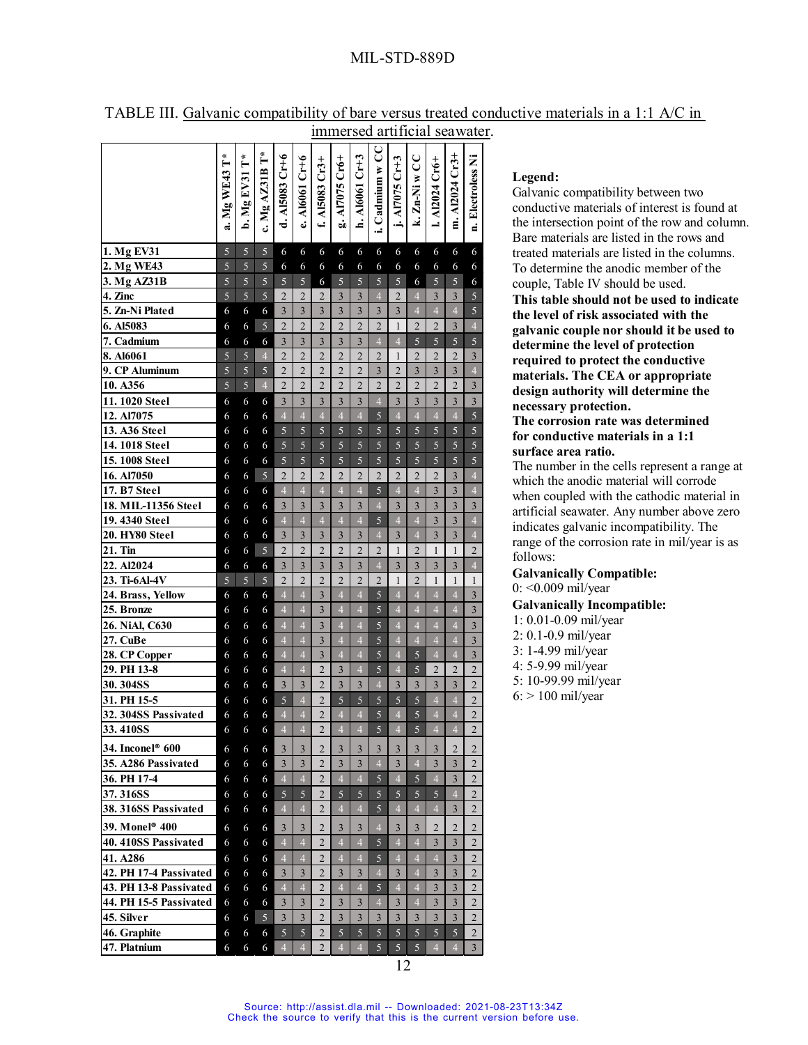TABLE III. Galvanic compatibility of bare versus treated conductive materials in a 1:1 A/C in immersed artificial seawater.

| | a. Mg WE43 T* | b. Mg EV31 T* | c. Mg AZ31B T* | d. Al5083 Cr+6 | e. Al6061 Cr+6 | f. Al5083 Cr3+ | g. Al7075 Cr6+ | h. Al6061 Cr+3 | i. Cadmium w CC | j. Al7075 Cr+3 | k. Zn-Ni w CC | l. Al2024 Cr6+ | m. Al2024 Cr3+ | n. Electroless Ni |
|---|---|---|---|---|---|---|---|---|---|---|---|---|---|---|
| 1. Mg EV31 | 5 | 5 | 5 | 6 | 6 | 6 | 6 | 6 | 6 | 6 | 6 | 6 | 6 | 6 |
| 2. Mg WE43 | 5 | 5 | 5 | 6 | 6 | 6 | 6 | 6 | 6 | 6 | 6 | 6 | 6 | 6 |
| 3. Mg AZ31B | 5 | 5 | 5 | 5 | 5 | 6 | 5 | 5 | 5 | 5 | 6 | 5 | 5 | 6 |
| 4. Zinc | 5 | 5 | 5 | 2 | 2 | 2 | 3 | 3 | 4 | 2 | 4 | 3 | 3 | 5 |
| 5. Zn-Ni Plated | 6 | 6 | 6 | 3 | 3 | 3 | 3 | 3 | 3 | 3 | 4 | 4 | 4 | 5 |
| 6. Al5083 | 6 | 6 | 5 | 2 | 2 | 2 | 2 | 2 | 2 | 1 | 2 | 2 | 3 | 4 |
| 7. Cadmium | 6 | 6 | 6 | 3 | 3 | 3 | 3 | 3 | 4 | 4 | 5 | 5 | 5 | 5 |
| 8. Al6061 | 5 | 5 | 4 | 2 | 2 | 2 | 2 | 2 | 2 | 1 | 2 | 2 | 2 | 3 |
| 9. CP Aluminum | 5 | 5 | 5 | 2 | 2 | 2 | 2 | 2 | 3 | 2 | 3 | 3 | 3 | 4 |
| 10. A356 | 5 | 5 | 4 | 2 | 2 | 2 | 2 | 2 | 2 | 2 | 2 | 2 | 2 | 3 |
| 11. 1020 Steel | 6 | 6 | 6 | 3 | 3 | 3 | 3 | 3 | 4 | 3 | 3 | 3 | 3 | 3 |
| 12. Al7075 | 6 | 6 | 6 | 4 | 4 | 4 | 4 | 4 | 5 | 4 | 4 | 4 | 4 | 5 |
| 13. A36 Steel | 6 | 6 | 6 | 5 | 5 | 5 | 5 | 5 | 5 | 5 | 5 | 5 | 5 | 5 |
| 14. 1018 Steel | 6 | 6 | 6 | 5 | 5 | 5 | 5 | 5 | 5 | 5 | 5 | 5 | 5 | 5 |
| 15. 1008 Steel | 6 | 6 | 6 | 5 | 5 | 5 | 5 | 5 | 5 | 5 | 5 | 5 | 5 | 5 |
| 16. Al7050 | 6 | 6 | 5 | 2 | 2 | 2 | 2 | 2 | 2 | 2 | 2 | 2 | 3 | 4 |
| 17. B7 Steel | 6 | 6 | 6 | 4 | 4 | 4 | 4 | 4 | 5 | 4 | 4 | 3 | 3 | 4 |
| 18. MIL-11356 Steel | 6 | 6 | 6 | 3 | 3 | 3 | 3 | 3 | 4 | 3 | 3 | 3 | 3 | 3 |
| 19. 4340 Steel | 6 | 6 | 6 | 4 | 4 | 4 | 4 | 4 | 5 | 4 | 4 | 3 | 3 | 4 |
| 20. HY80 Steel | 6 | 6 | 6 | 3 | 3 | 3 | 3 | 3 | 4 | 3 | 4 | 3 | 3 | 4 |
| 21. Tin | 6 | 6 | 5 | 2 | 2 | 2 | 2 | 2 | 2 | 1 | 2 | 1 | 1 | 2 |
| 22. Al2024 | 6 | 6 | 6 | 3 | 3 | 3 | 3 | 3 | 4 | 3 | 3 | 3 | 3 | 4 |
| 23. Ti-6Al-4V | 5 | 5 | 5 | 2 | 2 | 2 | 2 | 2 | 2 | 1 | 2 | 1 | 1 | 1 |
| 24. Brass, Yellow | 6 | 6 | 6 | 4 | 4 | 3 | 4 | 4 | 5 | 4 | 4 | 4 | 4 | 3 |
| 25. Bronze | 6 | 6 | 6 | 4 | 4 | 3 | 4 | 4 | 5 | 4 | 4 | 4 | 4 | 3 |
| 26. NiAl, C630 | 6 | 6 | 6 | 4 | 4 | 3 | 4 | 4 | 5 | 4 | 4 | 4 | 4 | 3 |
| 27. CuBe | 6 | 6 | 6 | 4 | 4 | 3 | 4 | 4 | 5 | 4 | 4 | 4 | 4 | 3 |
| 28. CP Copper | 6 | 6 | 6 | 4 | 4 | 3 | 4 | 4 | 5 | 4 | 5 | 4 | 4 | 3 |
| 29. PH 13-8 | 6 | 6 | 6 | 4 | 4 | 2 | 3 | 4 | 5 | 4 | 5 | 2 | 2 | 2 |
| 30. 304SS | 6 | 6 | 6 | 3 | 3 | 2 | 3 | 3 | 4 | 3 | 3 | 3 | 3 | 2 |
| 31. PH 15-5 | 6 | 6 | 6 | 5 | 4 | 2 | 5 | 5 | 5 | 5 | 5 | 4 | 4 | 2 |
| 32. 304SS Passivated | 6 | 6 | 6 | 4 | 4 | 2 | 4 | 4 | 5 | 4 | 5 | 4 | 4 | 2 |
| 33. 410SS | 6 | 6 | 6 | 4 | 4 | 2 | 4 | 4 | 5 | 4 | 5 | 4 | 4 | 2 |
| 34. Inconel® 600 | 6 | 6 | 6 | 3 | 3 | 2 | 3 | 3 | 3 | 3 | 3 | 3 | 2 | 2 |
| 35. A286 Passivated | 6 | 6 | 6 | 3 | 3 | 2 | 3 | 3 | 4 | 3 | 4 | 3 | 3 | 2 |
| 36. PH 17-4 | 6 | 6 | 6 | 4 | 4 | 2 | 4 | 4 | 5 | 4 | 5 | 4 | 3 | 2 |
| 37. 316SS | 6 | 6 | 6 | 5 | 5 | 2 | 5 | 5 | 5 | 5 | 5 | 5 | 4 | 2 |
| 38. 316SS Passivated | 6 | 6 | 6 | 4 | 4 | 2 | 4 | 4 | 5 | 4 | 4 | 4 | 3 | 2 |
| 39. Monel® 400 | 6 | 6 | 6 | 3 | 3 | 2 | 3 | 3 | 4 | 3 | 3 | 2 | 2 | 2 |
| 40. 410SS Passivated | 6 | 6 | 6 | 4 | 4 | 2 | 4 | 4 | 5 | 4 | 4 | 3 | 3 | 2 |
| 41. A286 | 6 | 6 | 6 | 4 | 4 | 2 | 4 | 4 | 5 | 4 | 4 | 4 | 3 | 2 |
| 42. PH 17-4 Passivated | 6 | 6 | 6 | 3 | 3 | 2 | 3 | 3 | 4 | 3 | 4 | 3 | 3 | 2 |
| 43. PH 13-8 Passivated | 6 | 6 | 6 | 4 | 4 | 2 | 4 | 4 | 5 | 4 | 4 | 3 | 3 | 2 |
| 44. PH 15-5 Passivated | 6 | 6 | 6 | 3 | 3 | 2 | 3 | 3 | 4 | 3 | 4 | 3 | 3 | 2 |
| 45. Silver | 6 | 6 | 5 | 3 | 3 | 2 | 3 | 3 | 3 | 3 | 3 | 3 | 3 | 2 |
| 46. Graphite | 6 | 6 | 6 | 5 | 5 | 2 | 5 | 5 | 5 | 5 | 5 | 5 | 5 | 2 |
| 47. Platnium | 6 | 6 | 6 | 4 | 4 | 2 | 4 | 4 | 5 | 5 | 5 | 4 | 4 | 3 |

**Legend:**
Galvanic compatibility between two conductive materials of interest is found at the intersection point of the row and column. Bare materials are listed in the rows and treated materials are listed in the columns. To determine the anodic member of the couple, Table IV should be used.
**This table should not be used to indicate the level of risk associated with the galvanic couple nor should it be used to determine the level of protection required to protect the conductive materials. The CEA or appropriate design authority will determine the necessary protection.**
**The corrosion rate was determined for conductive materials in a 1:1 surface area ratio.**
The number in the cells represent a range at which the anodic material will corrode when coupled with the cathodic material in artificial seawater. Any number above zero indicates galvanic incompatibility. The range of the corrosion rate in mil/year is as follows:

**Galvanically Compatible:**
0: <0.009 mil/year

**Galvanically Incompatible:**
1: 0.01-0.09 mil/year
2: 0.1-0.9 mil/year
3: 1-4.99 mil/year
4: 5-9.99 mil/year
5: 10-99.99 mil/year
6: > 100 mil/year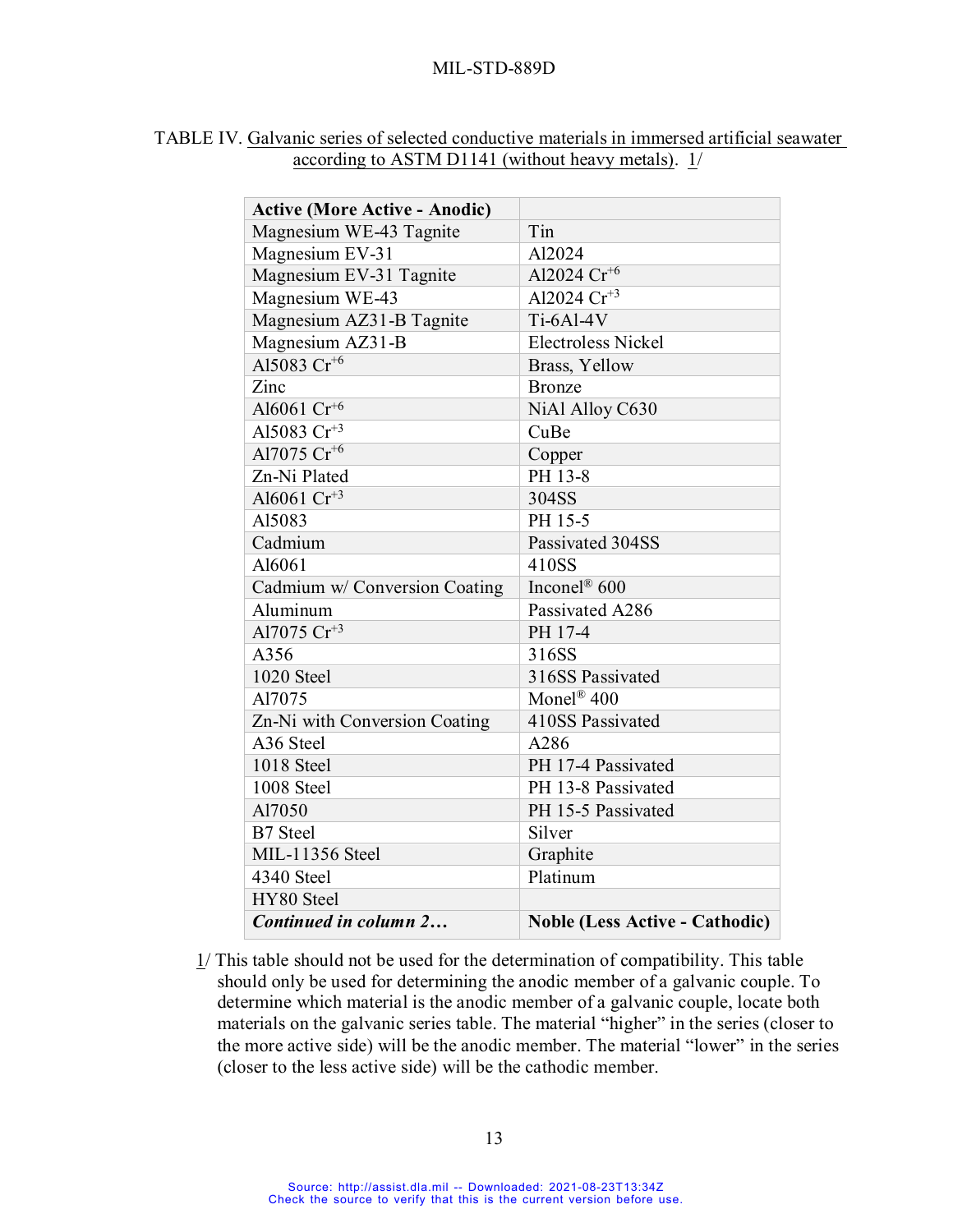TABLE IV. Galvanic series of selected conductive materials in immersed artificial seawater according to ASTM D1141 (without heavy metals). 1/

| **Active (More Active - Anodic)** | |
|---|---|
| Magnesium WE-43 Tagnite | Tin |
| Magnesium EV-31 | Al2024 |
| Magnesium EV-31 Tagnite | Al2024 $Cr^{+6}$ |
| Magnesium WE-43 | Al2024 $Cr^{+3}$ |
| Magnesium AZ31-B Tagnite | Ti-6Al-4V |
| Magnesium AZ31-B | Electroless Nickel |
| Al5083 $Cr^{+6}$ | Brass, Yellow |
| Zinc | Bronze |
| Al6061 $Cr^{+6}$ | NiAl Alloy C630 |
| Al5083 $Cr^{+3}$ | CuBe |
| Al7075 $Cr^{+6}$ | Copper |
| Zn-Ni Plated | PH 13-8 |
| Al6061 $Cr^{+3}$ | 304SS |
| Al5083 | PH 15-5 |
| Cadmium | Passivated 304SS |
| Al6061 | 410SS |
| Cadmium w/ Conversion Coating | Inconel® 600 |
| Aluminum | Passivated A286 |
| Al7075 $Cr^{+3}$ | PH 17-4 |
| A356 | 316SS |
| 1020 Steel | 316SS Passivated |
| Al7075 | Monel® 400 |
| Zn-Ni with Conversion Coating | 410SS Passivated |
| A36 Steel | A286 |
| 1018 Steel | PH 17-4 Passivated |
| 1008 Steel | PH 13-8 Passivated |
| Al7050 | PH 15-5 Passivated |
| B7 Steel | Silver |
| MIL-11356 Steel | Graphite |
| 4340 Steel | Platinum |
| HY80 Steel | |
| ***Continued in column 2…*** | **Noble (Less Active - Cathodic)** |

1/ This table should not be used for the determination of compatibility. This table should only be used for determining the anodic member of a galvanic couple. To determine which material is the anodic member of a galvanic couple, locate both materials on the galvanic series table. The material "higher" in the series (closer to the more active side) will be the anodic member. The material "lower" in the series (closer to the less active side) will be the cathodic member.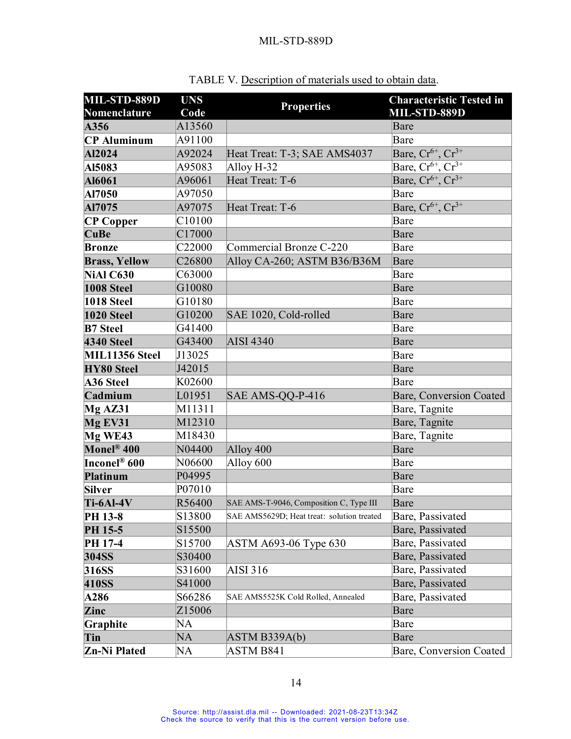TABLE V. Description of materials used to obtain data.

| MIL-STD-889D Nomenclature | UNS Code | Properties | Characteristic Tested in MIL-STD-889D |
|---|---|---|---|
| **A356** | A13560 | | Bare |
| **CP Aluminum** | A91100 | | Bare |
| **Al2024** | A92024 | Heat Treat: T-3; SAE AMS4037 | Bare, $Cr^{6+}$, $Cr^{3+}$ |
| **Al5083** | A95083 | Alloy H-32 | Bare, $Cr^{6+}$, $Cr^{3+}$ |
| **Al6061** | A96061 | Heat Treat: T-6 | Bare, $Cr^{6+}$, $Cr^{3+}$ |
| **Al7050** | A97050 | | Bare |
| **Al7075** | A97075 | Heat Treat: T-6 | Bare, $Cr^{6+}$, $Cr^{3+}$ |
| **CP Copper** | C10100 | | Bare |
| **CuBe** | C17000 | | Bare |
| **Bronze** | C22000 | Commercial Bronze C-220 | Bare |
| **Brass, Yellow** | C26800 | Alloy CA-260; ASTM B36/B36M | Bare |
| **NiAl C630** | C63000 | | Bare |
| **1008 Steel** | G10080 | | Bare |
| **1018 Steel** | G10180 | | Bare |
| **1020 Steel** | G10200 | SAE 1020, Cold-rolled | Bare |
| **B7 Steel** | G41400 | | Bare |
| **4340 Steel** | G43400 | AISI 4340 | Bare |
| **MIL11356 Steel** | J13025 | | Bare |
| **HY80 Steel** | J42015 | | Bare |
| **A36 Steel** | K02600 | | Bare |
| **Cadmium** | L01951 | SAE AMS-QQ-P-416 | Bare, Conversion Coated |
| **Mg AZ31** | M11311 | | Bare, Tagnite |
| **Mg EV31** | M12310 | | Bare, Tagnite |
| **Mg WE43** | M18430 | | Bare, Tagnite |
| **Monel® 400** | N04400 | Alloy 400 | Bare |
| **Inconel® 600** | N06600 | Alloy 600 | Bare |
| **Platinum** | P04995 | | Bare |
| **Silver** | P07010 | | Bare |
| **Ti-6Al-4V** | R56400 | SAE AMS-T-9046, Composition C, Type III | Bare |
| **PH 13-8** | S13800 | SAE AMS5629D; Heat treat: solution treated | Bare, Passivated |
| **PH 15-5** | S15500 | | Bare, Passivated |
| **PH 17-4** | S15700 | ASTM A693-06 Type 630 | Bare, Passivated |
| **304SS** | S30400 | | Bare, Passivated |
| **316SS** | S31600 | AISI 316 | Bare, Passivated |
| **410SS** | S41000 | | Bare, Passivated |
| **A286** | S66286 | SAE AMS5525K Cold Rolled, Annealed | Bare, Passivated |
| **Zinc** | Z15006 | | Bare |
| **Graphite** | NA | | Bare |
| **Tin** | NA | ASTM B339A(b) | Bare |
| **Zn-Ni Plated** | NA | ASTM B841 | Bare, Conversion Coated |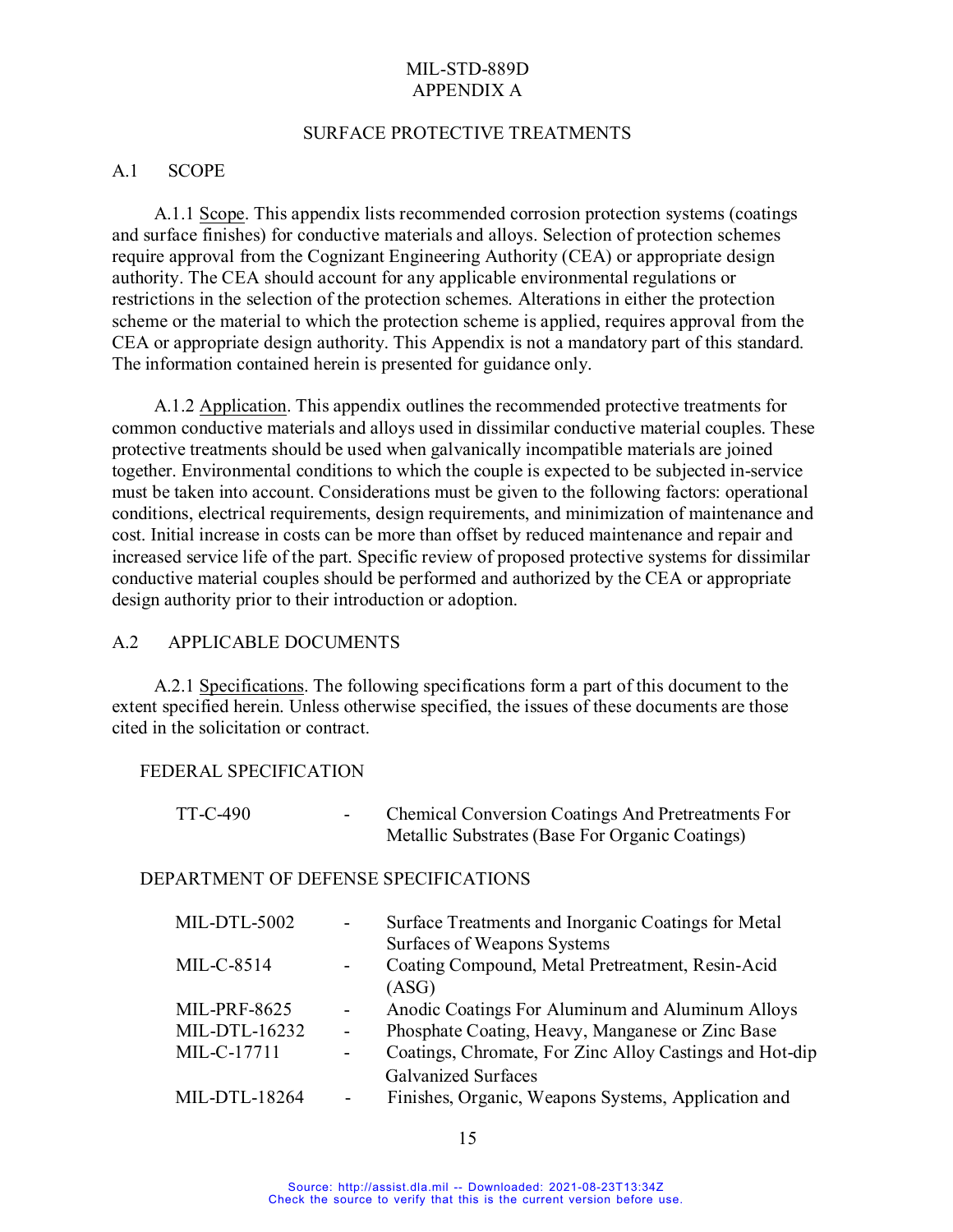MIL-STD-889D
APPENDIX A

## SURFACE PROTECTIVE TREATMENTS

### A.1 SCOPE

A.1.1 Scope. This appendix lists recommended corrosion protection systems (coatings and surface finishes) for conductive materials and alloys. Selection of protection schemes require approval from the Cognizant Engineering Authority (CEA) or appropriate design authority. The CEA should account for any applicable environmental regulations or restrictions in the selection of the protection schemes. Alterations in either the protection scheme or the material to which the protection scheme is applied, requires approval from the CEA or appropriate design authority. This Appendix is not a mandatory part of this standard. The information contained herein is presented for guidance only.

A.1.2 Application. This appendix outlines the recommended protective treatments for common conductive materials and alloys used in dissimilar conductive material couples. These protective treatments should be used when galvanically incompatible materials are joined together. Environmental conditions to which the couple is expected to be subjected in-service must be taken into account. Considerations must be given to the following factors: operational conditions, electrical requirements, design requirements, and minimization of maintenance and cost. Initial increase in costs can be more than offset by reduced maintenance and repair and increased service life of the part. Specific review of proposed protective systems for dissimilar conductive material couples should be performed and authorized by the CEA or appropriate design authority prior to their introduction or adoption.

### A.2 APPLICABLE DOCUMENTS

A.2.1 Specifications. The following specifications form a part of this document to the extent specified herein. Unless otherwise specified, the issues of these documents are those cited in the solicitation or contract.

FEDERAL SPECIFICATION

| | | |
|---|---|---|
| TT-C-490 | - | Chemical Conversion Coatings And Pretreatments For Metallic Substrates (Base For Organic Coatings) |

DEPARTMENT OF DEFENSE SPECIFICATIONS

| | | |
|---|---|---|
| MIL-DTL-5002 | - | Surface Treatments and Inorganic Coatings for Metal Surfaces of Weapons Systems |
| MIL-C-8514 | - | Coating Compound, Metal Pretreatment, Resin-Acid (ASG) |
| MIL-PRF-8625 | - | Anodic Coatings For Aluminum and Aluminum Alloys |
| MIL-DTL-16232 | - | Phosphate Coating, Heavy, Manganese or Zinc Base |
| MIL-C-17711 | - | Coatings, Chromate, For Zinc Alloy Castings and Hot-dip Galvanized Surfaces |
| MIL-DTL-18264 | - | Finishes, Organic, Weapons Systems, Application and |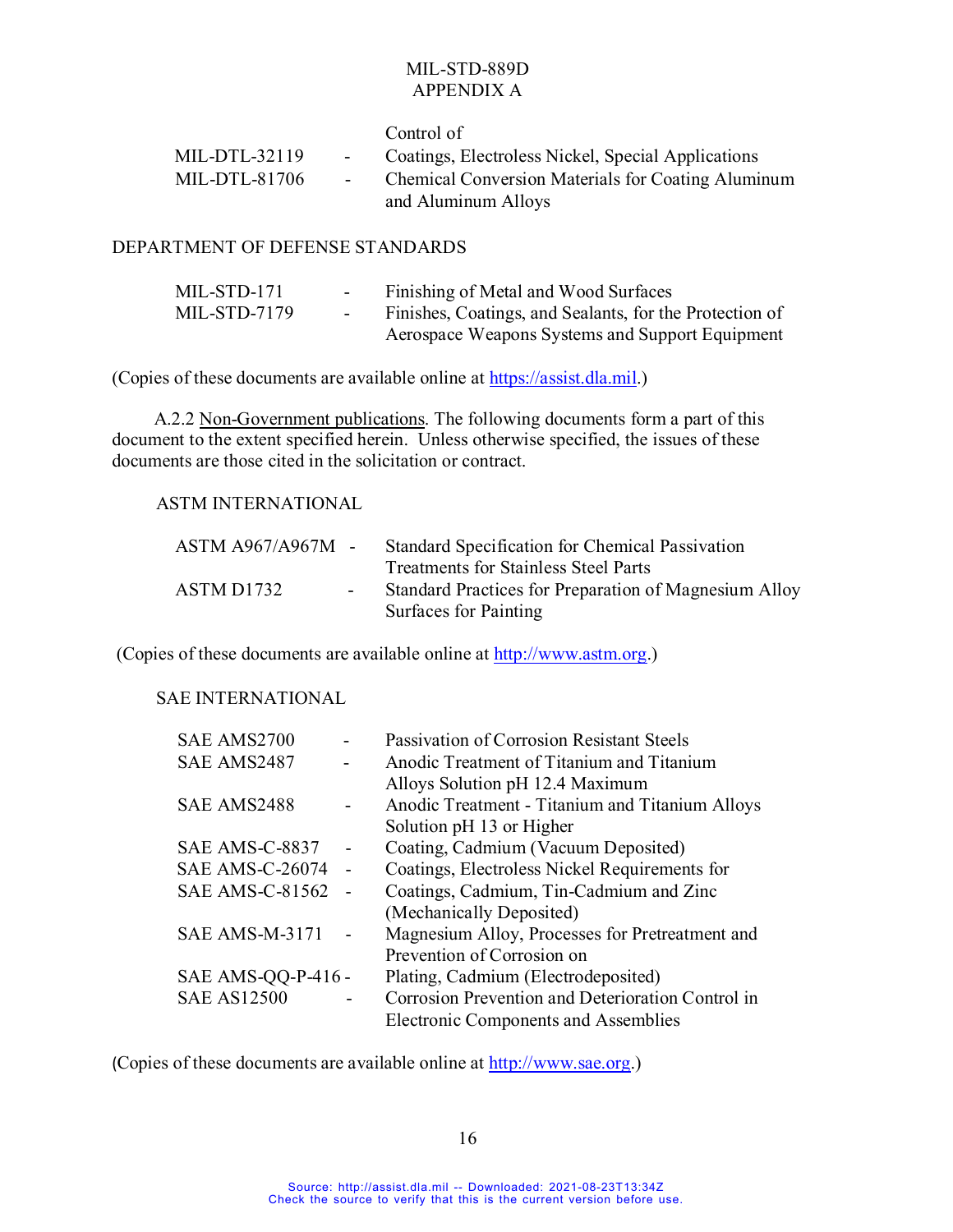Control of

| | | |
|---|---|---|
| MIL-DTL-32119 | - | Coatings, Electroless Nickel, Special Applications |
| MIL-DTL-81706 | - | Chemical Conversion Materials for Coating Aluminum and Aluminum Alloys |

DEPARTMENT OF DEFENSE STANDARDS

| | | |
|---|---|---|
| MIL-STD-171 | - | Finishing of Metal and Wood Surfaces |
| MIL-STD-7179 | - | Finishes, Coatings, and Sealants, for the Protection of Aerospace Weapons Systems and Support Equipment |

(Copies of these documents are available online at https://assist.dla.mil.)

A.2.2 Non-Government publications. The following documents form a part of this document to the extent specified herein. Unless otherwise specified, the issues of these documents are those cited in the solicitation or contract.

ASTM INTERNATIONAL

| | | |
|---|---|---|
| ASTM A967/A967M | - | Standard Specification for Chemical Passivation Treatments for Stainless Steel Parts |
| ASTM D1732 | - | Standard Practices for Preparation of Magnesium Alloy Surfaces for Painting |

(Copies of these documents are available online at http://www.astm.org.)

SAE INTERNATIONAL

| | | |
|---|---|---|
| SAE AMS2700 | - | Passivation of Corrosion Resistant Steels |
| SAE AMS2487 | - | Anodic Treatment of Titanium and Titanium Alloys Solution pH 12.4 Maximum |
| SAE AMS2488 | - | Anodic Treatment - Titanium and Titanium Alloys Solution pH 13 or Higher |
| SAE AMS-C-8837 | - | Coating, Cadmium (Vacuum Deposited) |
| SAE AMS-C-26074 | - | Coatings, Electroless Nickel Requirements for |
| SAE AMS-C-81562 | - | Coatings, Cadmium, Tin-Cadmium and Zinc (Mechanically Deposited) |
| SAE AMS-M-3171 | - | Magnesium Alloy, Processes for Pretreatment and Prevention of Corrosion on |
| SAE AMS-QQ-P-416 | - | Plating, Cadmium (Electrodeposited) |
| SAE AS12500 | - | Corrosion Prevention and Deterioration Control in Electronic Components and Assemblies |

(Copies of these documents are available online at http://www.sae.org.)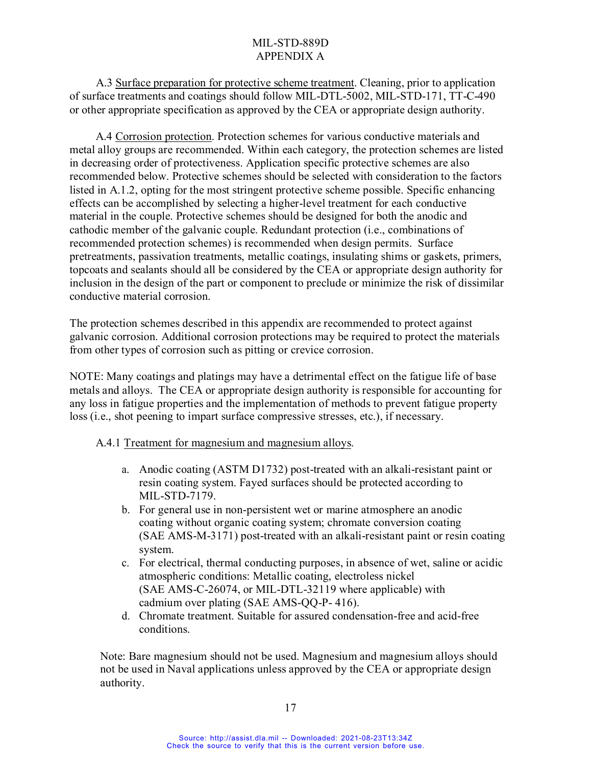A.3 Surface preparation for protective scheme treatment. Cleaning, prior to application of surface treatments and coatings should follow MIL-DTL-5002, MIL-STD-171, TT-C-490 or other appropriate specification as approved by the CEA or appropriate design authority.

A.4 Corrosion protection. Protection schemes for various conductive materials and metal alloy groups are recommended. Within each category, the protection schemes are listed in decreasing order of protectiveness. Application specific protective schemes are also recommended below. Protective schemes should be selected with consideration to the factors listed in A.1.2, opting for the most stringent protective scheme possible. Specific enhancing effects can be accomplished by selecting a higher-level treatment for each conductive material in the couple. Protective schemes should be designed for both the anodic and cathodic member of the galvanic couple. Redundant protection (i.e., combinations of recommended protection schemes) is recommended when design permits. Surface pretreatments, passivation treatments, metallic coatings, insulating shims or gaskets, primers, topcoats and sealants should all be considered by the CEA or appropriate design authority for inclusion in the design of the part or component to preclude or minimize the risk of dissimilar conductive material corrosion.

The protection schemes described in this appendix are recommended to protect against galvanic corrosion. Additional corrosion protections may be required to protect the materials from other types of corrosion such as pitting or crevice corrosion.

NOTE: Many coatings and platings may have a detrimental effect on the fatigue life of base metals and alloys. The CEA or appropriate design authority is responsible for accounting for any loss in fatigue properties and the implementation of methods to prevent fatigue property loss (i.e., shot peening to impart surface compressive stresses, etc.), if necessary.

A.4.1 Treatment for magnesium and magnesium alloys.

a. Anodic coating (ASTM D1732) post-treated with an alkali-resistant paint or resin coating system. Fayed surfaces should be protected according to MIL-STD-7179.
b. For general use in non-persistent wet or marine atmosphere an anodic coating without organic coating system; chromate conversion coating (SAE AMS-M-3171) post-treated with an alkali-resistant paint or resin coating system.
c. For electrical, thermal conducting purposes, in absence of wet, saline or acidic atmospheric conditions: Metallic coating, electroless nickel (SAE AMS-C-26074, or MIL-DTL-32119 where applicable) with cadmium over plating (SAE AMS-QQ-P- 416).
d. Chromate treatment. Suitable for assured condensation-free and acid-free conditions.

Note: Bare magnesium should not be used. Magnesium and magnesium alloys should not be used in Naval applications unless approved by the CEA or appropriate design authority.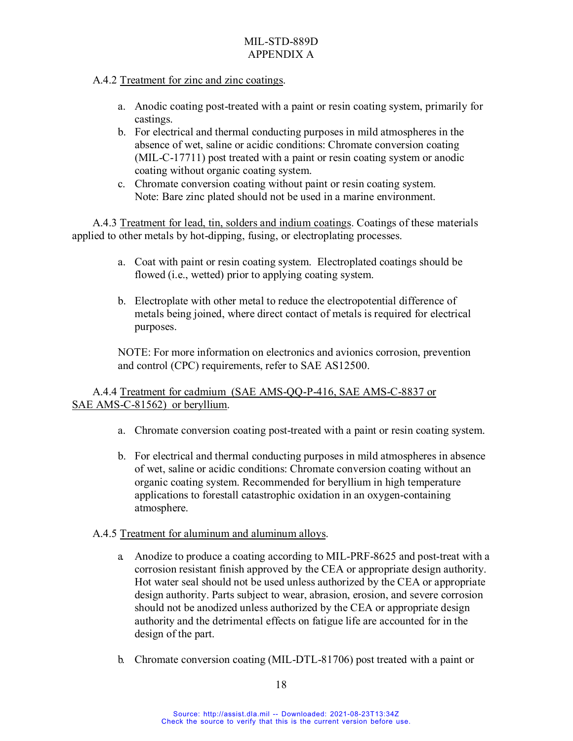A.4.2 Treatment for zinc and zinc coatings.

a. Anodic coating post-treated with a paint or resin coating system, primarily for castings.
b. For electrical and thermal conducting purposes in mild atmospheres in the absence of wet, saline or acidic conditions: Chromate conversion coating (MIL-C-17711) post treated with a paint or resin coating system or anodic coating without organic coating system.
c. Chromate conversion coating without paint or resin coating system. Note: Bare zinc plated should not be used in a marine environment.

A.4.3 Treatment for lead, tin, solders and indium coatings. Coatings of these materials applied to other metals by hot-dipping, fusing, or electroplating processes.

a. Coat with paint or resin coating system. Electroplated coatings should be flowed (i.e., wetted) prior to applying coating system.

b. Electroplate with other metal to reduce the electropotential difference of metals being joined, where direct contact of metals is required for electrical purposes.

NOTE: For more information on electronics and avionics corrosion, prevention and control (CPC) requirements, refer to SAE AS12500.

A.4.4 Treatment for cadmium (SAE AMS-QQ-P-416, SAE AMS-C-8837 or SAE AMS-C-81562) or beryllium.

a. Chromate conversion coating post-treated with a paint or resin coating system.

b. For electrical and thermal conducting purposes in mild atmospheres in absence of wet, saline or acidic conditions: Chromate conversion coating without an organic coating system. Recommended for beryllium in high temperature applications to forestall catastrophic oxidation in an oxygen-containing atmosphere.

A.4.5 Treatment for aluminum and aluminum alloys.

a. Anodize to produce a coating according to MIL-PRF-8625 and post-treat with a corrosion resistant finish approved by the CEA or appropriate design authority. Hot water seal should not be used unless authorized by the CEA or appropriate design authority. Parts subject to wear, abrasion, erosion, and severe corrosion should not be anodized unless authorized by the CEA or appropriate design authority and the detrimental effects on fatigue life are accounted for in the design of the part.

b. Chromate conversion coating (MIL-DTL-81706) post treated with a paint or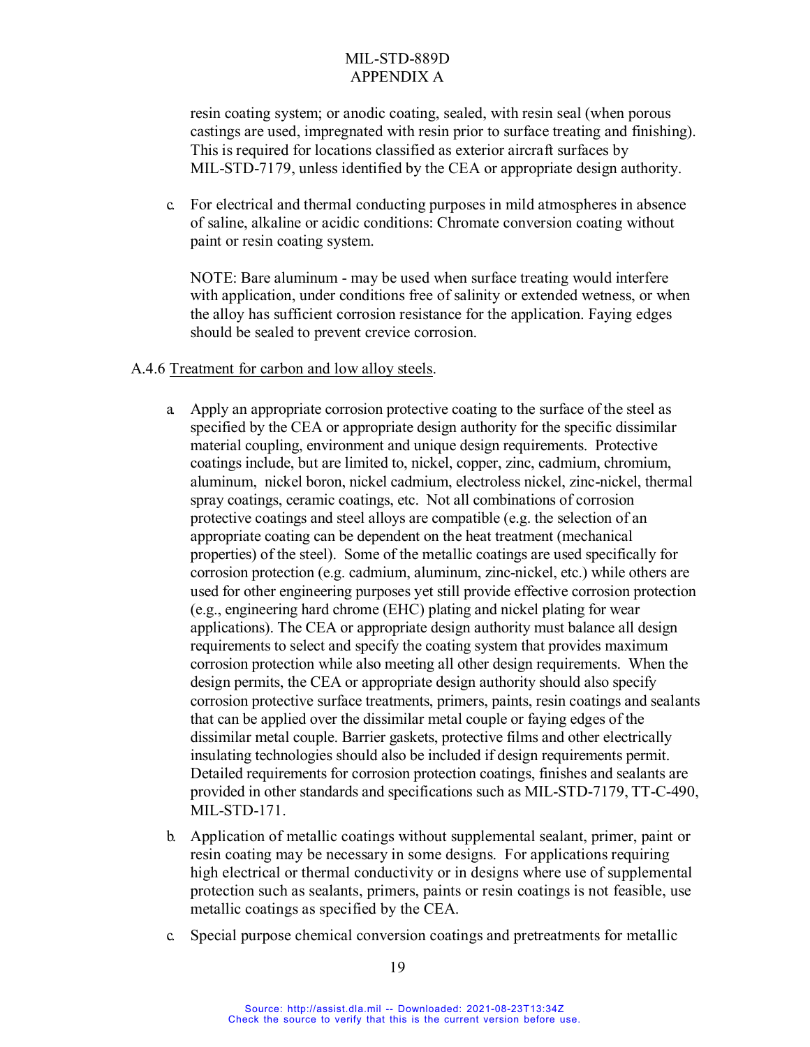resin coating system; or anodic coating, sealed, with resin seal (when porous castings are used, impregnated with resin prior to surface treating and finishing). This is required for locations classified as exterior aircraft surfaces by MIL-STD-7179, unless identified by the CEA or appropriate design authority.

c. For electrical and thermal conducting purposes in mild atmospheres in absence of saline, alkaline or acidic conditions: Chromate conversion coating without paint or resin coating system.

   NOTE: Bare aluminum - may be used when surface treating would interfere with application, under conditions free of salinity or extended wetness, or when the alloy has sufficient corrosion resistance for the application. Faying edges should be sealed to prevent crevice corrosion.

A.4.6 Treatment for carbon and low alloy steels.

a. Apply an appropriate corrosion protective coating to the surface of the steel as specified by the CEA or appropriate design authority for the specific dissimilar material coupling, environment and unique design requirements. Protective coatings include, but are limited to, nickel, copper, zinc, cadmium, chromium, aluminum, nickel boron, nickel cadmium, electroless nickel, zinc-nickel, thermal spray coatings, ceramic coatings, etc. Not all combinations of corrosion protective coatings and steel alloys are compatible (e.g. the selection of an appropriate coating can be dependent on the heat treatment (mechanical properties) of the steel). Some of the metallic coatings are used specifically for corrosion protection (e.g. cadmium, aluminum, zinc-nickel, etc.) while others are used for other engineering purposes yet still provide effective corrosion protection (e.g., engineering hard chrome (EHC) plating and nickel plating for wear applications). The CEA or appropriate design authority must balance all design requirements to select and specify the coating system that provides maximum corrosion protection while also meeting all other design requirements. When the design permits, the CEA or appropriate design authority should also specify corrosion protective surface treatments, primers, paints, resin coatings and sealants that can be applied over the dissimilar metal couple or faying edges of the dissimilar metal couple. Barrier gaskets, protective films and other electrically insulating technologies should also be included if design requirements permit. Detailed requirements for corrosion protection coatings, finishes and sealants are provided in other standards and specifications such as MIL-STD-7179, TT-C-490, MIL-STD-171.

b. Application of metallic coatings without supplemental sealant, primer, paint or resin coating may be necessary in some designs. For applications requiring high electrical or thermal conductivity or in designs where use of supplemental protection such as sealants, primers, paints or resin coatings is not feasible, use metallic coatings as specified by the CEA.

c. Special purpose chemical conversion coatings and pretreatments for metallic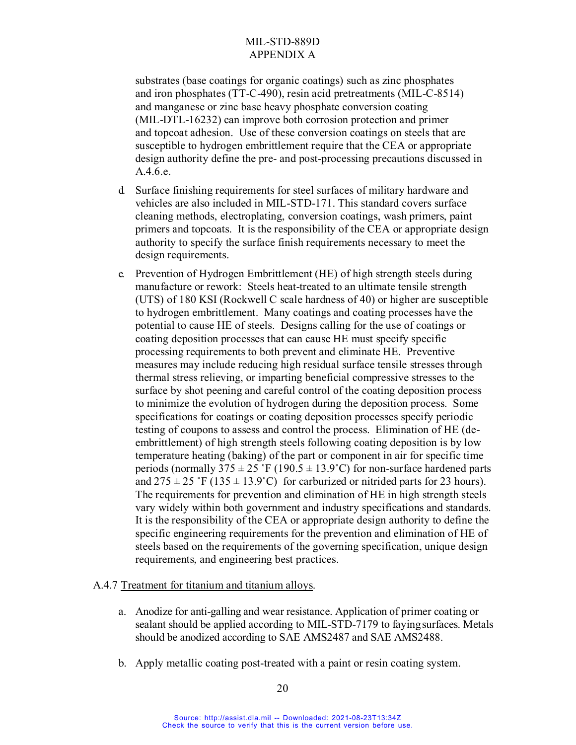substrates (base coatings for organic coatings) such as zinc phosphates and iron phosphates (TT-C-490), resin acid pretreatments (MIL-C-8514) and manganese or zinc base heavy phosphate conversion coating (MIL-DTL-16232) can improve both corrosion protection and primer and topcoat adhesion. Use of these conversion coatings on steels that are susceptible to hydrogen embrittlement require that the CEA or appropriate design authority define the pre- and post-processing precautions discussed in A.4.6.e.

d. Surface finishing requirements for steel surfaces of military hardware and vehicles are also included in MIL-STD-171. This standard covers surface cleaning methods, electroplating, conversion coatings, wash primers, paint primers and topcoats. It is the responsibility of the CEA or appropriate design authority to specify the surface finish requirements necessary to meet the design requirements.

e. Prevention of Hydrogen Embrittlement (HE) of high strength steels during manufacture or rework: Steels heat-treated to an ultimate tensile strength (UTS) of 180 KSI (Rockwell C scale hardness of 40) or higher are susceptible to hydrogen embrittlement. Many coatings and coating processes have the potential to cause HE of steels. Designs calling for the use of coatings or coating deposition processes that can cause HE must specify specific processing requirements to both prevent and eliminate HE. Preventive measures may include reducing high residual surface tensile stresses through thermal stress relieving, or imparting beneficial compressive stresses to the surface by shot peening and careful control of the coating deposition process to minimize the evolution of hydrogen during the deposition process. Some specifications for coatings or coating deposition processes specify periodic testing of coupons to assess and control the process. Elimination of HE (de-embrittlement) of high strength steels following coating deposition is by low temperature heating (baking) of the part or component in air for specific time periods (normally $375 \pm 25$ ˚F ($190.5 \pm 13.9$˚C) for non-surface hardened parts and $275 \pm 25$ ˚F ($135 \pm 13.9$˚C) for carburized or nitrided parts for 23 hours). The requirements for prevention and elimination of HE in high strength steels vary widely within both government and industry specifications and standards. It is the responsibility of the CEA or appropriate design authority to define the specific engineering requirements for the prevention and elimination of HE of steels based on the requirements of the governing specification, unique design requirements, and engineering best practices.

A.4.7 Treatment for titanium and titanium alloys.

a. Anodize for anti-galling and wear resistance. Application of primer coating or sealant should be applied according to MIL-STD-7179 to faying surfaces. Metals should be anodized according to SAE AMS2487 and SAE AMS2488.

b. Apply metallic coating post-treated with a paint or resin coating system.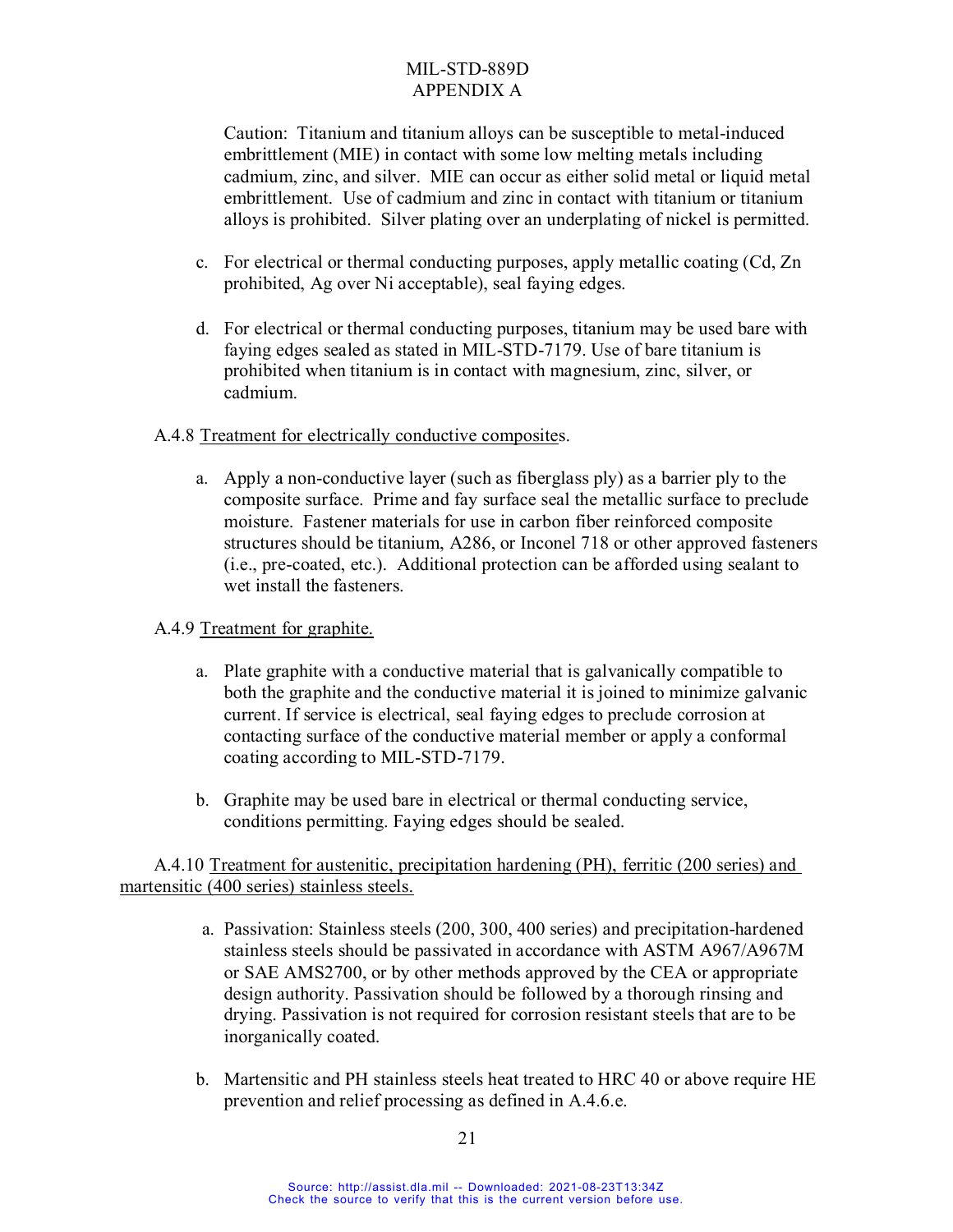Caution: Titanium and titanium alloys can be susceptible to metal-induced embrittlement (MIE) in contact with some low melting metals including cadmium, zinc, and silver. MIE can occur as either solid metal or liquid metal embrittlement. Use of cadmium and zinc in contact with titanium or titanium alloys is prohibited. Silver plating over an underplating of nickel is permitted.

c. For electrical or thermal conducting purposes, apply metallic coating (Cd, Zn prohibited, Ag over Ni acceptable), seal faying edges.

d. For electrical or thermal conducting purposes, titanium may be used bare with faying edges sealed as stated in MIL-STD-7179. Use of bare titanium is prohibited when titanium is in contact with magnesium, zinc, silver, or cadmium.

A.4.8 Treatment for electrically conductive composites.

a. Apply a non-conductive layer (such as fiberglass ply) as a barrier ply to the composite surface. Prime and fay surface seal the metallic surface to preclude moisture. Fastener materials for use in carbon fiber reinforced composite structures should be titanium, A286, or Inconel 718 or other approved fasteners (i.e., pre-coated, etc.). Additional protection can be afforded using sealant to wet install the fasteners.

A.4.9 Treatment for graphite.

a. Plate graphite with a conductive material that is galvanically compatible to both the graphite and the conductive material it is joined to minimize galvanic current. If service is electrical, seal faying edges to preclude corrosion at contacting surface of the conductive material member or apply a conformal coating according to MIL-STD-7179.

b. Graphite may be used bare in electrical or thermal conducting service, conditions permitting. Faying edges should be sealed.

A.4.10 Treatment for austenitic, precipitation hardening (PH), ferritic (200 series) and martensitic (400 series) stainless steels.

a. Passivation: Stainless steels (200, 300, 400 series) and precipitation-hardened stainless steels should be passivated in accordance with ASTM A967/A967M or SAE AMS2700, or by other methods approved by the CEA or appropriate design authority. Passivation should be followed by a thorough rinsing and drying. Passivation is not required for corrosion resistant steels that are to be inorganically coated.

b. Martensitic and PH stainless steels heat treated to HRC 40 or above require HE prevention and relief processing as defined in A.4.6.e.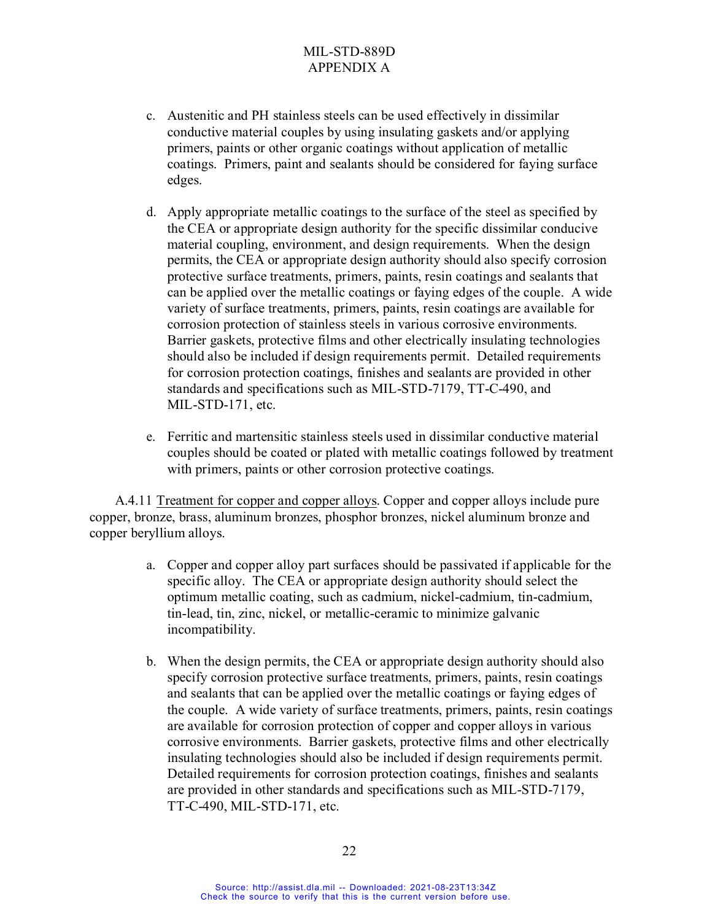c. Austenitic and PH stainless steels can be used effectively in dissimilar conductive material couples by using insulating gaskets and/or applying primers, paints or other organic coatings without application of metallic coatings. Primers, paint and sealants should be considered for faying surface edges.

d. Apply appropriate metallic coatings to the surface of the steel as specified by the CEA or appropriate design authority for the specific dissimilar conducive material coupling, environment, and design requirements. When the design permits, the CEA or appropriate design authority should also specify corrosion protective surface treatments, primers, paints, resin coatings and sealants that can be applied over the metallic coatings or faying edges of the couple. A wide variety of surface treatments, primers, paints, resin coatings are available for corrosion protection of stainless steels in various corrosive environments. Barrier gaskets, protective films and other electrically insulating technologies should also be included if design requirements permit. Detailed requirements for corrosion protection coatings, finishes and sealants are provided in other standards and specifications such as MIL-STD-7179, TT-C-490, and MIL-STD-171, etc.

e. Ferritic and martensitic stainless steels used in dissimilar conductive material couples should be coated or plated with metallic coatings followed by treatment with primers, paints or other corrosion protective coatings.

A.4.11 Treatment for copper and copper alloys. Copper and copper alloys include pure copper, bronze, brass, aluminum bronzes, phosphor bronzes, nickel aluminum bronze and copper beryllium alloys.

a. Copper and copper alloy part surfaces should be passivated if applicable for the specific alloy. The CEA or appropriate design authority should select the optimum metallic coating, such as cadmium, nickel-cadmium, tin-cadmium, tin-lead, tin, zinc, nickel, or metallic-ceramic to minimize galvanic incompatibility.

b. When the design permits, the CEA or appropriate design authority should also specify corrosion protective surface treatments, primers, paints, resin coatings and sealants that can be applied over the metallic coatings or faying edges of the couple. A wide variety of surface treatments, primers, paints, resin coatings are available for corrosion protection of copper and copper alloys in various corrosive environments. Barrier gaskets, protective films and other electrically insulating technologies should also be included if design requirements permit. Detailed requirements for corrosion protection coatings, finishes and sealants are provided in other standards and specifications such as MIL-STD-7179, TT-C-490, MIL-STD-171, etc.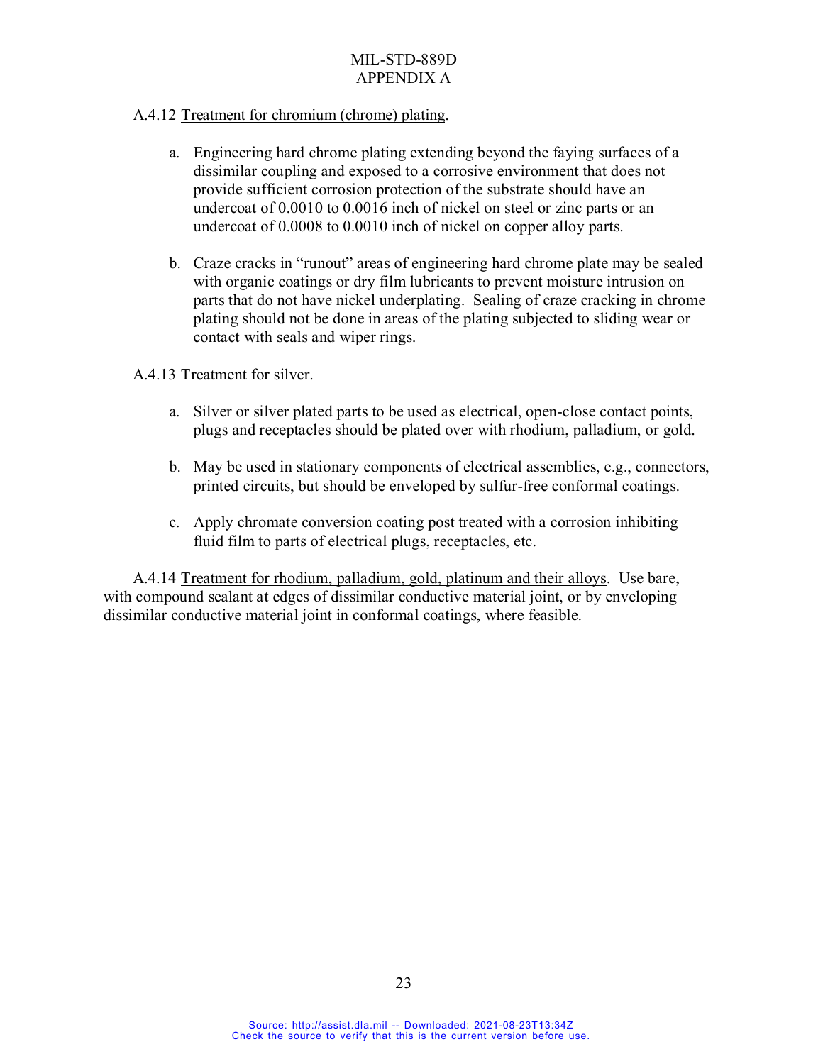A.4.12 Treatment for chromium (chrome) plating.

a. Engineering hard chrome plating extending beyond the faying surfaces of a dissimilar coupling and exposed to a corrosive environment that does not provide sufficient corrosion protection of the substrate should have an undercoat of 0.0010 to 0.0016 inch of nickel on steel or zinc parts or an undercoat of 0.0008 to 0.0010 inch of nickel on copper alloy parts.

b. Craze cracks in "runout" areas of engineering hard chrome plate may be sealed with organic coatings or dry film lubricants to prevent moisture intrusion on parts that do not have nickel underplating. Sealing of craze cracking in chrome plating should not be done in areas of the plating subjected to sliding wear or contact with seals and wiper rings.

A.4.13 Treatment for silver.

a. Silver or silver plated parts to be used as electrical, open-close contact points, plugs and receptacles should be plated over with rhodium, palladium, or gold.

b. May be used in stationary components of electrical assemblies, e.g., connectors, printed circuits, but should be enveloped by sulfur-free conformal coatings.

c. Apply chromate conversion coating post treated with a corrosion inhibiting fluid film to parts of electrical plugs, receptacles, etc.

A.4.14 Treatment for rhodium, palladium, gold, platinum and their alloys. Use bare, with compound sealant at edges of dissimilar conductive material joint, or by enveloping dissimilar conductive material joint in conformal coatings, where feasible.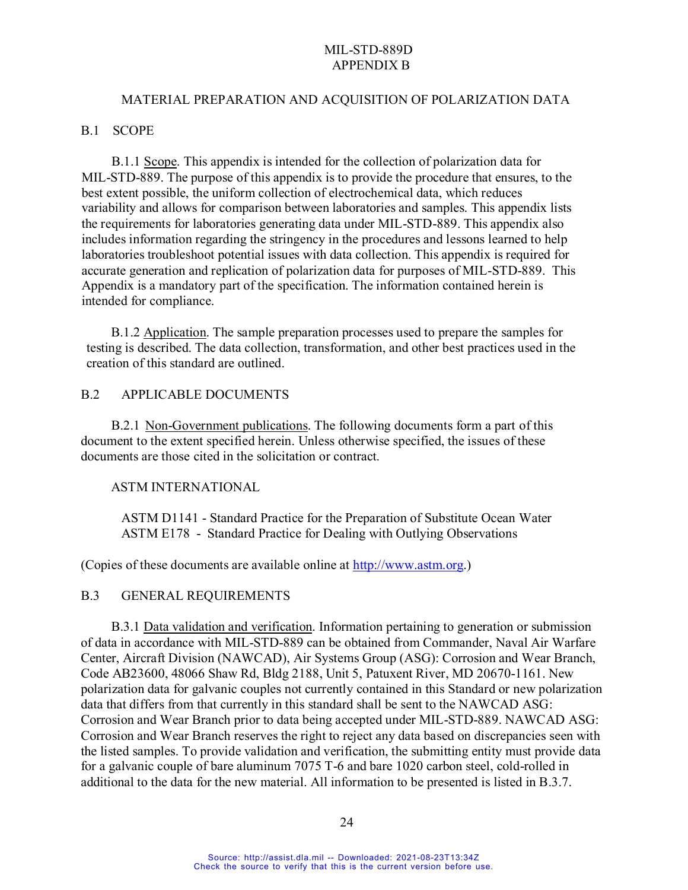# MIL-STD-889D APPENDIX B

## MATERIAL PREPARATION AND ACQUISITION OF POLARIZATION DATA

## B.1 SCOPE

B.1.1 Scope. This appendix is intended for the collection of polarization data for MIL-STD-889. The purpose of this appendix is to provide the procedure that ensures, to the best extent possible, the uniform collection of electrochemical data, which reduces variability and allows for comparison between laboratories and samples. This appendix lists the requirements for laboratories generating data under MIL-STD-889. This appendix also includes information regarding the stringency in the procedures and lessons learned to help laboratories troubleshoot potential issues with data collection. This appendix is required for accurate generation and replication of polarization data for purposes of MIL-STD-889. This Appendix is a mandatory part of the specification. The information contained herein is intended for compliance.

B.1.2 Application. The sample preparation processes used to prepare the samples for testing is described. The data collection, transformation, and other best practices used in the creation of this standard are outlined.

## B.2 APPLICABLE DOCUMENTS

B.2.1 Non-Government publications. The following documents form a part of this document to the extent specified herein. Unless otherwise specified, the issues of these documents are those cited in the solicitation or contract.

ASTM INTERNATIONAL

ASTM D1141 - Standard Practice for the Preparation of Substitute Ocean Water
ASTM E178 - Standard Practice for Dealing with Outlying Observations

(Copies of these documents are available online at http://www.astm.org.)

## B.3 GENERAL REQUIREMENTS

B.3.1 Data validation and verification. Information pertaining to generation or submission of data in accordance with MIL-STD-889 can be obtained from Commander, Naval Air Warfare Center, Aircraft Division (NAWCAD), Air Systems Group (ASG): Corrosion and Wear Branch, Code AB23600, 48066 Shaw Rd, Bldg 2188, Unit 5, Patuxent River, MD 20670-1161. New polarization data for galvanic couples not currently contained in this Standard or new polarization data that differs from that currently in this standard shall be sent to the NAWCAD ASG: Corrosion and Wear Branch prior to data being accepted under MIL-STD-889. NAWCAD ASG: Corrosion and Wear Branch reserves the right to reject any data based on discrepancies seen with the listed samples. To provide validation and verification, the submitting entity must provide data for a galvanic couple of bare aluminum 7075 T-6 and bare 1020 carbon steel, cold-rolled in additional to the data for the new material. All information to be presented is listed in B.3.7.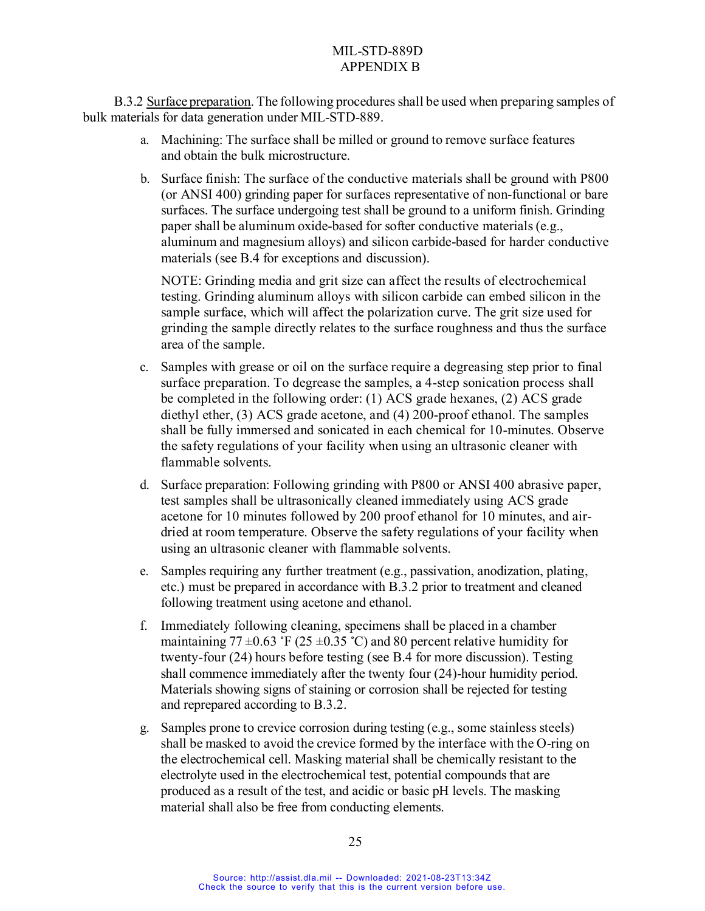B.3.2 Surface preparation. The following procedures shall be used when preparing samples of bulk materials for data generation under MIL-STD-889.

a. Machining: The surface shall be milled or ground to remove surface features and obtain the bulk microstructure.

b. Surface finish: The surface of the conductive materials shall be ground with P800 (or ANSI 400) grinding paper for surfaces representative of non-functional or bare surfaces. The surface undergoing test shall be ground to a uniform finish. Grinding paper shall be aluminum oxide-based for softer conductive materials (e.g., aluminum and magnesium alloys) and silicon carbide-based for harder conductive materials (see B.4 for exceptions and discussion).

   NOTE: Grinding media and grit size can affect the results of electrochemical testing. Grinding aluminum alloys with silicon carbide can embed silicon in the sample surface, which will affect the polarization curve. The grit size used for grinding the sample directly relates to the surface roughness and thus the surface area of the sample.

c. Samples with grease or oil on the surface require a degreasing step prior to final surface preparation. To degrease the samples, a 4-step sonication process shall be completed in the following order: (1) ACS grade hexanes, (2) ACS grade diethyl ether, (3) ACS grade acetone, and (4) 200-proof ethanol. The samples shall be fully immersed and sonicated in each chemical for 10-minutes. Observe the safety regulations of your facility when using an ultrasonic cleaner with flammable solvents.

d. Surface preparation: Following grinding with P800 or ANSI 400 abrasive paper, test samples shall be ultrasonically cleaned immediately using ACS grade acetone for 10 minutes followed by 200 proof ethanol for 10 minutes, and air-dried at room temperature. Observe the safety regulations of your facility when using an ultrasonic cleaner with flammable solvents.

e. Samples requiring any further treatment (e.g., passivation, anodization, plating, etc.) must be prepared in accordance with B.3.2 prior to treatment and cleaned following treatment using acetone and ethanol.

f. Immediately following cleaning, specimens shall be placed in a chamber maintaining 77 ±0.63 ˚F (25 ±0.35 ˚C) and 80 percent relative humidity for twenty-four (24) hours before testing (see B.4 for more discussion). Testing shall commence immediately after the twenty four (24)-hour humidity period. Materials showing signs of staining or corrosion shall be rejected for testing and reprepared according to B.3.2.

g. Samples prone to crevice corrosion during testing (e.g., some stainless steels) shall be masked to avoid the crevice formed by the interface with the O-ring on the electrochemical cell. Masking material shall be chemically resistant to the electrolyte used in the electrochemical test, potential compounds that are produced as a result of the test, and acidic or basic pH levels. The masking material shall also be free from conducting elements.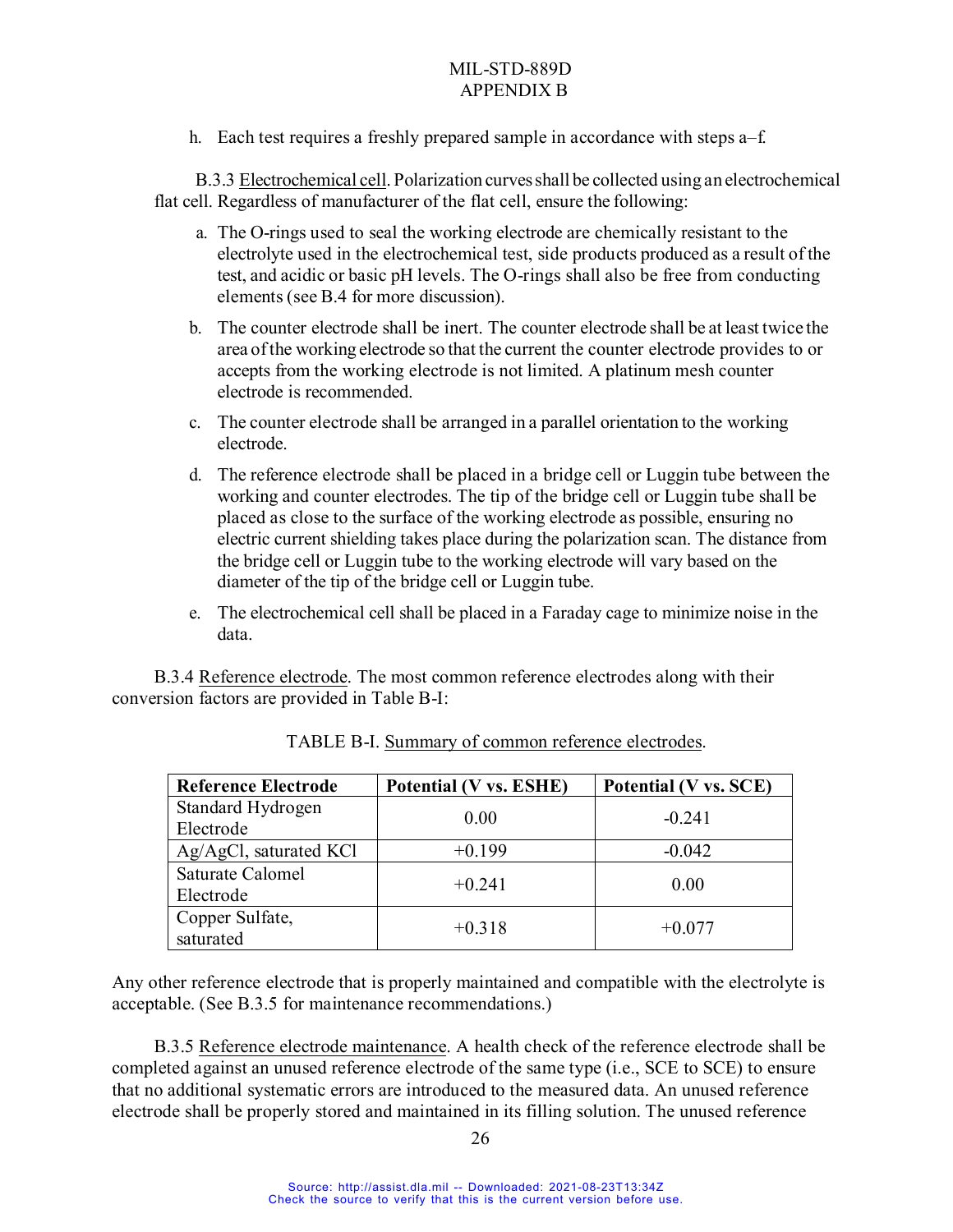h. Each test requires a freshly prepared sample in accordance with steps a–f.

B.3.3 Electrochemical cell. Polarization curves shall be collected using an electrochemical flat cell. Regardless of manufacturer of the flat cell, ensure the following:

a. The O-rings used to seal the working electrode are chemically resistant to the electrolyte used in the electrochemical test, side products produced as a result of the test, and acidic or basic pH levels. The O-rings shall also be free from conducting elements (see B.4 for more discussion).

b. The counter electrode shall be inert. The counter electrode shall be at least twice the area of the working electrode so that the current the counter electrode provides to or accepts from the working electrode is not limited. A platinum mesh counter electrode is recommended.

c. The counter electrode shall be arranged in a parallel orientation to the working electrode.

d. The reference electrode shall be placed in a bridge cell or Luggin tube between the working and counter electrodes. The tip of the bridge cell or Luggin tube shall be placed as close to the surface of the working electrode as possible, ensuring no electric current shielding takes place during the polarization scan. The distance from the bridge cell or Luggin tube to the working electrode will vary based on the diameter of the tip of the bridge cell or Luggin tube.

e. The electrochemical cell shall be placed in a Faraday cage to minimize noise in the data.

B.3.4 Reference electrode. The most common reference electrodes along with their conversion factors are provided in Table B-I:

TABLE B-I. Summary of common reference electrodes.

| Reference Electrode | Potential (V vs. ESHE) | Potential (V vs. SCE) |
|---|---|---|
| Standard Hydrogen Electrode | 0.00 | -0.241 |
| Ag/AgCl, saturated KCl | +0.199 | -0.042 |
| Saturate Calomel Electrode | +0.241 | 0.00 |
| Copper Sulfate, saturated | +0.318 | +0.077 |

Any other reference electrode that is properly maintained and compatible with the electrolyte is acceptable. (See B.3.5 for maintenance recommendations.)

B.3.5 Reference electrode maintenance. A health check of the reference electrode shall be completed against an unused reference electrode of the same type (i.e., SCE to SCE) to ensure that no additional systematic errors are introduced to the measured data. An unused reference electrode shall be properly stored and maintained in its filling solution. The unused reference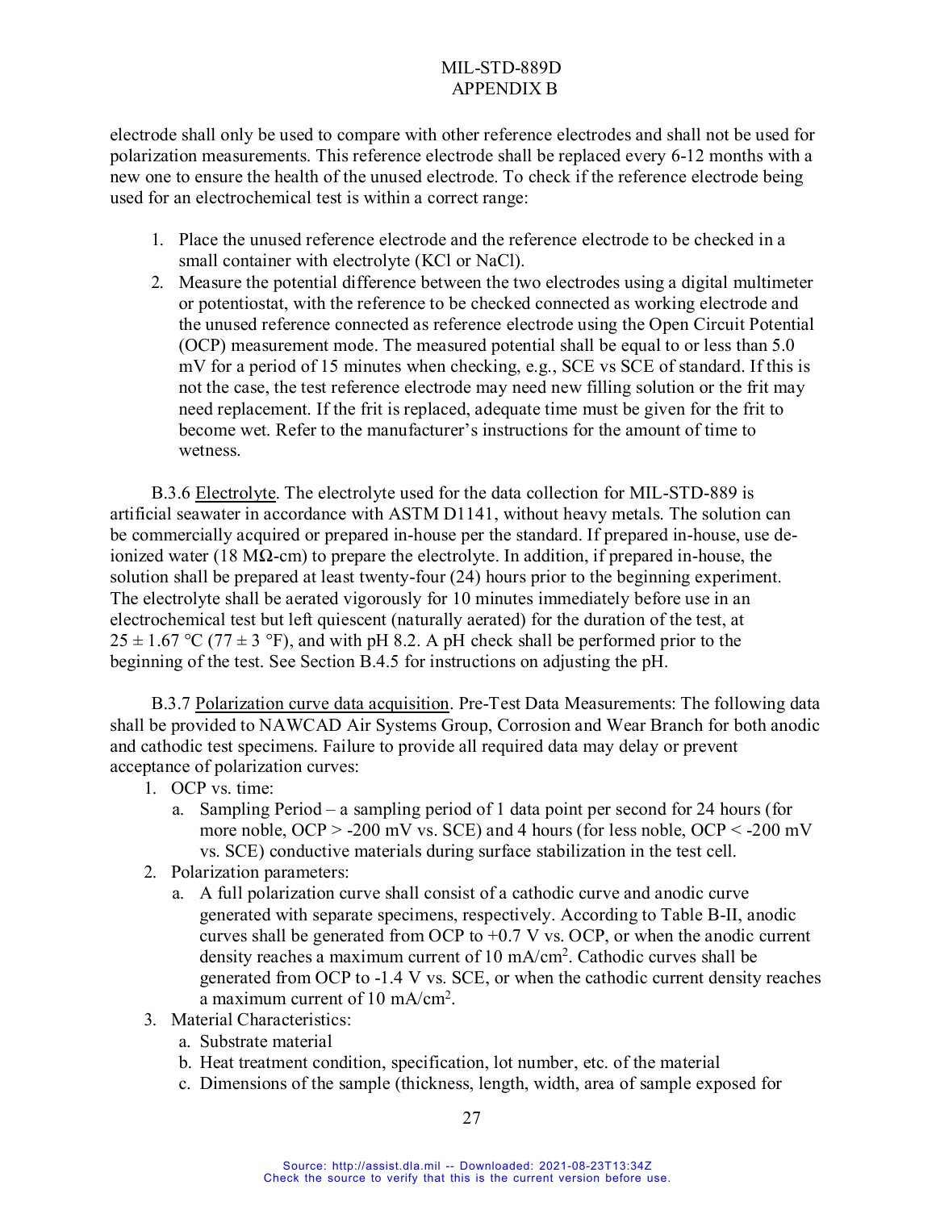electrode shall only be used to compare with other reference electrodes and shall not be used for polarization measurements. This reference electrode shall be replaced every 6-12 months with a new one to ensure the health of the unused electrode. To check if the reference electrode being used for an electrochemical test is within a correct range:

1. Place the unused reference electrode and the reference electrode to be checked in a small container with electrolyte (KCl or NaCl).
2. Measure the potential difference between the two electrodes using a digital multimeter or potentiostat, with the reference to be checked connected as working electrode and the unused reference connected as reference electrode using the Open Circuit Potential (OCP) measurement mode. The measured potential shall be equal to or less than 5.0 mV for a period of 15 minutes when checking, e.g., SCE vs SCE of standard. If this is not the case, the test reference electrode may need new filling solution or the frit may need replacement. If the frit is replaced, adequate time must be given for the frit to become wet. Refer to the manufacturer's instructions for the amount of time to wetness.

B.3.6 Electrolyte. The electrolyte used for the data collection for MIL-STD-889 is artificial seawater in accordance with ASTM D1141, without heavy metals. The solution can be commercially acquired or prepared in-house per the standard. If prepared in-house, use de-ionized water (18 MΩ-cm) to prepare the electrolyte. In addition, if prepared in-house, the solution shall be prepared at least twenty-four (24) hours prior to the beginning experiment. The electrolyte shall be aerated vigorously for 10 minutes immediately before use in an electrochemical test but left quiescent (naturally aerated) for the duration of the test, at $25 \pm 1.67$ °C ($77 \pm 3$ °F), and with pH 8.2. A pH check shall be performed prior to the beginning of the test. See Section B.4.5 for instructions on adjusting the pH.

B.3.7 Polarization curve data acquisition. Pre-Test Data Measurements: The following data shall be provided to NAWCAD Air Systems Group, Corrosion and Wear Branch for both anodic and cathodic test specimens. Failure to provide all required data may delay or prevent acceptance of polarization curves:

1. OCP vs. time:
   a. Sampling Period – a sampling period of 1 data point per second for 24 hours (for more noble, OCP > -200 mV vs. SCE) and 4 hours (for less noble, OCP < -200 mV vs. SCE) conductive materials during surface stabilization in the test cell.
2. Polarization parameters:
   a. A full polarization curve shall consist of a cathodic curve and anodic curve generated with separate specimens, respectively. According to Table B-II, anodic curves shall be generated from OCP to +0.7 V vs. OCP, or when the anodic current density reaches a maximum current of 10 mA/cm$^2$. Cathodic curves shall be generated from OCP to -1.4 V vs. SCE, or when the cathodic current density reaches a maximum current of 10 mA/cm$^2$.
3. Material Characteristics:
   a. Substrate material
   b. Heat treatment condition, specification, lot number, etc. of the material
   c. Dimensions of the sample (thickness, length, width, area of sample exposed for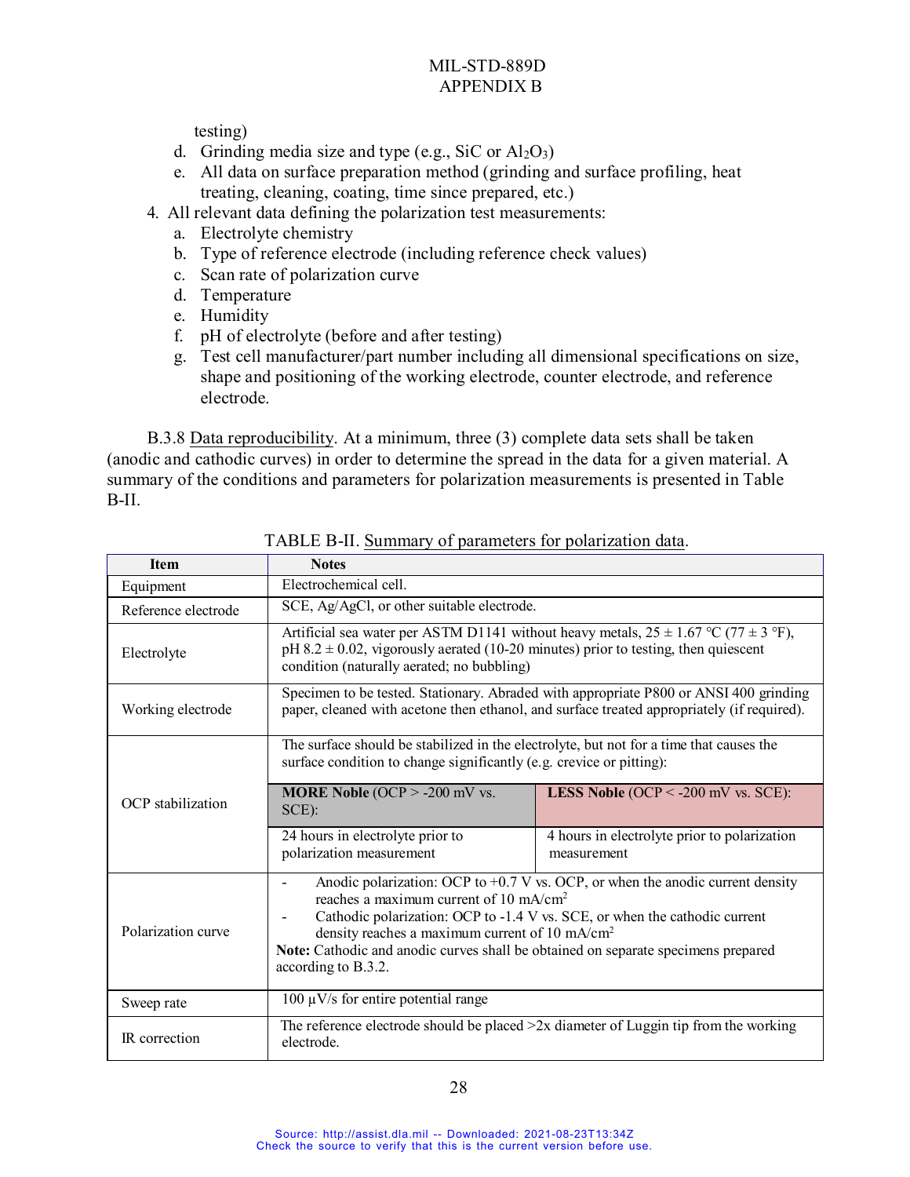testing)

   d. Grinding media size and type (e.g., SiC or $Al_2O_3$)
   e. All data on surface preparation method (grinding and surface profiling, heat treating, cleaning, coating, time since prepared, etc.)

4. All relevant data defining the polarization test measurements:
   a. Electrolyte chemistry
   b. Type of reference electrode (including reference check values)
   c. Scan rate of polarization curve
   d. Temperature
   e. Humidity
   f. pH of electrolyte (before and after testing)
   g. Test cell manufacturer/part number including all dimensional specifications on size, shape and positioning of the working electrode, counter electrode, and reference electrode.

B.3.8 Data reproducibility. At a minimum, three (3) complete data sets shall be taken (anodic and cathodic curves) in order to determine the spread in the data for a given material. A summary of the conditions and parameters for polarization measurements is presented in Table B-II.

TABLE B-II. Summary of parameters for polarization data.

| Item | Notes | |
|---|---|---|
| Equipment | Electrochemical cell. | |
| Reference electrode | SCE, Ag/AgCl, or other suitable electrode. | |
| Electrolyte | Artificial sea water per ASTM D1141 without heavy metals, 25 ± 1.67 °C (77 ± 3 °F), pH 8.2 ± 0.02, vigorously aerated (10-20 minutes) prior to testing, then quiescent condition (naturally aerated; no bubbling) | |
| Working electrode | Specimen to be tested. Stationary. Abraded with appropriate P800 or ANSI 400 grinding paper, cleaned with acetone then ethanol, and surface treated appropriately (if required). | |
| OCP stabilization | The surface should be stabilized in the electrolyte, but not for a time that causes the surface condition to change significantly (e.g. crevice or pitting): | |
| | **MORE Noble** (OCP > -200 mV vs. SCE): | **LESS Noble** (OCP < -200 mV vs. SCE): |
| | 24 hours in electrolyte prior to polarization measurement | 4 hours in electrolyte prior to polarization measurement |
| Polarization curve | - Anodic polarization: OCP to +0.7 V vs. OCP, or when the anodic current density reaches a maximum current of 10 mA/cm$^2$<br>- Cathodic polarization: OCP to -1.4 V vs. SCE, or when the cathodic current density reaches a maximum current of 10 mA/cm$^2$<br>**Note:** Cathodic and anodic curves shall be obtained on separate specimens prepared according to B.3.2. | |
| Sweep rate | 100 µV/s for entire potential range | |
| IR correction | The reference electrode should be placed >2x diameter of Luggin tip from the working electrode. | |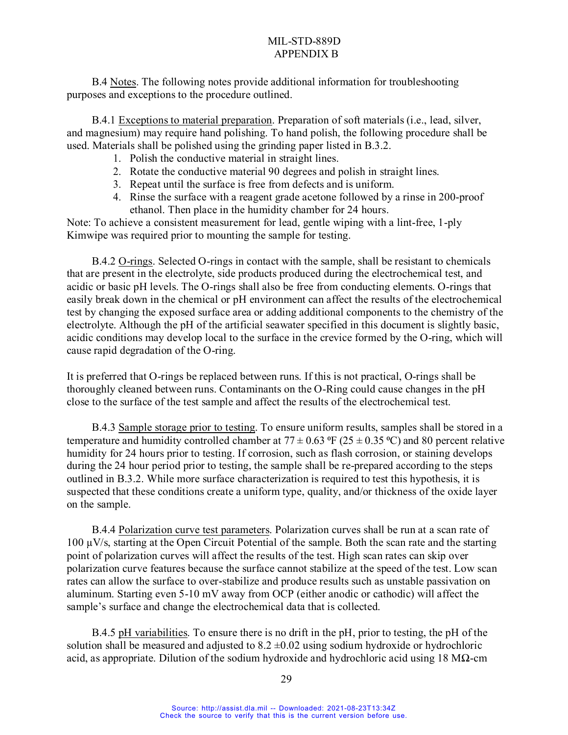B.4 Notes. The following notes provide additional information for troubleshooting purposes and exceptions to the procedure outlined.

B.4.1 Exceptions to material preparation. Preparation of soft materials (i.e., lead, silver, and magnesium) may require hand polishing. To hand polish, the following procedure shall be used. Materials shall be polished using the grinding paper listed in B.3.2.

1. Polish the conductive material in straight lines.
2. Rotate the conductive material 90 degrees and polish in straight lines.
3. Repeat until the surface is free from defects and is uniform.
4. Rinse the surface with a reagent grade acetone followed by a rinse in 200-proof ethanol. Then place in the humidity chamber for 24 hours.

Note: To achieve a consistent measurement for lead, gentle wiping with a lint-free, 1-ply Kimwipe was required prior to mounting the sample for testing.

B.4.2 O-rings. Selected O-rings in contact with the sample, shall be resistant to chemicals that are present in the electrolyte, side products produced during the electrochemical test, and acidic or basic pH levels. The O-rings shall also be free from conducting elements. O-rings that easily break down in the chemical or pH environment can affect the results of the electrochemical test by changing the exposed surface area or adding additional components to the chemistry of the electrolyte. Although the pH of the artificial seawater specified in this document is slightly basic, acidic conditions may develop local to the surface in the crevice formed by the O-ring, which will cause rapid degradation of the O-ring.

It is preferred that O-rings be replaced between runs. If this is not practical, O-rings shall be thoroughly cleaned between runs. Contaminants on the O-Ring could cause changes in the pH close to the surface of the test sample and affect the results of the electrochemical test.

B.4.3 Sample storage prior to testing. To ensure uniform results, samples shall be stored in a temperature and humidity controlled chamber at 77 ± 0.63 ºF (25 ± 0.35 ºC) and 80 percent relative humidity for 24 hours prior to testing. If corrosion, such as flash corrosion, or staining develops during the 24 hour period prior to testing, the sample shall be re-prepared according to the steps outlined in B.3.2. While more surface characterization is required to test this hypothesis, it is suspected that these conditions create a uniform type, quality, and/or thickness of the oxide layer on the sample.

B.4.4 Polarization curve test parameters. Polarization curves shall be run at a scan rate of 100 µV/s, starting at the Open Circuit Potential of the sample. Both the scan rate and the starting point of polarization curves will affect the results of the test. High scan rates can skip over polarization curve features because the surface cannot stabilize at the speed of the test. Low scan rates can allow the surface to over-stabilize and produce results such as unstable passivation on aluminum. Starting even 5-10 mV away from OCP (either anodic or cathodic) will affect the sample's surface and change the electrochemical data that is collected.

B.4.5 pH variabilities. To ensure there is no drift in the pH, prior to testing, the pH of the solution shall be measured and adjusted to 8.2 ±0.02 using sodium hydroxide or hydrochloric acid, as appropriate. Dilution of the sodium hydroxide and hydrochloric acid using 18 MΩ-cm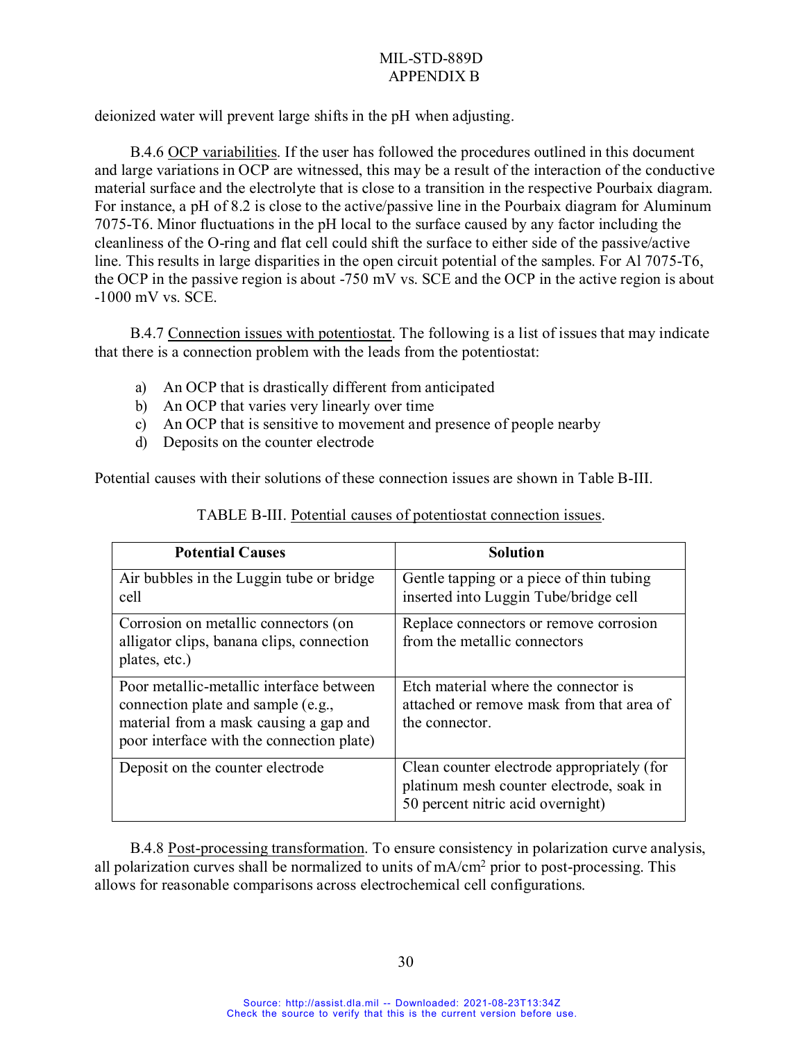deionized water will prevent large shifts in the pH when adjusting.

B.4.6 OCP variabilities. If the user has followed the procedures outlined in this document and large variations in OCP are witnessed, this may be a result of the interaction of the conductive material surface and the electrolyte that is close to a transition in the respective Pourbaix diagram. For instance, a pH of 8.2 is close to the active/passive line in the Pourbaix diagram for Aluminum 7075-T6. Minor fluctuations in the pH local to the surface caused by any factor including the cleanliness of the O-ring and flat cell could shift the surface to either side of the passive/active line. This results in large disparities in the open circuit potential of the samples. For Al 7075-T6, the OCP in the passive region is about -750 mV vs. SCE and the OCP in the active region is about -1000 mV vs. SCE.

B.4.7 Connection issues with potentiostat. The following is a list of issues that may indicate that there is a connection problem with the leads from the potentiostat:

a) An OCP that is drastically different from anticipated
b) An OCP that varies very linearly over time
c) An OCP that is sensitive to movement and presence of people nearby
d) Deposits on the counter electrode

Potential causes with their solutions of these connection issues are shown in Table B-III.

TABLE B-III. Potential causes of potentiostat connection issues.

| Potential Causes | Solution |
|---|---|
| Air bubbles in the Luggin tube or bridge cell | Gentle tapping or a piece of thin tubing inserted into Luggin Tube/bridge cell |
| Corrosion on metallic connectors (on alligator clips, banana clips, connection plates, etc.) | Replace connectors or remove corrosion from the metallic connectors |
| Poor metallic-metallic interface between connection plate and sample (e.g., material from a mask causing a gap and poor interface with the connection plate) | Etch material where the connector is attached or remove mask from that area of the connector. |
| Deposit on the counter electrode | Clean counter electrode appropriately (for platinum mesh counter electrode, soak in 50 percent nitric acid overnight) |

B.4.8 Post-processing transformation. To ensure consistency in polarization curve analysis, all polarization curves shall be normalized to units of $mA/cm^2$ prior to post-processing. This allows for reasonable comparisons across electrochemical cell configurations.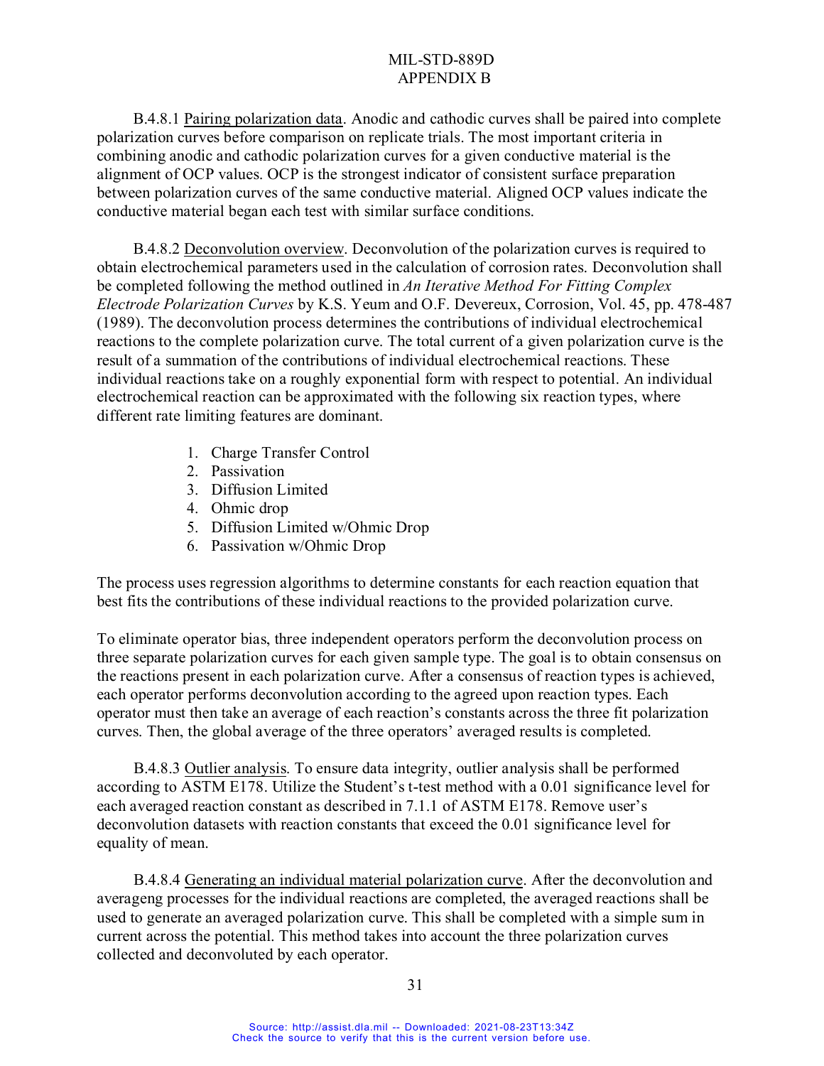B.4.8.1 Pairing polarization data. Anodic and cathodic curves shall be paired into complete polarization curves before comparison on replicate trials. The most important criteria in combining anodic and cathodic polarization curves for a given conductive material is the alignment of OCP values. OCP is the strongest indicator of consistent surface preparation between polarization curves of the same conductive material. Aligned OCP values indicate the conductive material began each test with similar surface conditions.

B.4.8.2 Deconvolution overview. Deconvolution of the polarization curves is required to obtain electrochemical parameters used in the calculation of corrosion rates. Deconvolution shall be completed following the method outlined in *An Iterative Method For Fitting Complex Electrode Polarization Curves* by K.S. Yeum and O.F. Devereux, Corrosion, Vol. 45, pp. 478-487 (1989). The deconvolution process determines the contributions of individual electrochemical reactions to the complete polarization curve. The total current of a given polarization curve is the result of a summation of the contributions of individual electrochemical reactions. These individual reactions take on a roughly exponential form with respect to potential. An individual electrochemical reaction can be approximated with the following six reaction types, where different rate limiting features are dominant.

1. Charge Transfer Control
2. Passivation
3. Diffusion Limited
4. Ohmic drop
5. Diffusion Limited w/Ohmic Drop
6. Passivation w/Ohmic Drop

The process uses regression algorithms to determine constants for each reaction equation that best fits the contributions of these individual reactions to the provided polarization curve.

To eliminate operator bias, three independent operators perform the deconvolution process on three separate polarization curves for each given sample type. The goal is to obtain consensus on the reactions present in each polarization curve. After a consensus of reaction types is achieved, each operator performs deconvolution according to the agreed upon reaction types. Each operator must then take an average of each reaction's constants across the three fit polarization curves. Then, the global average of the three operators' averaged results is completed.

B.4.8.3 Outlier analysis. To ensure data integrity, outlier analysis shall be performed according to ASTM E178. Utilize the Student's t-test method with a 0.01 significance level for each averaged reaction constant as described in 7.1.1 of ASTM E178. Remove user's deconvolution datasets with reaction constants that exceed the 0.01 significance level for equality of mean.

B.4.8.4 Generating an individual material polarization curve. After the deconvolution and averageng processes for the individual reactions are completed, the averaged reactions shall be used to generate an averaged polarization curve. This shall be completed with a simple sum in current across the potential. This method takes into account the three polarization curves collected and deconvoluted by each operator.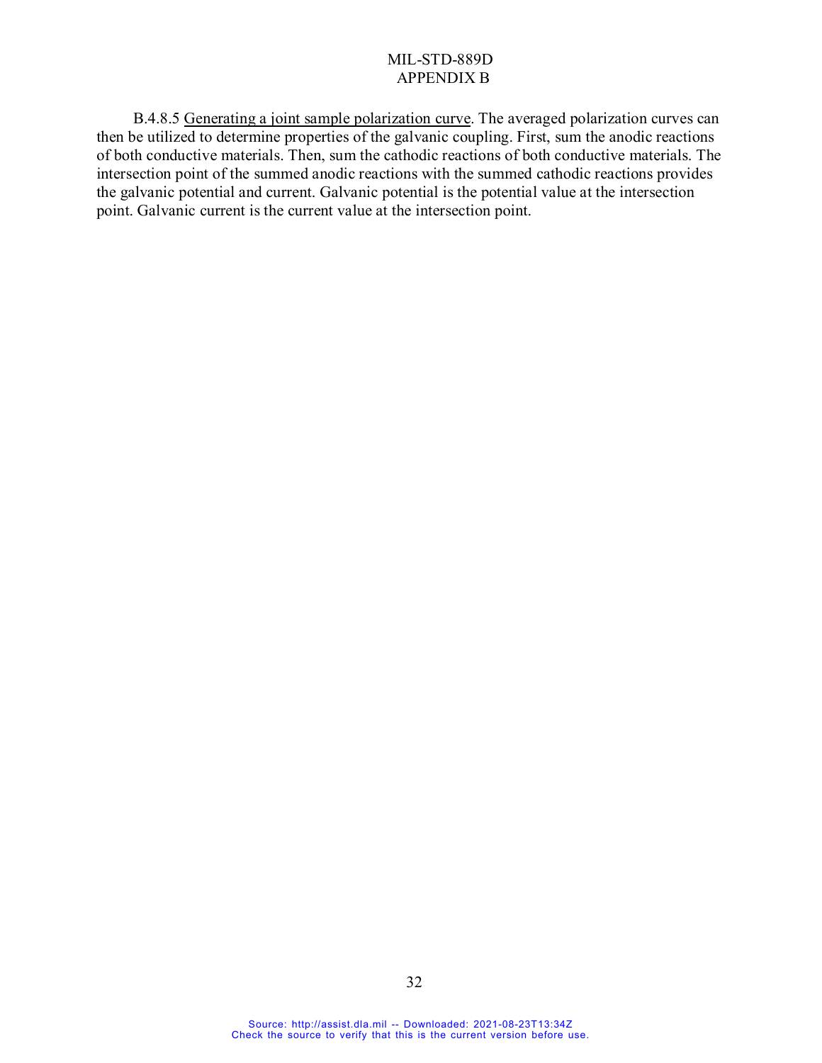B.4.8.5 Generating a joint sample polarization curve. The averaged polarization curves can then be utilized to determine properties of the galvanic coupling. First, sum the anodic reactions of both conductive materials. Then, sum the cathodic reactions of both conductive materials. The intersection point of the summed anodic reactions with the summed cathodic reactions provides the galvanic potential and current. Galvanic potential is the potential value at the intersection point. Galvanic current is the current value at the intersection point.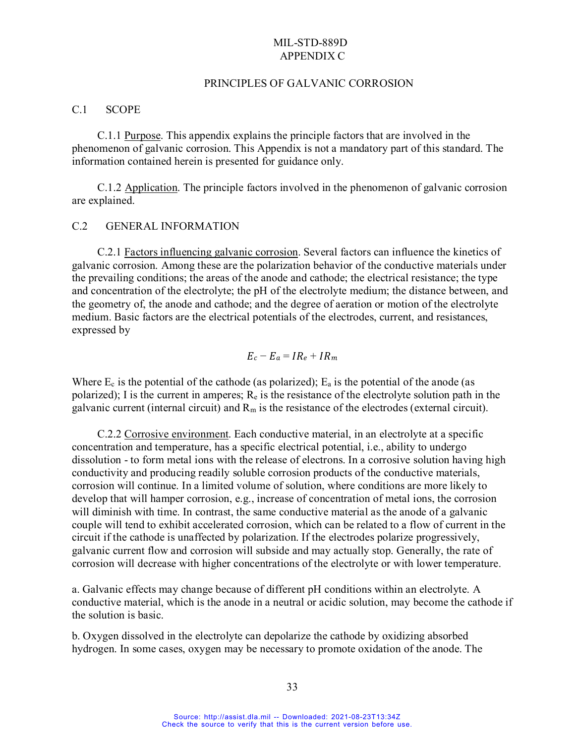# APPENDIX C

## PRINCIPLES OF GALVANIC CORROSION

### C.1 SCOPE

C.1.1 Purpose. This appendix explains the principle factors that are involved in the phenomenon of galvanic corrosion. This Appendix is not a mandatory part of this standard. The information contained herein is presented for guidance only.

C.1.2 Application. The principle factors involved in the phenomenon of galvanic corrosion are explained.

### C.2 GENERAL INFORMATION

C.2.1 Factors influencing galvanic corrosion. Several factors can influence the kinetics of galvanic corrosion. Among these are the polarization behavior of the conductive materials under the prevailing conditions; the areas of the anode and cathode; the electrical resistance; the type and concentration of the electrolyte; the pH of the electrolyte medium; the distance between, and the geometry of, the anode and cathode; and the degree of aeration or motion of the electrolyte medium. Basic factors are the electrical potentials of the electrodes, current, and resistances, expressed by

$$E_c - E_a = IR_e + IR_m$$

Where $E_c$ is the potential of the cathode (as polarized); $E_a$ is the potential of the anode (as polarized); I is the current in amperes; $R_e$ is the resistance of the electrolyte solution path in the galvanic current (internal circuit) and $R_m$ is the resistance of the electrodes (external circuit).

C.2.2 Corrosive environment. Each conductive material, in an electrolyte at a specific concentration and temperature, has a specific electrical potential, i.e., ability to undergo dissolution - to form metal ions with the release of electrons. In a corrosive solution having high conductivity and producing readily soluble corrosion products of the conductive materials, corrosion will continue. In a limited volume of solution, where conditions are more likely to develop that will hamper corrosion, e.g., increase of concentration of metal ions, the corrosion will diminish with time. In contrast, the same conductive material as the anode of a galvanic couple will tend to exhibit accelerated corrosion, which can be related to a flow of current in the circuit if the cathode is unaffected by polarization. If the electrodes polarize progressively, galvanic current flow and corrosion will subside and may actually stop. Generally, the rate of corrosion will decrease with higher concentrations of the electrolyte or with lower temperature.

a. Galvanic effects may change because of different pH conditions within an electrolyte. A conductive material, which is the anode in a neutral or acidic solution, may become the cathode if the solution is basic.

b. Oxygen dissolved in the electrolyte can depolarize the cathode by oxidizing absorbed hydrogen. In some cases, oxygen may be necessary to promote oxidation of the anode. The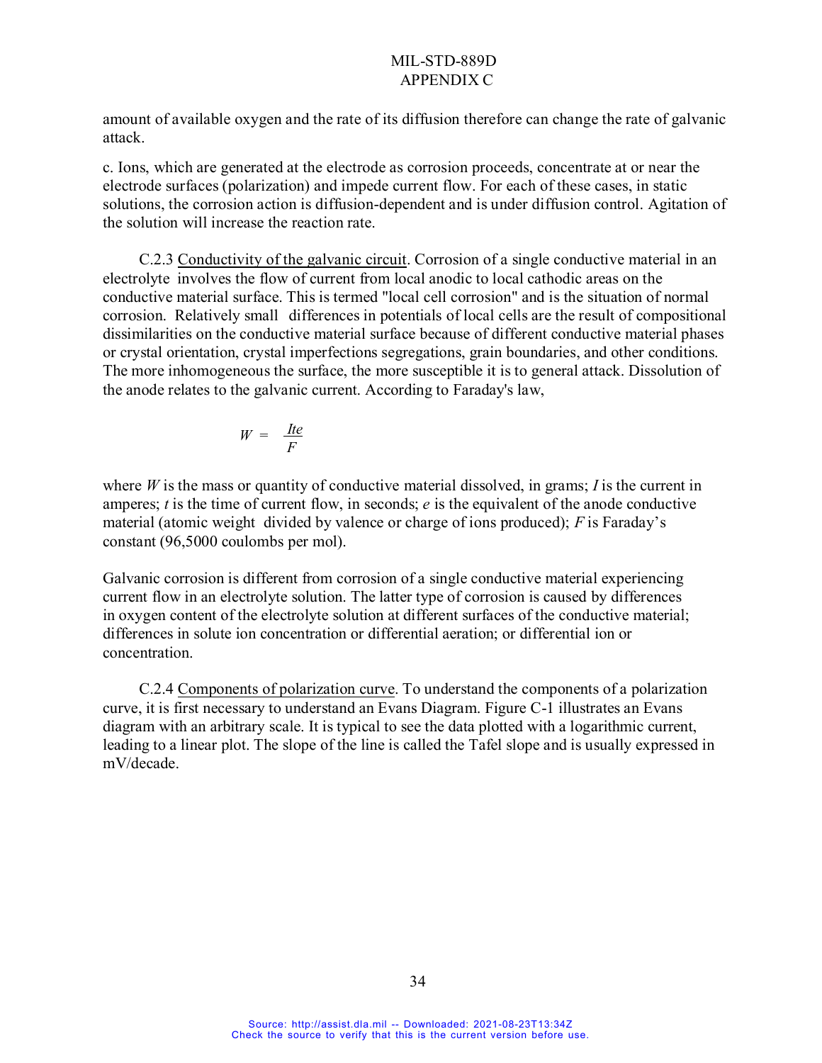amount of available oxygen and the rate of its diffusion therefore can change the rate of galvanic attack.

c. Ions, which are generated at the electrode as corrosion proceeds, concentrate at or near the electrode surfaces (polarization) and impede current flow. For each of these cases, in static solutions, the corrosion action is diffusion-dependent and is under diffusion control. Agitation of the solution will increase the reaction rate.

C.2.3 Conductivity of the galvanic circuit. Corrosion of a single conductive material in an electrolyte involves the flow of current from local anodic to local cathodic areas on the conductive material surface. This is termed "local cell corrosion" and is the situation of normal corrosion. Relatively small differences in potentials of local cells are the result of compositional dissimilarities on the conductive material surface because of different conductive material phases or crystal orientation, crystal imperfections segregations, grain boundaries, and other conditions. The more inhomogeneous the surface, the more susceptible it is to general attack. Dissolution of the anode relates to the galvanic current. According to Faraday's law,

$$W = \frac{Ite}{F}$$

where $W$ is the mass or quantity of conductive material dissolved, in grams; $I$ is the current in amperes; $t$ is the time of current flow, in seconds; $e$ is the equivalent of the anode conductive material (atomic weight divided by valence or charge of ions produced); $F$ is Faraday's constant (96,5000 coulombs per mol).

Galvanic corrosion is different from corrosion of a single conductive material experiencing current flow in an electrolyte solution. The latter type of corrosion is caused by differences in oxygen content of the electrolyte solution at different surfaces of the conductive material; differences in solute ion concentration or differential aeration; or differential ion or concentration.

C.2.4 Components of polarization curve. To understand the components of a polarization curve, it is first necessary to understand an Evans Diagram. Figure C-1 illustrates an Evans diagram with an arbitrary scale. It is typical to see the data plotted with a logarithmic current, leading to a linear plot. The slope of the line is called the Tafel slope and is usually expressed in mV/decade.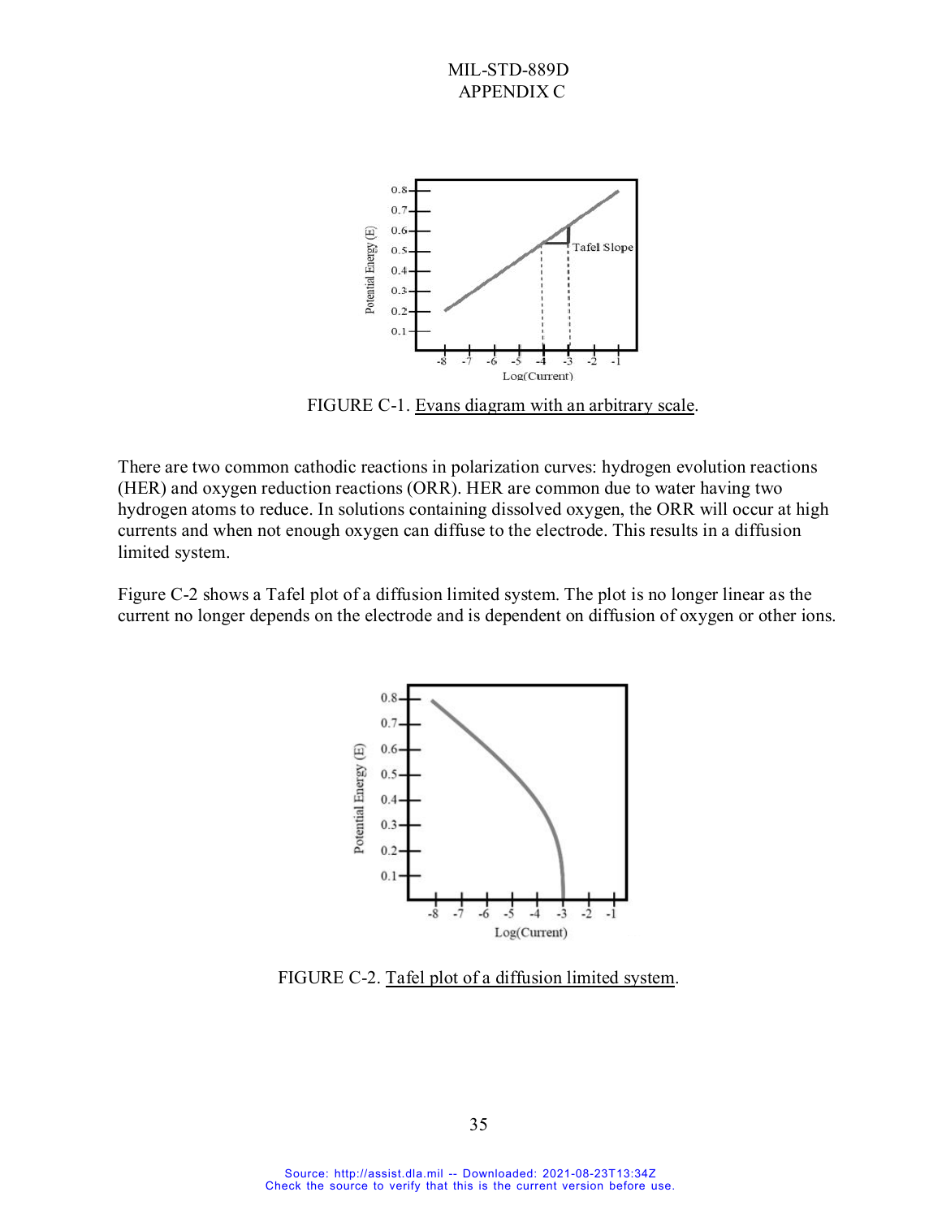FIGURE C-1. Evans diagram with an arbitrary scale.

There are two common cathodic reactions in polarization curves: hydrogen evolution reactions (HER) and oxygen reduction reactions (ORR). HER are common due to water having two hydrogen atoms to reduce. In solutions containing dissolved oxygen, the ORR will occur at high currents and when not enough oxygen can diffuse to the electrode. This results in a diffusion limited system.

Figure C-2 shows a Tafel plot of a diffusion limited system. The plot is no longer linear as the current no longer depends on the electrode and is dependent on diffusion of oxygen or other ions.

FIGURE C-2. Tafel plot of a diffusion limited system.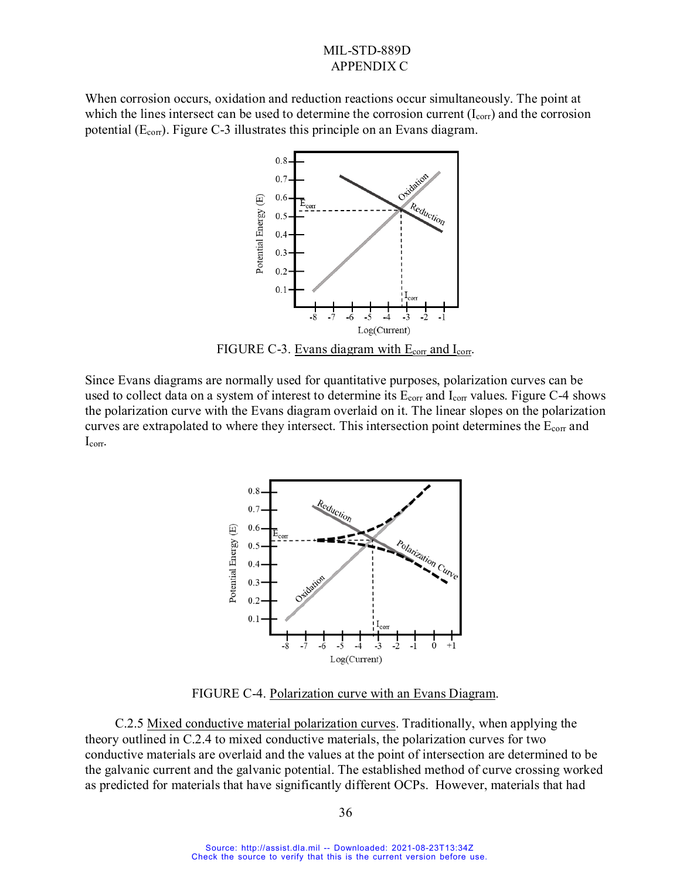When corrosion occurs, oxidation and reduction reactions occur simultaneously. The point at which the lines intersect can be used to determine the corrosion current ($I_{corr}$) and the corrosion potential ($E_{corr}$). Figure C-3 illustrates this principle on an Evans diagram.

FIGURE C-3. Evans diagram with $E_{corr}$ and $I_{corr}$.

Since Evans diagrams are normally used for quantitative purposes, polarization curves can be used to collect data on a system of interest to determine its $E_{corr}$ and $I_{corr}$ values. Figure C-4 shows the polarization curve with the Evans diagram overlaid on it. The linear slopes on the polarization curves are extrapolated to where they intersect. This intersection point determines the $E_{corr}$ and $I_{corr}$.

FIGURE C-4. Polarization curve with an Evans Diagram.

C.2.5 Mixed conductive material polarization curves. Traditionally, when applying the theory outlined in C.2.4 to mixed conductive materials, the polarization curves for two conductive materials are overlaid and the values at the point of intersection are determined to be the galvanic current and the galvanic potential. The established method of curve crossing worked as predicted for materials that have significantly different OCPs. However, materials that had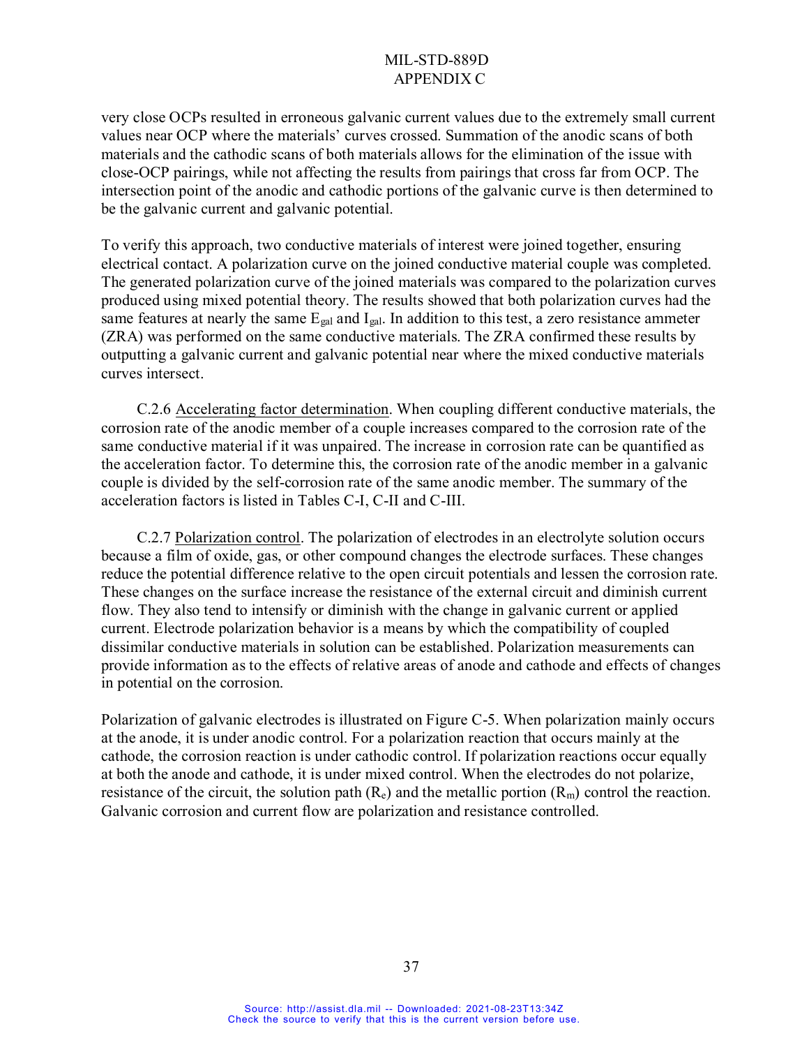very close OCPs resulted in erroneous galvanic current values due to the extremely small current values near OCP where the materials' curves crossed. Summation of the anodic scans of both materials and the cathodic scans of both materials allows for the elimination of the issue with close-OCP pairings, while not affecting the results from pairings that cross far from OCP. The intersection point of the anodic and cathodic portions of the galvanic curve is then determined to be the galvanic current and galvanic potential.

To verify this approach, two conductive materials of interest were joined together, ensuring electrical contact. A polarization curve on the joined conductive material couple was completed. The generated polarization curve of the joined materials was compared to the polarization curves produced using mixed potential theory. The results showed that both polarization curves had the same features at nearly the same $E_{gal}$ and $I_{gal}$. In addition to this test, a zero resistance ammeter (ZRA) was performed on the same conductive materials. The ZRA confirmed these results by outputting a galvanic current and galvanic potential near where the mixed conductive materials curves intersect.

C.2.6 Accelerating factor determination. When coupling different conductive materials, the corrosion rate of the anodic member of a couple increases compared to the corrosion rate of the same conductive material if it was unpaired. The increase in corrosion rate can be quantified as the acceleration factor. To determine this, the corrosion rate of the anodic member in a galvanic couple is divided by the self-corrosion rate of the same anodic member. The summary of the acceleration factors is listed in Tables C-I, C-II and C-III.

C.2.7 Polarization control. The polarization of electrodes in an electrolyte solution occurs because a film of oxide, gas, or other compound changes the electrode surfaces. These changes reduce the potential difference relative to the open circuit potentials and lessen the corrosion rate. These changes on the surface increase the resistance of the external circuit and diminish current flow. They also tend to intensify or diminish with the change in galvanic current or applied current. Electrode polarization behavior is a means by which the compatibility of coupled dissimilar conductive materials in solution can be established. Polarization measurements can provide information as to the effects of relative areas of anode and cathode and effects of changes in potential on the corrosion.

Polarization of galvanic electrodes is illustrated on Figure C-5. When polarization mainly occurs at the anode, it is under anodic control. For a polarization reaction that occurs mainly at the cathode, the corrosion reaction is under cathodic control. If polarization reactions occur equally at both the anode and cathode, it is under mixed control. When the electrodes do not polarize, resistance of the circuit, the solution path ($R_e$) and the metallic portion ($R_m$) control the reaction. Galvanic corrosion and current flow are polarization and resistance controlled.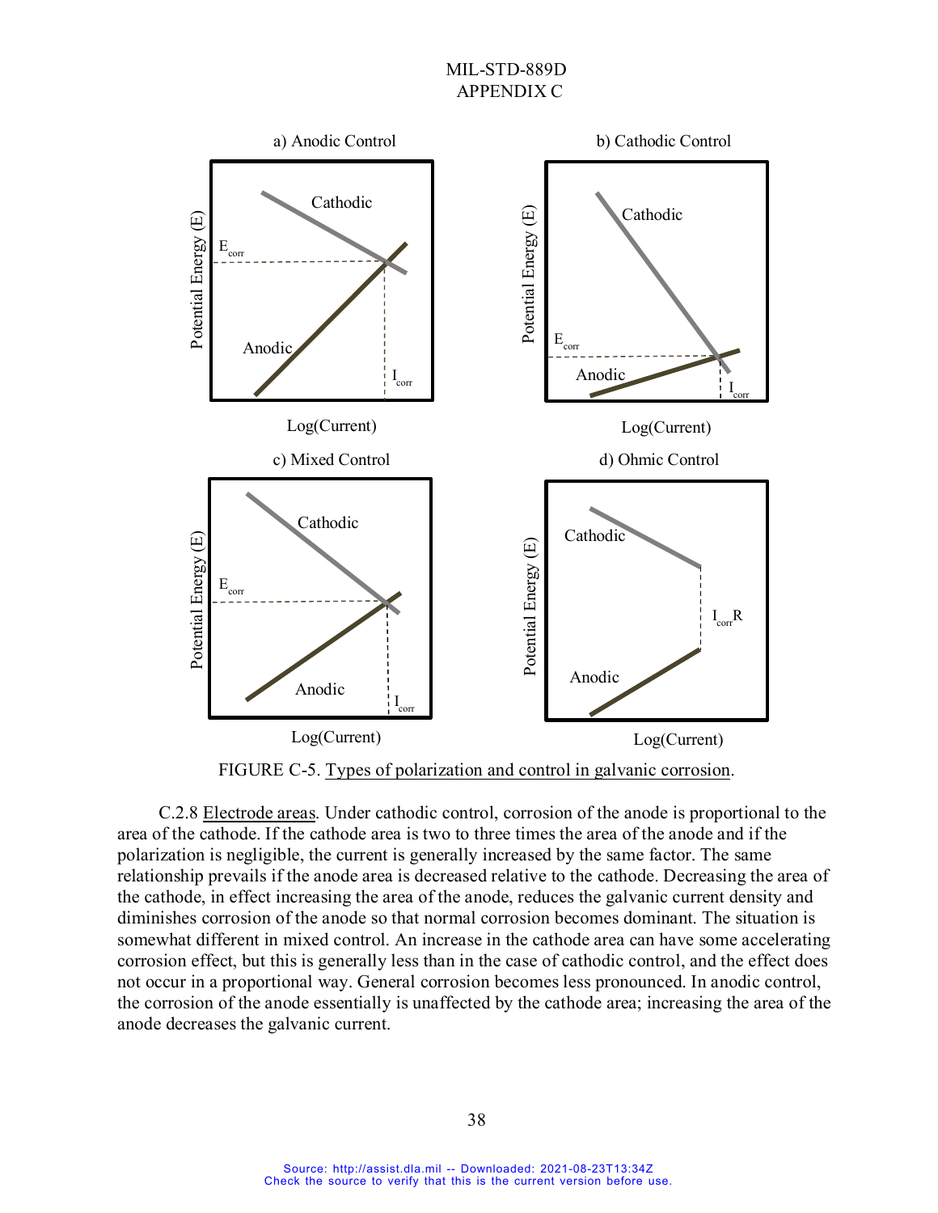FIGURE C-5. Types of polarization and control in galvanic corrosion.

C.2.8 Electrode areas. Under cathodic control, corrosion of the anode is proportional to the area of the cathode. If the cathode area is two to three times the area of the anode and if the polarization is negligible, the current is generally increased by the same factor. The same relationship prevails if the anode area is decreased relative to the cathode. Decreasing the area of the cathode, in effect increasing the area of the anode, reduces the galvanic current density and diminishes corrosion of the anode so that normal corrosion becomes dominant. The situation is somewhat different in mixed control. An increase in the cathode area can have some accelerating corrosion effect, but this is generally less than in the case of cathodic control, and the effect does not occur in a proportional way. General corrosion becomes less pronounced. In anodic control, the corrosion of the anode essentially is unaffected by the cathode area; increasing the area of the anode decreases the galvanic current.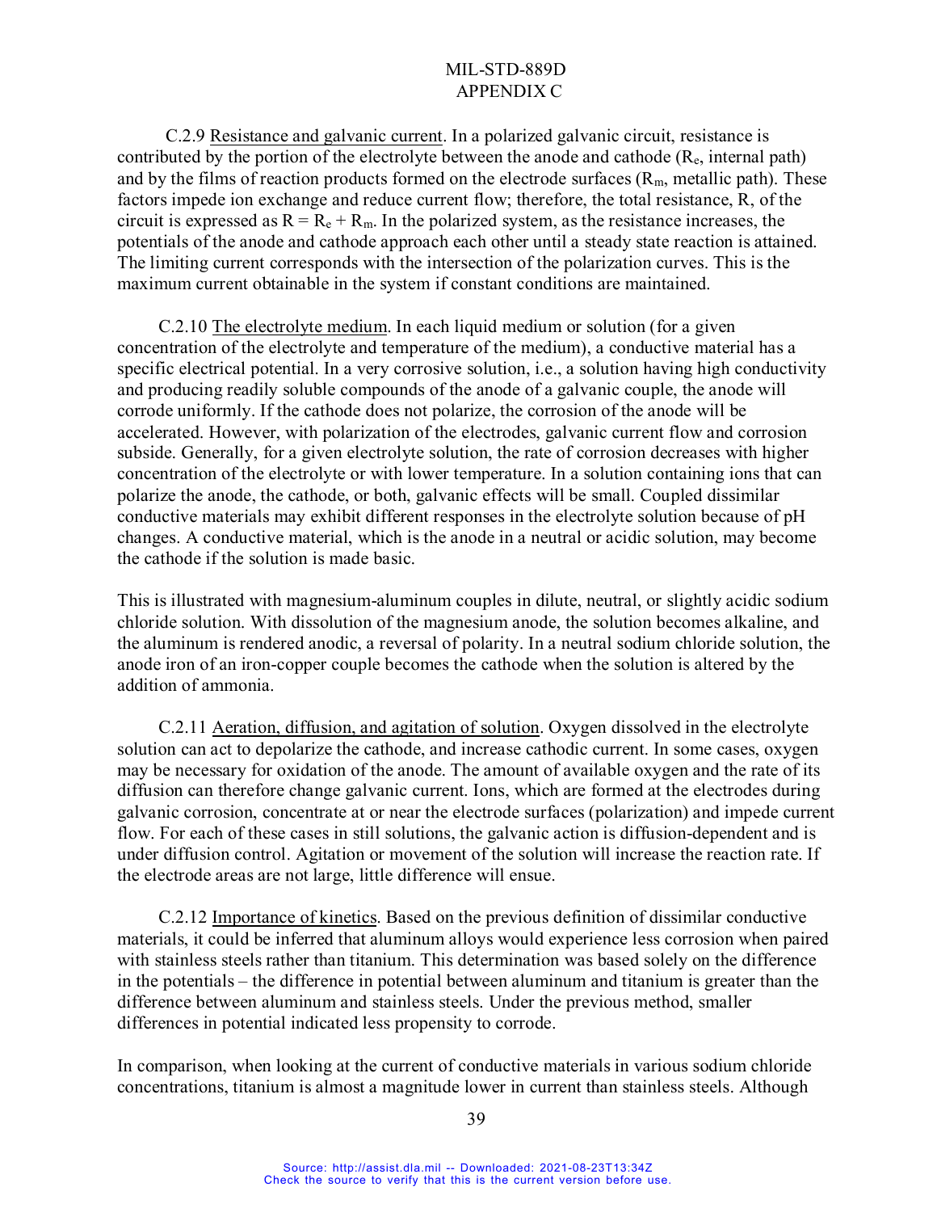C.2.9 Resistance and galvanic current. In a polarized galvanic circuit, resistance is contributed by the portion of the electrolyte between the anode and cathode ($R_e$, internal path) and by the films of reaction products formed on the electrode surfaces ($R_m$, metallic path). These factors impede ion exchange and reduce current flow; therefore, the total resistance, R, of the circuit is expressed as $R = R_e + R_m$. In the polarized system, as the resistance increases, the potentials of the anode and cathode approach each other until a steady state reaction is attained. The limiting current corresponds with the intersection of the polarization curves. This is the maximum current obtainable in the system if constant conditions are maintained.

C.2.10 The electrolyte medium. In each liquid medium or solution (for a given concentration of the electrolyte and temperature of the medium), a conductive material has a specific electrical potential. In a very corrosive solution, i.e., a solution having high conductivity and producing readily soluble compounds of the anode of a galvanic couple, the anode will corrode uniformly. If the cathode does not polarize, the corrosion of the anode will be accelerated. However, with polarization of the electrodes, galvanic current flow and corrosion subside. Generally, for a given electrolyte solution, the rate of corrosion decreases with higher concentration of the electrolyte or with lower temperature. In a solution containing ions that can polarize the anode, the cathode, or both, galvanic effects will be small. Coupled dissimilar conductive materials may exhibit different responses in the electrolyte solution because of pH changes. A conductive material, which is the anode in a neutral or acidic solution, may become the cathode if the solution is made basic.

This is illustrated with magnesium-aluminum couples in dilute, neutral, or slightly acidic sodium chloride solution. With dissolution of the magnesium anode, the solution becomes alkaline, and the aluminum is rendered anodic, a reversal of polarity. In a neutral sodium chloride solution, the anode iron of an iron-copper couple becomes the cathode when the solution is altered by the addition of ammonia.

C.2.11 Aeration, diffusion, and agitation of solution. Oxygen dissolved in the electrolyte solution can act to depolarize the cathode, and increase cathodic current. In some cases, oxygen may be necessary for oxidation of the anode. The amount of available oxygen and the rate of its diffusion can therefore change galvanic current. Ions, which are formed at the electrodes during galvanic corrosion, concentrate at or near the electrode surfaces (polarization) and impede current flow. For each of these cases in still solutions, the galvanic action is diffusion-dependent and is under diffusion control. Agitation or movement of the solution will increase the reaction rate. If the electrode areas are not large, little difference will ensue.

C.2.12 Importance of kinetics. Based on the previous definition of dissimilar conductive materials, it could be inferred that aluminum alloys would experience less corrosion when paired with stainless steels rather than titanium. This determination was based solely on the difference in the potentials – the difference in potential between aluminum and titanium is greater than the difference between aluminum and stainless steels. Under the previous method, smaller differences in potential indicated less propensity to corrode.

In comparison, when looking at the current of conductive materials in various sodium chloride concentrations, titanium is almost a magnitude lower in current than stainless steels. Although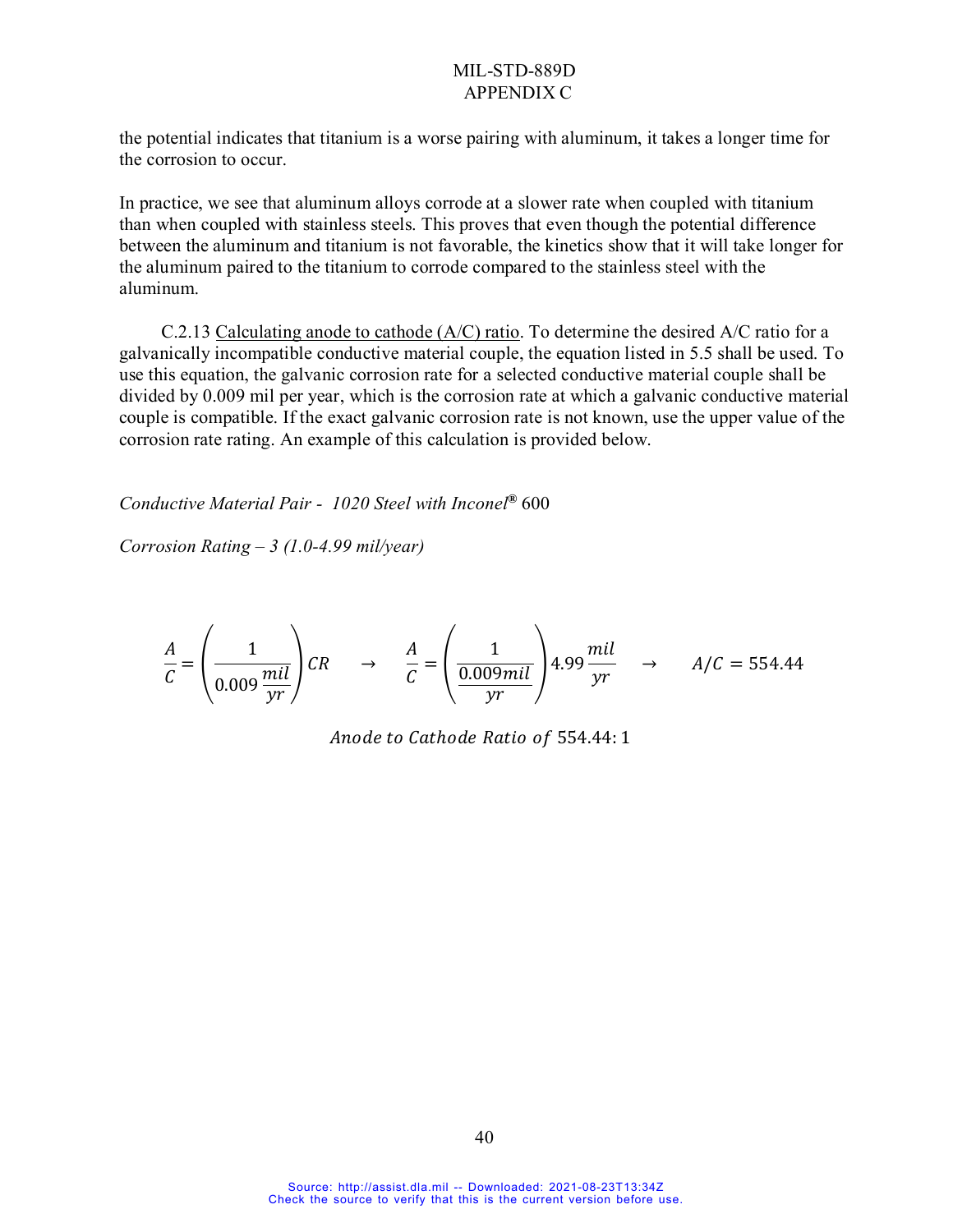the potential indicates that titanium is a worse pairing with aluminum, it takes a longer time for the corrosion to occur.

In practice, we see that aluminum alloys corrode at a slower rate when coupled with titanium than when coupled with stainless steels. This proves that even though the potential difference between the aluminum and titanium is not favorable, the kinetics show that it will take longer for the aluminum paired to the titanium to corrode compared to the stainless steel with the aluminum.

C.2.13 Calculating anode to cathode (A/C) ratio. To determine the desired A/C ratio for a galvanically incompatible conductive material couple, the equation listed in 5.5 shall be used. To use this equation, the galvanic corrosion rate for a selected conductive material couple shall be divided by 0.009 mil per year, which is the corrosion rate at which a galvanic conductive material couple is compatible. If the exact galvanic corrosion rate is not known, use the upper value of the corrosion rate rating. An example of this calculation is provided below.

*Conductive Material Pair - 1020 Steel with Inconel®* 600

*Corrosion Rating – 3 (1.0-4.99 mil/year)*

$$\frac{A}{C} = \left(\frac{1}{0.009\,\frac{mil}{yr}}\right)CR \quad \rightarrow \quad \frac{A}{C} = \left(\frac{1}{\frac{0.009mil}{yr}}\right)4.99\,\frac{mil}{yr} \quad \rightarrow \quad A/C = 554.44$$

$$Anode\ to\ Cathode\ Ratio\ of\ 554.44{:}\,1$$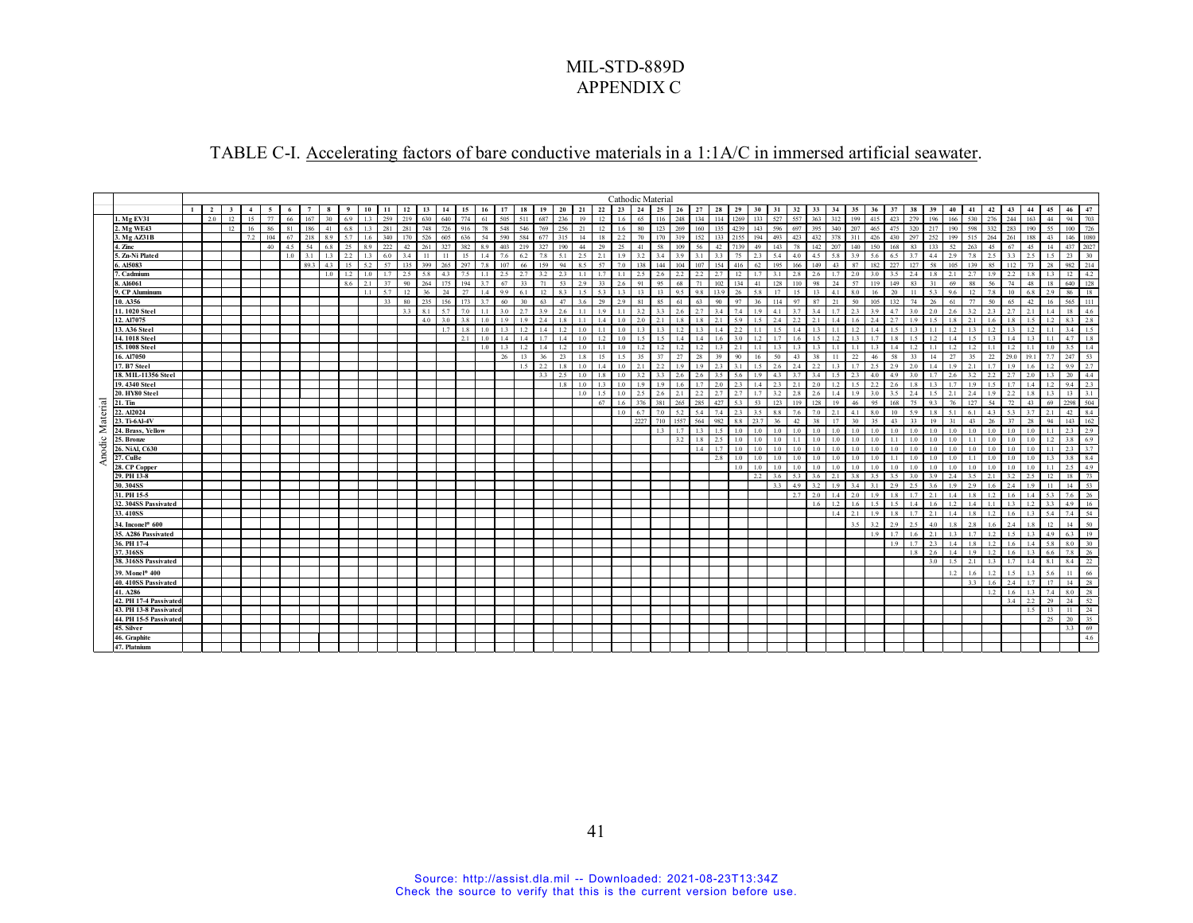# MIL-STD-889D
# APPENDIX C

TABLE C-I. Accelerating factors of bare conductive materials in a 1:1A/C in immersed artificial seawater.

| Anodic Material | Cathodic Material | | | | | | | | | | | | | | | | | | | | | | | | | | | | | | | | | | | | | | | | | | | | | | |
|---|---|---|---|---|---|---|---|---|---|---|---|---|---|---|---|---|---|---|---|---|---|---|---|---|---|---|---|---|---|---|---|---|---|---|---|---|---|---|---|---|---|---|---|---|---|---|---|
| | 1 | 2 | 3 | 4 | 5 | 6 | 7 | 8 | 9 | 10 | 11 | 12 | 13 | 14 | 15 | 16 | 17 | 18 | 19 | 20 | 21 | 22 | 23 | 24 | 25 | 26 | 27 | 28 | 29 | 30 | 31 | 32 | 33 | 34 | 35 | 36 | 37 | 38 | 39 | 40 | 41 | 42 | 43 | 44 | 45 | 46 | 47 |
| 1. Mg EV31 | | 2.0 | 12 | 15 | 77 | 66 | 167 | 30 | 6.9 | 1.3 | 259 | 219 | 630 | 640 | 774 | 61 | 505 | 511 | 687 | 236 | 19 | 12 | 1.6 | 65 | 116 | 248 | 134 | 114 | 1269 | 133 | 527 | 557 | 363 | 312 | 199 | 415 | 423 | 279 | 196 | 166 | 530 | 276 | 244 | 163 | 44 | 94 | 703 |
| 2. Mg WE43 | | | 12 | 16 | 86 | 81 | 186 | 41 | 6.8 | 1.3 | 281 | 281 | 748 | 726 | 916 | 78 | 548 | 546 | 769 | 256 | 21 | 12 | 1.6 | 80 | 123 | 269 | 160 | 135 | 4239 | 143 | 596 | 697 | 395 | 340 | 207 | 465 | 475 | 320 | 217 | 190 | 598 | 332 | 283 | 190 | 55 | 100 | 726 |
| 3. Mg AZ31B | | | | 7.2 | 104 | 67 | 218 | 8.9 | 5.7 | 1.6 | 340 | 170 | 526 | 605 | 636 | 54 | 590 | 584 | 677 | 315 | 14 | 18 | 2.2 | 70 | 170 | 319 | 152 | 133 | 2155 | 194 | 493 | 423 | 432 | 378 | 311 | 426 | 430 | 297 | 252 | 199 | 515 | 264 | 261 | 188 | 43 | 146 | 1080 |
| 4. Zinc | | | | | 40 | 4.5 | 54 | 6.8 | 25 | 8.9 | 222 | 42 | 261 | 327 | 382 | 8.9 | 403 | 219 | 327 | 190 | 44 | 29 | 25 | 41 | 58 | 109 | 56 | 42 | 7139 | 49 | 143 | 78 | 142 | 207 | 140 | 150 | 168 | 83 | 133 | 52 | 263 | 45 | 67 | 45 | 14 | 437 | 2027 |
| 5. Zn-Ni Plated | | | | | | 1.0 | 3.1 | 1.3 | 2.2 | 1.3 | 6.0 | 3.4 | 11 | 11 | 15 | 1.4 | 7.6 | 6.2 | 7.8 | 5.1 | 2.5 | 2.1 | 1.9 | 3.2 | 3.4 | 3.9 | 3.1 | 3.3 | 75 | 2.3 | 5.4 | 4.0 | 4.5 | 5.8 | 3.9 | 5.6 | 6.5 | 3.7 | 4.4 | 2.9 | 7.8 | 2.5 | 3.3 | 2.5 | 1.5 | 23 | 30 |
| 6. Al5083 | | | | | | | 89.3 | 4.3 | 15 | 5.2 | 57 | 135 | 399 | 265 | 297 | 7.8 | 107 | 66 | 159 | 94 | 8.5 | 57 | 7.0 | 138 | 144 | 104 | 107 | 154 | 416 | 62 | 195 | 166 | 149 | 43 | 87 | 182 | 227 | 127 | 58 | 105 | 139 | 85 | 112 | 73 | 28 | 982 | 214 |
| 7. Cadmium | | | | | | | | 1.0 | 1.2 | 1.0 | 1.7 | 2.5 | 5.8 | 4.3 | 7.5 | 1.1 | 2.5 | 2.7 | 3.2 | 2.3 | 1.1 | 1.7 | 1.1 | 2.5 | 2.6 | 2.2 | 2.2 | 2.7 | 12 | 1.7 | 3.1 | 2.8 | 2.6 | 1.7 | 2.0 | 3.0 | 3.5 | 2.4 | 1.8 | 2.1 | 2.7 | 1.9 | 2.2 | 1.8 | 1.3 | 12 | 4.2 |
| 8. Al6061 | | | | | | | | | 8.6 | 2.1 | 37 | 90 | 264 | 175 | 194 | 3.7 | 67 | 33 | 71 | 53 | 2.9 | 33 | 2.6 | 91 | 95 | 68 | 71 | 102 | 134 | 41 | 128 | 110 | 98 | 24 | 57 | 119 | 149 | 83 | 31 | 69 | 88 | 56 | 74 | 48 | 18 | 640 | 128 |
| 9. CP Aluminum | | | | | | | | | | 1.1 | 5.7 | 12 | 36 | 24 | 27 | 1.4 | 9.9 | 6.1 | 12 | 8.3 | 1.5 | 5.3 | 1.3 | 13 | 13 | 9.5 | 9.8 | 13.9 | 26 | 5.8 | 17 | 15 | 13 | 4.1 | 8.0 | 16 | 20 | 11 | 5.3 | 9.6 | 12 | 7.8 | 10 | 6.8 | 2.9 | 86 | 18 |
| 10. A356 | | | | | | | | | | | 33 | 80 | 235 | 156 | 173 | 3.7 | 60 | 30 | 63 | 47 | 3.6 | 29 | 2.9 | 81 | 85 | 61 | 63 | 90 | 97 | 36 | 114 | 97 | 87 | 21 | 50 | 105 | 132 | 74 | 26 | 61 | 77 | 50 | 65 | 42 | 16 | 565 | 111 |
| 11. 1020 Steel | | | | | | | | | | | | 3.3 | 8.1 | 5.7 | 7.0 | 1.1 | 3.0 | 2.7 | 3.9 | 2.6 | 1.1 | 1.9 | 1.1 | 3.2 | 3.3 | 2.6 | 2.7 | 3.4 | 7.4 | 1.9 | 4.1 | 3.7 | 3.4 | 1.7 | 2.3 | 3.9 | 4.7 | 3.0 | 2.0 | 2.6 | 3.2 | 2.3 | 2.7 | 2.1 | 1.4 | 18 | 4.6 |
| 12. Al7075 | | | | | | | | | | | | | 4.0 | 3.0 | 3.8 | 1.0 | 1.9 | 1.9 | 2.4 | 1.8 | 1.1 | 1.4 | 1.0 | 2.0 | 2.1 | 1.8 | 1.8 | 2.1 | 5.9 | 1.5 | 2.4 | 2.2 | 2.1 | 1.4 | 1.6 | 2.4 | 2.7 | 1.9 | 1.5 | 1.8 | 2.1 | 1.6 | 1.8 | 1.5 | 1.2 | 8.3 | 2.8 |
| 13. A36 Steel | | | | | | | | | | | | | | 1.7 | 1.8 | 1.0 | 1.3 | 1.2 | 1.4 | 1.2 | 1.0 | 1.1 | 1.0 | 1.3 | 1.3 | 1.2 | 1.3 | 1.4 | 2.2 | 1.1 | 1.5 | 1.4 | 1.3 | 1.1 | 1.2 | 1.4 | 1.5 | 1.3 | 1.1 | 1.2 | 1.3 | 1.2 | 1.3 | 1.2 | 1.1 | 3.4 | 1.5 |
| 14. 1018 Steel | | | | | | | | | | | | | | | 2.1 | 1.0 | 1.4 | 1.4 | 1.7 | 1.4 | 1.0 | 1.2 | 1.0 | 1.5 | 1.5 | 1.4 | 1.4 | 1.6 | 3.0 | 1.2 | 1.7 | 1.6 | 1.5 | 1.2 | 1.3 | 1.7 | 1.8 | 1.5 | 1.2 | 1.4 | 1.5 | 1.3 | 1.4 | 1.3 | 1.1 | 4.7 | 1.8 |
| 15. 1008 Steel | | | | | | | | | | | | | | | | 1.0 | 1.3 | 1.2 | 1.4 | 1.2 | 1.0 | 1.1 | 1.0 | 1.2 | 1.2 | 1.2 | 1.2 | 1.3 | 2.1 | 1.1 | 1.3 | 1.3 | 1.3 | 1.1 | 1.1 | 1.3 | 1.4 | 1.2 | 1.1 | 1.2 | 1.2 | 1.1 | 1.2 | 1.1 | 1.0 | 3.5 | 1.4 |
| 16. Al7050 | | | | | | | | | | | | | | | | | 26 | 13 | 36 | 23 | 1.8 | 15 | 1.5 | 35 | 37 | 27 | 28 | 39 | 90 | 16 | 50 | 43 | 38 | 11 | 22 | 46 | 58 | 33 | 14 | 27 | 35 | 22 | 29.0 | 19.1 | 7.7 | 247 | 53 |
| 17. B7 Steel | | | | | | | | | | | | | | | | | | 1.5 | 2.2 | 1.8 | 1.0 | 1.4 | 1.0 | 2.1 | 2.2 | 1.9 | 1.9 | 2.3 | 3.1 | 1.5 | 2.6 | 2.4 | 2.2 | 1.3 | 1.7 | 2.5 | 2.9 | 2.0 | 1.4 | 1.9 | 2.1 | 1.7 | 1.9 | 1.6 | 1.2 | 9.9 | 2.7 |
| 18. MIL-11356 Steel | | | | | | | | | | | | | | | | | | | 3.3 | 2.5 | 1.0 | 1.8 | 1.0 | 3.2 | 3.3 | 2.6 | 2.6 | 3.5 | 5.6 | 1.9 | 4.3 | 3.7 | 3.4 | 1.5 | 2.3 | 4.0 | 4.9 | 3.0 | 1.7 | 2.6 | 3.2 | 2.2 | 2.7 | 2.0 | 1.3 | 20 | 4.4 |
| 19. 4340 Steel | | | | | | | | | | | | | | | | | | | | 1.8 | 1.0 | 1.3 | 1.0 | 1.9 | 1.9 | 1.6 | 1.7 | 2.0 | 2.3 | 1.4 | 2.3 | 2.1 | 2.0 | 1.2 | 1.5 | 2.2 | 2.6 | 1.8 | 1.3 | 1.7 | 1.9 | 1.5 | 1.7 | 1.4 | 1.2 | 9.4 | 2.3 |
| 20. HY80 Steel | | | | | | | | | | | | | | | | | | | | | 1.0 | 1.5 | 1.0 | 2.5 | 2.6 | 2.1 | 2.2 | 2.7 | 2.7 | 1.7 | 3.2 | 2.8 | 2.6 | 1.4 | 1.9 | 3.0 | 3.5 | 2.4 | 1.5 | 2.1 | 2.4 | 1.9 | 2.2 | 1.8 | 1.3 | 13 | 3.1 |
| 21. Tin | | | | | | | | | | | | | | | | | | | | | | 67 | 1.6 | 376 | 381 | 265 | 285 | 427 | 5.3 | 53 | 123 | 119 | 128 | 19 | 46 | 95 | 168 | 75 | 9.3 | 76 | 127 | 54 | 72 | 43 | 69 | 2298 | 504 |
| 22. Al2024 | | | | | | | | | | | | | | | | | | | | | | | 1.0 | 6.7 | 7.0 | 5.2 | 5.4 | 7.4 | 2.3 | 3.5 | 8.8 | 7.6 | 7.0 | 2.1 | 4.1 | 8.0 | 10 | 5.9 | 1.8 | 5.1 | 6.1 | 4.3 | 5.3 | 3.7 | 2.1 | 42 | 8.4 |
| 23. Ti-6Al-4V | | | | | | | | | | | | | | | | | | | | | | | | 2227 | 710 | 1557 | 564 | 982 | 8.8 | 23.7 | 36 | 42 | 38 | 17 | 30 | 35 | 43 | 33 | 19 | 31 | 43 | 26 | 37 | 28 | 94 | 143 | 162 |
| 24. Brass, Yellow | | | | | | | | | | | | | | | | | | | | | | | | | 1.3 | 1.7 | 1.3 | 1.5 | 1.0 | 1.0 | 1.0 | 1.0 | 1.0 | 1.0 | 1.0 | 1.0 | 1.0 | 1.0 | 1.0 | 1.0 | 1.0 | 1.0 | 1.0 | 1.0 | 1.1 | 2.3 | 2.9 |
| 25. Bronze | | | | | | | | | | | | | | | | | | | | | | | | | | 3.2 | 1.8 | 2.5 | 1.0 | 1.0 | 1.0 | 1.1 | 1.0 | 1.0 | 1.0 | 1.0 | 1.1 | 1.0 | 1.0 | 1.0 | 1.1 | 1.0 | 1.0 | 1.0 | 1.2 | 3.8 | 6.9 |
| 26. NiAl, C630 | | | | | | | | | | | | | | | | | | | | | | | | | | | 1.4 | 1.7 | 1.0 | 1.0 | 1.0 | 1.0 | 1.0 | 1.0 | 1.0 | 1.0 | 1.0 | 1.0 | 1.0 | 1.0 | 1.0 | 1.0 | 1.0 | 1.0 | 1.1 | 2.3 | 3.7 |
| 27. CuBe | | | | | | | | | | | | | | | | | | | | | | | | | | | | 2.8 | 1.0 | 1.0 | 1.0 | 1.0 | 1.0 | 1.0 | 1.0 | 1.0 | 1.1 | 1.0 | 1.0 | 1.0 | 1.1 | 1.0 | 1.0 | 1.0 | 1.3 | 3.8 | 8.4 |
| 28. CP Copper | | | | | | | | | | | | | | | | | | | | | | | | | | | | | 1.0 | 1.0 | 1.0 | 1.0 | 1.0 | 1.0 | 1.0 | 1.0 | 1.0 | 1.0 | 1.0 | 1.0 | 1.0 | 1.0 | 1.0 | 1.0 | 1.1 | 2.5 | 4.9 |
| 29. PH 13-8 | | | | | | | | | | | | | | | | | | | | | | | | | | | | | | 2.2 | 3.6 | 5.3 | 3.6 | 2.1 | 3.8 | 3.5 | 3.5 | 3.0 | 3.9 | 2.4 | 3.5 | 2.1 | 3.2 | 2.5 | 12 | 18 | 73 |
| 30. 304SS | | | | | | | | | | | | | | | | | | | | | | | | | | | | | | | 3.3 | 4.9 | 3.2 | 1.9 | 3.4 | 3.1 | 2.9 | 2.5 | 3.6 | 1.9 | 2.9 | 1.6 | 2.4 | 1.9 | 11 | 14 | 53 |
| 31. PH 15-5 | | | | | | | | | | | | | | | | | | | | | | | | | | | | | | | | 2.7 | 2.0 | 1.4 | 2.0 | 1.9 | 1.8 | 1.7 | 2.1 | 1.4 | 1.8 | 1.2 | 1.6 | 1.4 | 5.3 | 7.6 | 26 |
| 32. 304SS Passivated | | | | | | | | | | | | | | | | | | | | | | | | | | | | | | | | | 1.6 | 1.2 | 1.6 | 1.5 | 1.5 | 1.4 | 1.6 | 1.2 | 1.4 | 1.1 | 1.3 | 1.2 | 3.3 | 4.9 | 16 |
| 33. 410SS | | | | | | | | | | | | | | | | | | | | | | | | | | | | | | | | | | 1.4 | 2.1 | 1.9 | 1.8 | 1.7 | 2.1 | 1.4 | 1.8 | 1.2 | 1.6 | 1.3 | 5.4 | 7.4 | 54 |
| 34. Inconel® 600 | | | | | | | | | | | | | | | | | | | | | | | | | | | | | | | | | | | 3.5 | 3.2 | 2.9 | 2.5 | 4.0 | 1.8 | 2.8 | 1.6 | 2.4 | 1.8 | 12 | 14 | 50 |
| 35. A286 Passivated | | | | | | | | | | | | | | | | | | | | | | | | | | | | | | | | | | | | 1.9 | 1.7 | 1.6 | 2.1 | 1.3 | 1.7 | 1.2 | 1.5 | 1.3 | 4.9 | 6.3 | 19 |
| 36. PH 17-4 | | | | | | | | | | | | | | | | | | | | | | | | | | | | | | | | | | | | | 1.9 | 1.7 | 2.3 | 1.4 | 1.8 | 1.2 | 1.6 | 1.4 | 5.8 | 8.0 | 30 |
| 37. 316SS | | | | | | | | | | | | | | | | | | | | | | | | | | | | | | | | | | | | | | 1.8 | 2.6 | 1.4 | 1.9 | 1.2 | 1.6 | 1.3 | 6.6 | 7.8 | 26 |
| 38. 316SS Passivated | | | | | | | | | | | | | | | | | | | | | | | | | | | | | | | | | | | | | | | 3.0 | 1.5 | 2.1 | 1.3 | 1.7 | 1.4 | 8.1 | 8.4 | 22 |
| 39. Monel® 400 | | | | | | | | | | | | | | | | | | | | | | | | | | | | | | | | | | | | | | | | 1.2 | 1.6 | 1.2 | 1.5 | 1.3 | 5.6 | 11 | 66 |
| 40. 410SS Passivated | | | | | | | | | | | | | | | | | | | | | | | | | | | | | | | | | | | | | | | | | 3.3 | 1.6 | 2.4 | 1.7 | 17 | 14 | 28 |
| 41. A286 | | | | | | | | | | | | | | | | | | | | | | | | | | | | | | | | | | | | | | | | | | 1.2 | 1.6 | 1.3 | 7.4 | 8.0 | 28 |
| 42. PH 17-4 Passivated | | | | | | | | | | | | | | | | | | | | | | | | | | | | | | | | | | | | | | | | | | | 3.4 | 2.2 | 29 | 24 | 52 |
| 43. PH 13-8 Passivated | | | | | | | | | | | | | | | | | | | | | | | | | | | | | | | | | | | | | | | | | | | | 1.5 | 13 | 11 | 24 |
| 44. PH 15-5 Passivated | | | | | | | | | | | | | | | | | | | | | | | | | | | | | | | | | | | | | | | | | | | | | 25 | 20 | 35 |
| 45. Silver | | | | | | | | | | | | | | | | | | | | | | | | | | | | | | | | | | | | | | | | | | | | | | 3.3 | 69 |
| 46. Graphite | | | | | | | | | | | | | | | | | | | | | | | | | | | | | | | | | | | | | | | | | | | | | | | 4.6 |
| 47. Platinum | | | | | | | | | | | | | | | | | | | | | | | | | | | | | | | | | | | | | | | | | | | | | | | |

Source: http://assist.dla.mil -- Downloaded: 2021-08-23T13:34Z
Check the source to verify that this is the current version before use.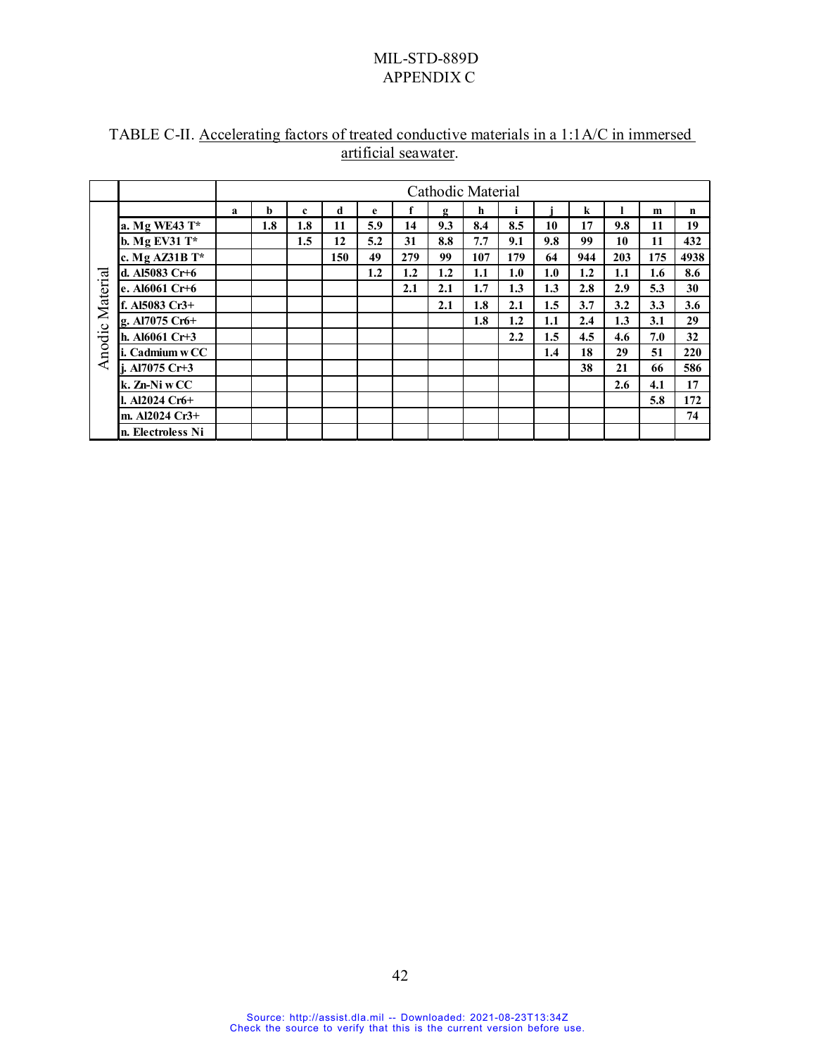TABLE C-II. Accelerating factors of treated conductive materials in a 1:1A/C in immersed artificial seawater.

| | | Cathodic Material | | | | | | | | | | | | | |
|---|---|---|---|---|---|---|---|---|---|---|---|---|---|---|---|
| | | a | b | c | d | e | f | g | h | i | j | k | l | m | n |
| Anodic Material | a. Mg WE43 T* | | 1.8 | 1.8 | 11 | 5.9 | 14 | 9.3 | 8.4 | 8.5 | 10 | 17 | 9.8 | 11 | 19 |
| | b. Mg EV31 T* | | | 1.5 | 12 | 5.2 | 31 | 8.8 | 7.7 | 9.1 | 9.8 | 99 | 10 | 11 | 432 |
| | c. Mg AZ31B T* | | | | 150 | 49 | 279 | 99 | 107 | 179 | 64 | 944 | 203 | 175 | 4938 |
| | d. Al5083 Cr+6 | | | | | 1.2 | 1.2 | 1.2 | 1.1 | 1.0 | 1.0 | 1.2 | 1.1 | 1.6 | 8.6 |
| | e. Al6061 Cr+6 | | | | | | 2.1 | 2.1 | 1.7 | 1.3 | 1.3 | 2.8 | 2.9 | 5.3 | 30 |
| | f. Al5083 Cr3+ | | | | | | | 2.1 | 1.8 | 2.1 | 1.5 | 3.7 | 3.2 | 3.3 | 3.6 |
| | g. Al7075 Cr6+ | | | | | | | | 1.8 | 1.2 | 1.1 | 2.4 | 1.3 | 3.1 | 29 |
| | h. Al6061 Cr+3 | | | | | | | | | 2.2 | 1.5 | 4.5 | 4.6 | 7.0 | 32 |
| | i. Cadmium w CC | | | | | | | | | | 1.4 | 18 | 29 | 51 | 220 |
| | j. Al7075 Cr+3 | | | | | | | | | | | 38 | 21 | 66 | 586 |
| | k. Zn-Ni w CC | | | | | | | | | | | | 2.6 | 4.1 | 17 |
| | l. Al2024 Cr6+ | | | | | | | | | | | | | 5.8 | 172 |
| | m. Al2024 Cr3+ | | | | | | | | | | | | | | 74 |
| | n. Electroless Ni | | | | | | | | | | | | | | |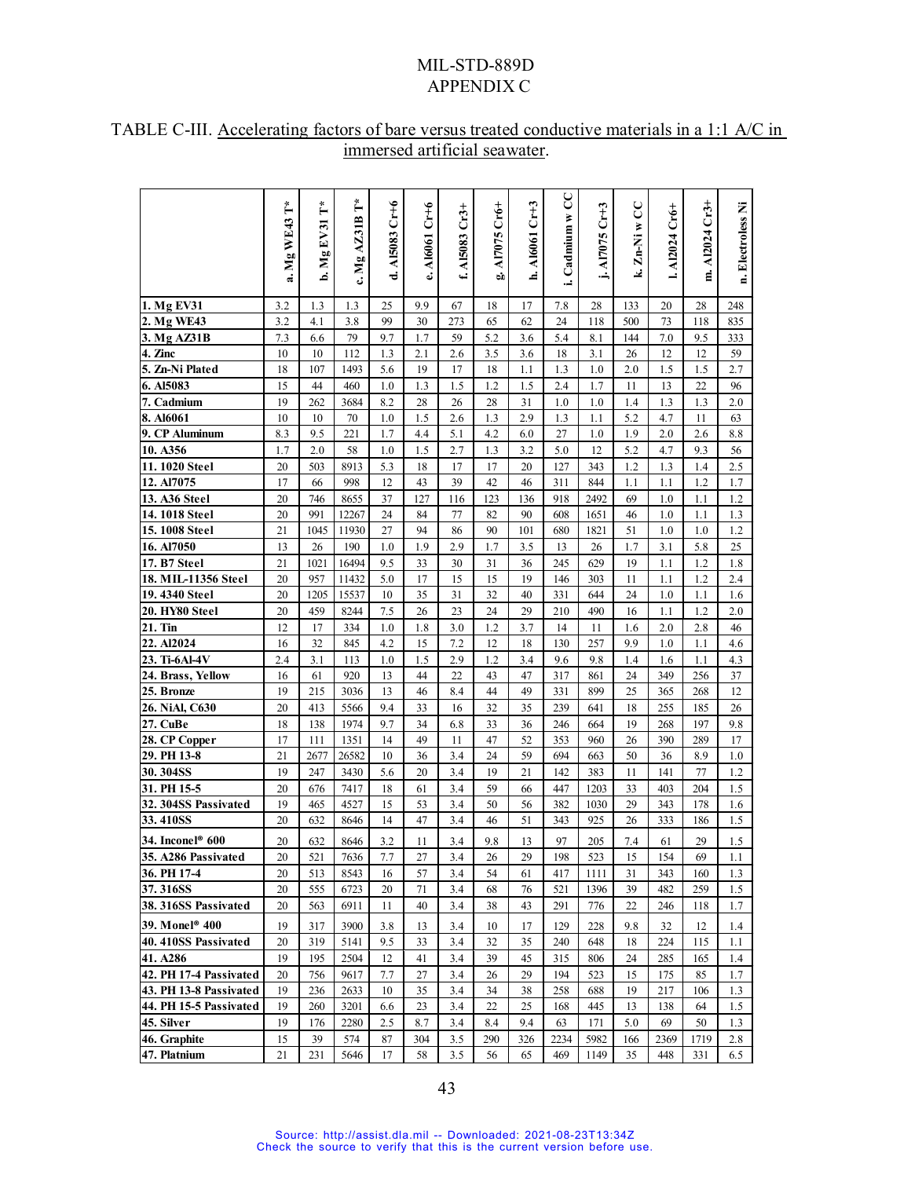MIL-STD-889D
APPENDIX C

TABLE C-III. Accelerating factors of bare versus treated conductive materials in a 1:1 A/C in immersed artificial seawater.

| | a. Mg WE43 T* | b. Mg EV31 T* | c. Mg AZ31B T* | d. Al5083 Cr+6 | e. Al6061 Cr+6 | f. Al5083 Cr3+ | g. Al7075 Cr6+ | h. Al6061 Cr+3 | i. Cadmium w CC | j. Al7075 Cr+3 | k. Zn-Ni w CC | l. Al2024 Cr6+ | m. Al2024 Cr3+ | n. Electroless Ni |
|---|---|---|---|---|---|---|---|---|---|---|---|---|---|---|
| **1. Mg EV31** | 3.2 | 1.3 | 1.3 | 25 | 9.9 | 67 | 18 | 17 | 7.8 | 28 | 133 | 20 | 28 | 248 |
| **2. Mg WE43** | 3.2 | 4.1 | 3.8 | 99 | 30 | 273 | 65 | 62 | 24 | 118 | 500 | 73 | 118 | 835 |
| **3. Mg AZ31B** | 7.3 | 6.6 | 79 | 9.7 | 1.7 | 59 | 5.2 | 3.6 | 5.4 | 8.1 | 144 | 7.0 | 9.5 | 333 |
| **4. Zinc** | 10 | 10 | 112 | 1.3 | 2.1 | 2.6 | 3.5 | 3.6 | 18 | 3.1 | 26 | 12 | 12 | 59 |
| **5. Zn-Ni Plated** | 18 | 107 | 1493 | 5.6 | 19 | 17 | 18 | 1.1 | 1.3 | 1.0 | 2.0 | 1.5 | 1.5 | 2.7 |
| **6. Al5083** | 15 | 44 | 460 | 1.0 | 1.3 | 1.5 | 1.2 | 1.5 | 2.4 | 1.7 | 11 | 13 | 22 | 96 |
| **7. Cadmium** | 19 | 262 | 3684 | 8.2 | 28 | 26 | 28 | 31 | 1.0 | 1.0 | 1.4 | 1.3 | 1.3 | 2.0 |
| **8. Al6061** | 10 | 10 | 70 | 1.0 | 1.5 | 2.6 | 1.3 | 2.9 | 1.3 | 1.1 | 5.2 | 4.7 | 11 | 63 |
| **9. CP Aluminum** | 8.3 | 9.5 | 221 | 1.7 | 4.4 | 5.1 | 4.2 | 6.0 | 27 | 1.0 | 1.9 | 2.0 | 2.6 | 8.8 |
| **10. A356** | 1.7 | 2.0 | 58 | 1.0 | 1.5 | 2.7 | 1.3 | 3.2 | 5.0 | 12 | 5.2 | 4.7 | 9.3 | 56 |
| **11. 1020 Steel** | 20 | 503 | 8913 | 5.3 | 18 | 17 | 17 | 20 | 127 | 343 | 1.2 | 1.3 | 1.4 | 2.5 |
| **12. Al7075** | 17 | 66 | 998 | 12 | 43 | 39 | 42 | 46 | 311 | 844 | 1.1 | 1.1 | 1.2 | 1.7 |
| **13. A36 Steel** | 20 | 746 | 8655 | 37 | 127 | 116 | 123 | 136 | 918 | 2492 | 69 | 1.0 | 1.1 | 1.2 |
| **14. 1018 Steel** | 20 | 991 | 12267 | 24 | 84 | 77 | 82 | 90 | 608 | 1651 | 46 | 1.0 | 1.1 | 1.3 |
| **15. 1008 Steel** | 21 | 1045 | 11930 | 27 | 94 | 86 | 90 | 101 | 680 | 1821 | 51 | 1.0 | 1.0 | 1.2 |
| **16. Al7050** | 13 | 26 | 190 | 1.0 | 1.9 | 2.9 | 1.7 | 3.5 | 13 | 26 | 1.7 | 3.1 | 5.8 | 25 |
| **17. B7 Steel** | 21 | 1021 | 16494 | 9.5 | 33 | 30 | 31 | 36 | 245 | 629 | 19 | 1.1 | 1.2 | 1.8 |
| **18. MIL-11356 Steel** | 20 | 957 | 11432 | 5.0 | 17 | 15 | 15 | 19 | 146 | 303 | 11 | 1.1 | 1.2 | 2.4 |
| **19. 4340 Steel** | 20 | 1205 | 15537 | 10 | 35 | 31 | 32 | 40 | 331 | 644 | 24 | 1.0 | 1.1 | 1.6 |
| **20. HY80 Steel** | 20 | 459 | 8244 | 7.5 | 26 | 23 | 24 | 29 | 210 | 490 | 16 | 1.1 | 1.2 | 2.0 |
| **21. Tin** | 12 | 17 | 334 | 1.0 | 1.8 | 3.0 | 1.2 | 3.7 | 14 | 11 | 1.6 | 2.0 | 2.8 | 46 |
| **22. Al2024** | 16 | 32 | 845 | 4.2 | 15 | 7.2 | 12 | 18 | 130 | 257 | 9.9 | 1.0 | 1.1 | 4.6 |
| **23. Ti-6Al-4V** | 2.4 | 3.1 | 113 | 1.0 | 1.5 | 2.9 | 1.2 | 3.4 | 9.6 | 9.8 | 1.4 | 1.6 | 1.1 | 4.3 |
| **24. Brass, Yellow** | 16 | 61 | 920 | 13 | 44 | 22 | 43 | 47 | 317 | 861 | 24 | 349 | 256 | 37 |
| **25. Bronze** | 19 | 215 | 3036 | 13 | 46 | 8.4 | 44 | 49 | 331 | 899 | 25 | 365 | 268 | 12 |
| **26. NiAl, C630** | 20 | 413 | 5566 | 9.4 | 33 | 16 | 32 | 35 | 239 | 641 | 18 | 255 | 185 | 26 |
| **27. CuBe** | 18 | 138 | 1974 | 9.7 | 34 | 6.8 | 33 | 36 | 246 | 664 | 19 | 268 | 197 | 9.8 |
| **28. CP Copper** | 17 | 111 | 1351 | 14 | 49 | 11 | 47 | 52 | 353 | 960 | 26 | 390 | 289 | 17 |
| **29. PH 13-8** | 21 | 2677 | 26582 | 10 | 36 | 3.4 | 24 | 59 | 694 | 663 | 50 | 36 | 8.9 | 1.0 |
| **30. 304SS** | 19 | 247 | 3430 | 5.6 | 20 | 3.4 | 19 | 21 | 142 | 383 | 11 | 141 | 77 | 1.2 |
| **31. PH 15-5** | 20 | 676 | 7417 | 18 | 61 | 3.4 | 59 | 66 | 447 | 1203 | 33 | 403 | 204 | 1.5 |
| **32. 304SS Passivated** | 19 | 465 | 4527 | 15 | 53 | 3.4 | 50 | 56 | 382 | 1030 | 29 | 343 | 178 | 1.6 |
| **33. 410SS** | 20 | 632 | 8646 | 14 | 47 | 3.4 | 46 | 51 | 343 | 925 | 26 | 333 | 186 | 1.5 |
| **34. Inconel® 600** | 20 | 632 | 8646 | 3.2 | 11 | 3.4 | 9.8 | 13 | 97 | 205 | 7.4 | 61 | 29 | 1.5 |
| **35. A286 Passivated** | 20 | 521 | 7636 | 7.7 | 27 | 3.4 | 26 | 29 | 198 | 523 | 15 | 154 | 69 | 1.1 |
| **36. PH 17-4** | 20 | 513 | 8543 | 16 | 57 | 3.4 | 54 | 61 | 417 | 1111 | 31 | 343 | 160 | 1.3 |
| **37. 316SS** | 20 | 555 | 6723 | 20 | 71 | 3.4 | 68 | 76 | 521 | 1396 | 39 | 482 | 259 | 1.5 |
| **38. 316SS Passivated** | 20 | 563 | 6911 | 11 | 40 | 3.4 | 38 | 43 | 291 | 776 | 22 | 246 | 118 | 1.7 |
| **39. Monel® 400** | 19 | 317 | 3900 | 3.8 | 13 | 3.4 | 10 | 17 | 129 | 228 | 9.8 | 32 | 12 | 1.4 |
| **40. 410SS Passivated** | 20 | 319 | 5141 | 9.5 | 33 | 3.4 | 32 | 35 | 240 | 648 | 18 | 224 | 115 | 1.1 |
| **41. A286** | 19 | 195 | 2504 | 12 | 41 | 3.4 | 39 | 45 | 315 | 806 | 24 | 285 | 165 | 1.4 |
| **42. PH 17-4 Passivated** | 20 | 756 | 9617 | 7.7 | 27 | 3.4 | 26 | 29 | 194 | 523 | 15 | 175 | 85 | 1.7 |
| **43. PH 13-8 Passivated** | 19 | 236 | 2633 | 10 | 35 | 3.4 | 34 | 38 | 258 | 688 | 19 | 217 | 106 | 1.3 |
| **44. PH 15-5 Passivated** | 19 | 260 | 3201 | 6.6 | 23 | 3.4 | 22 | 25 | 168 | 445 | 13 | 138 | 64 | 1.5 |
| **45. Silver** | 19 | 176 | 2280 | 2.5 | 8.7 | 3.4 | 8.4 | 9.4 | 63 | 171 | 5.0 | 69 | 50 | 1.3 |
| **46. Graphite** | 15 | 39 | 574 | 87 | 304 | 3.5 | 290 | 326 | 2234 | 5982 | 166 | 2369 | 1719 | 2.8 |
| **47. Platnium** | 21 | 231 | 5646 | 17 | 58 | 3.5 | 56 | 65 | 469 | 1149 | 35 | 448 | 331 | 6.5 |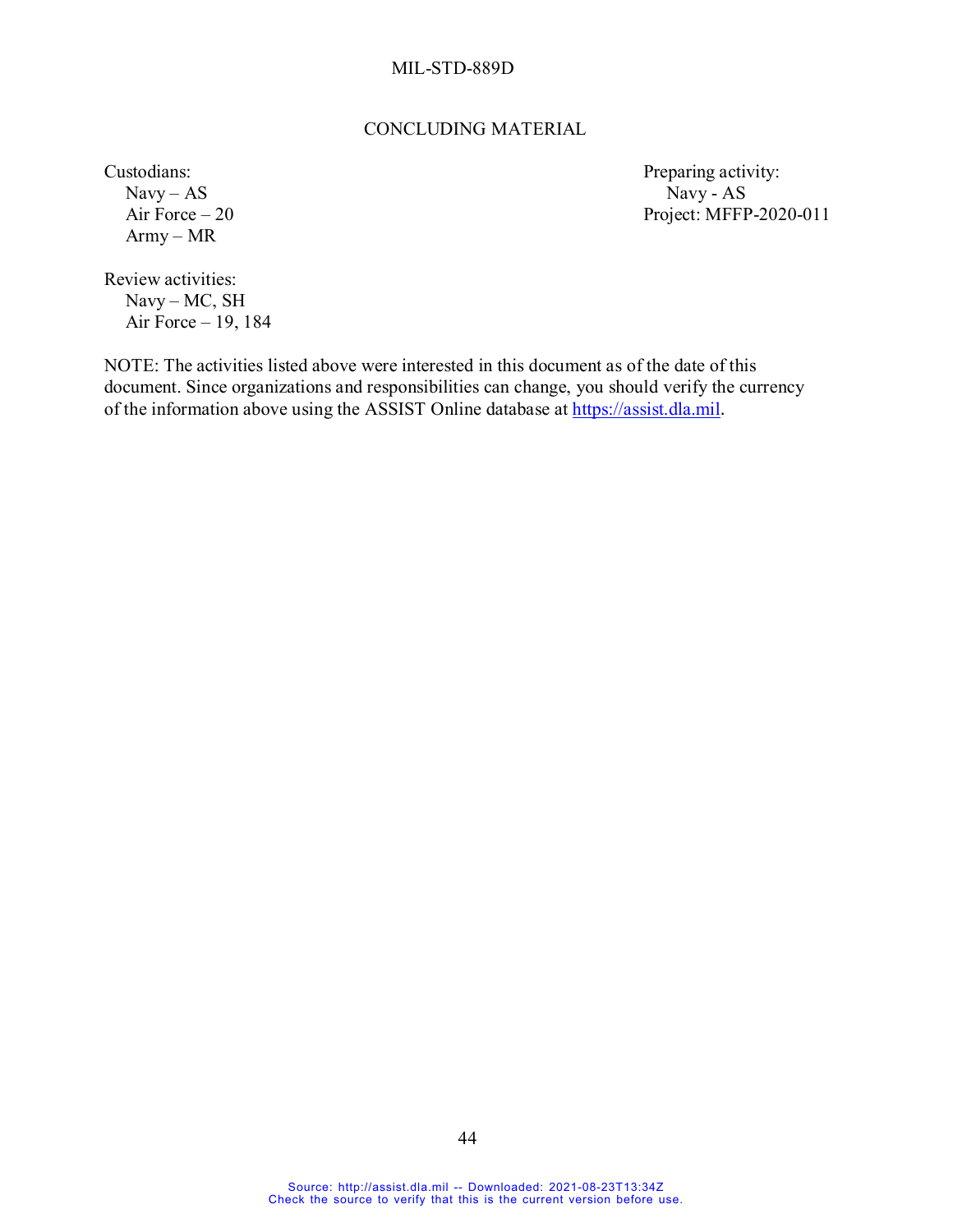## CONCLUDING MATERIAL

Custodians:
Navy – AS
Air Force – 20
Army – MR

Preparing activity:
Navy - AS
Project: MFFP-2020-011

Review activities:
Navy – MC, SH
Air Force – 19, 184

NOTE: The activities listed above were interested in this document as of the date of this document. Since organizations and responsibilities can change, you should verify the currency of the information above using the ASSIST Online database at https://assist.dla.mil.